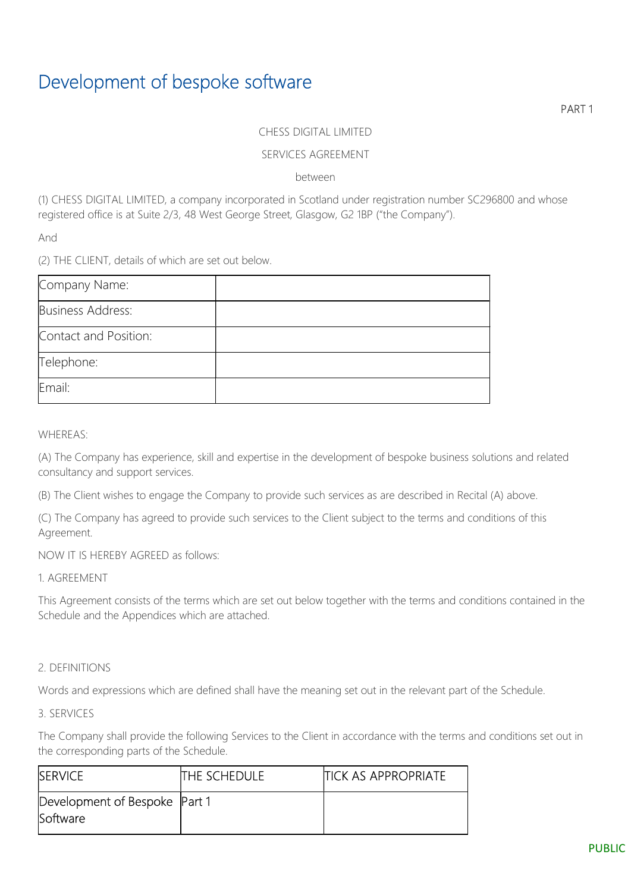# Development of bespoke software

PART 1

CHESS DIGITAL LIMITED

SERVICES AGREEMENT

between

(1) CHESS DIGITAL LIMITED, a company incorporated in Scotland under registration number SC296800 and whose registered office is at Suite 2/3, 48 West George Street, Glasgow, G2 1BP ("the Company").

And

(2) THE CLIENT, details of which are set out below.

| Company Name: | |
|---|---|
| Business Address: | |
| Contact and Position: | |
| Telephone: | |
| Email: | |

WHEREAS:

(A) The Company has experience, skill and expertise in the development of bespoke business solutions and related consultancy and support services.

(B) The Client wishes to engage the Company to provide such services as are described in Recital (A) above.

(C) The Company has agreed to provide such services to the Client subject to the terms and conditions of this Agreement.

NOW IT IS HEREBY AGREED as follows:

1. AGREEMENT

This Agreement consists of the terms which are set out below together with the terms and conditions contained in the Schedule and the Appendices which are attached.

2. DEFINITIONS

Words and expressions which are defined shall have the meaning set out in the relevant part of the Schedule.

3. SERVICES

The Company shall provide the following Services to the Client in accordance with the terms and conditions set out in the corresponding parts of the Schedule.

| SERVICE | THE SCHEDULE | TICK AS APPROPRIATE |
|---|---|---|
| Development of Bespoke Software | Part 1 | |

PUBLIC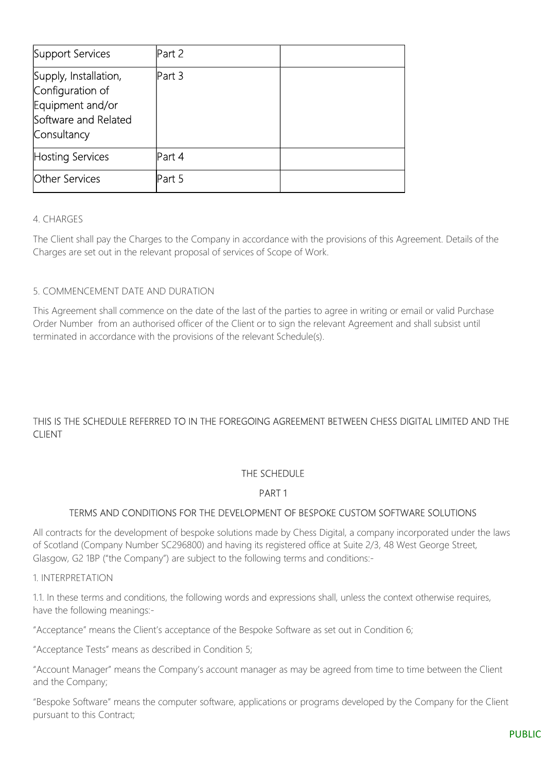| Support Services | Part 2 | |
|---|---|---|
| Supply, Installation, Configuration of Equipment and/or Software and Related Consultancy | Part 3 | |
| Hosting Services | Part 4 | |
| Other Services | Part 5 | |

4. CHARGES

The Client shall pay the Charges to the Company in accordance with the provisions of this Agreement. Details of the Charges are set out in the relevant proposal of services of Scope of Work.

5. COMMENCEMENT DATE AND DURATION

This Agreement shall commence on the date of the last of the parties to agree in writing or email or valid Purchase Order Number from an authorised officer of the Client or to sign the relevant Agreement and shall subsist until terminated in accordance with the provisions of the relevant Schedule(s).

THIS IS THE SCHEDULE REFERRED TO IN THE FOREGOING AGREEMENT BETWEEN CHESS DIGITAL LIMITED AND THE CLIENT

THE SCHEDULE

PART 1

TERMS AND CONDITIONS FOR THE DEVELOPMENT OF BESPOKE CUSTOM SOFTWARE SOLUTIONS

All contracts for the development of bespoke solutions made by Chess Digital, a company incorporated under the laws of Scotland (Company Number SC296800) and having its registered office at Suite 2/3, 48 West George Street, Glasgow, G2 1BP ("the Company") are subject to the following terms and conditions:-

1. INTERPRETATION

1.1. In these terms and conditions, the following words and expressions shall, unless the context otherwise requires, have the following meanings:-

"Acceptance" means the Client's acceptance of the Bespoke Software as set out in Condition 6;

"Acceptance Tests" means as described in Condition 5;

"Account Manager" means the Company's account manager as may be agreed from time to time between the Client and the Company;

"Bespoke Software" means the computer software, applications or programs developed by the Company for the Client pursuant to this Contract;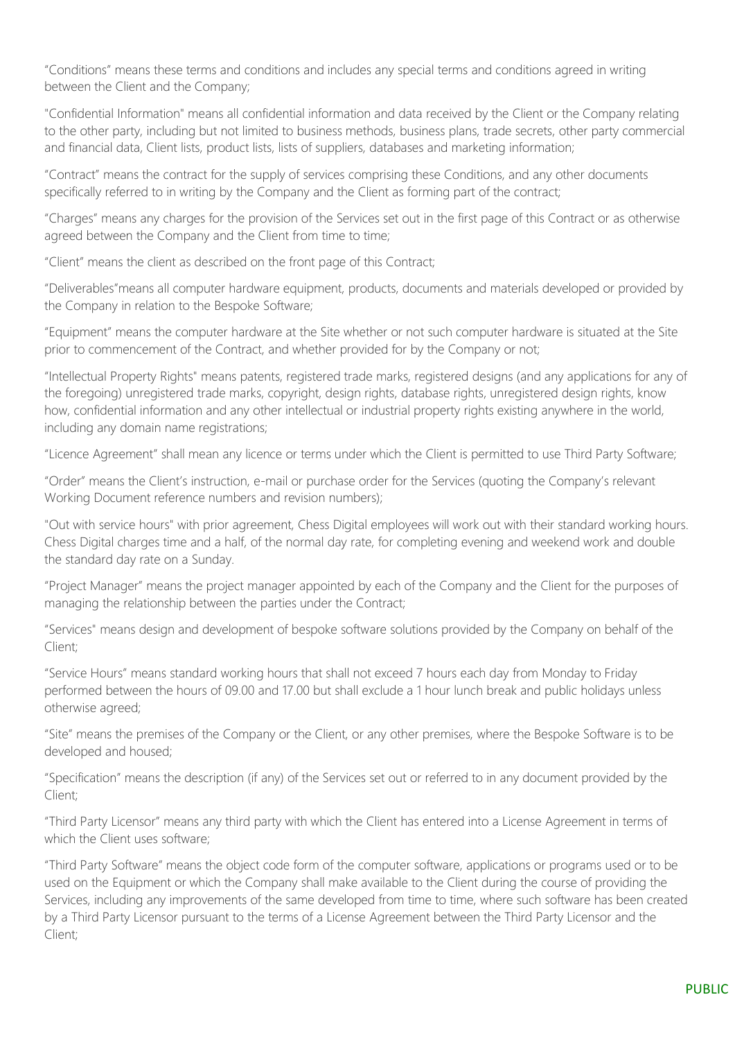"Conditions" means these terms and conditions and includes any special terms and conditions agreed in writing between the Client and the Company;

"Confidential Information" means all confidential information and data received by the Client or the Company relating to the other party, including but not limited to business methods, business plans, trade secrets, other party commercial and financial data, Client lists, product lists, lists of suppliers, databases and marketing information;

"Contract" means the contract for the supply of services comprising these Conditions, and any other documents specifically referred to in writing by the Company and the Client as forming part of the contract;

"Charges" means any charges for the provision of the Services set out in the first page of this Contract or as otherwise agreed between the Company and the Client from time to time;

"Client" means the client as described on the front page of this Contract;

"Deliverables"means all computer hardware equipment, products, documents and materials developed or provided by the Company in relation to the Bespoke Software;

"Equipment" means the computer hardware at the Site whether or not such computer hardware is situated at the Site prior to commencement of the Contract, and whether provided for by the Company or not;

"Intellectual Property Rights" means patents, registered trade marks, registered designs (and any applications for any of the foregoing) unregistered trade marks, copyright, design rights, database rights, unregistered design rights, know how, confidential information and any other intellectual or industrial property rights existing anywhere in the world, including any domain name registrations;

"Licence Agreement" shall mean any licence or terms under which the Client is permitted to use Third Party Software;

"Order" means the Client's instruction, e-mail or purchase order for the Services (quoting the Company's relevant Working Document reference numbers and revision numbers);

"Out with service hours" with prior agreement, Chess Digital employees will work out with their standard working hours. Chess Digital charges time and a half, of the normal day rate, for completing evening and weekend work and double the standard day rate on a Sunday.

"Project Manager" means the project manager appointed by each of the Company and the Client for the purposes of managing the relationship between the parties under the Contract;

"Services" means design and development of bespoke software solutions provided by the Company on behalf of the Client;

"Service Hours" means standard working hours that shall not exceed 7 hours each day from Monday to Friday performed between the hours of 09.00 and 17.00 but shall exclude a 1 hour lunch break and public holidays unless otherwise agreed;

"Site" means the premises of the Company or the Client, or any other premises, where the Bespoke Software is to be developed and housed;

"Specification" means the description (if any) of the Services set out or referred to in any document provided by the Client;

"Third Party Licensor" means any third party with which the Client has entered into a License Agreement in terms of which the Client uses software;

"Third Party Software" means the object code form of the computer software, applications or programs used or to be used on the Equipment or which the Company shall make available to the Client during the course of providing the Services, including any improvements of the same developed from time to time, where such software has been created by a Third Party Licensor pursuant to the terms of a License Agreement between the Third Party Licensor and the Client;

PUBLIC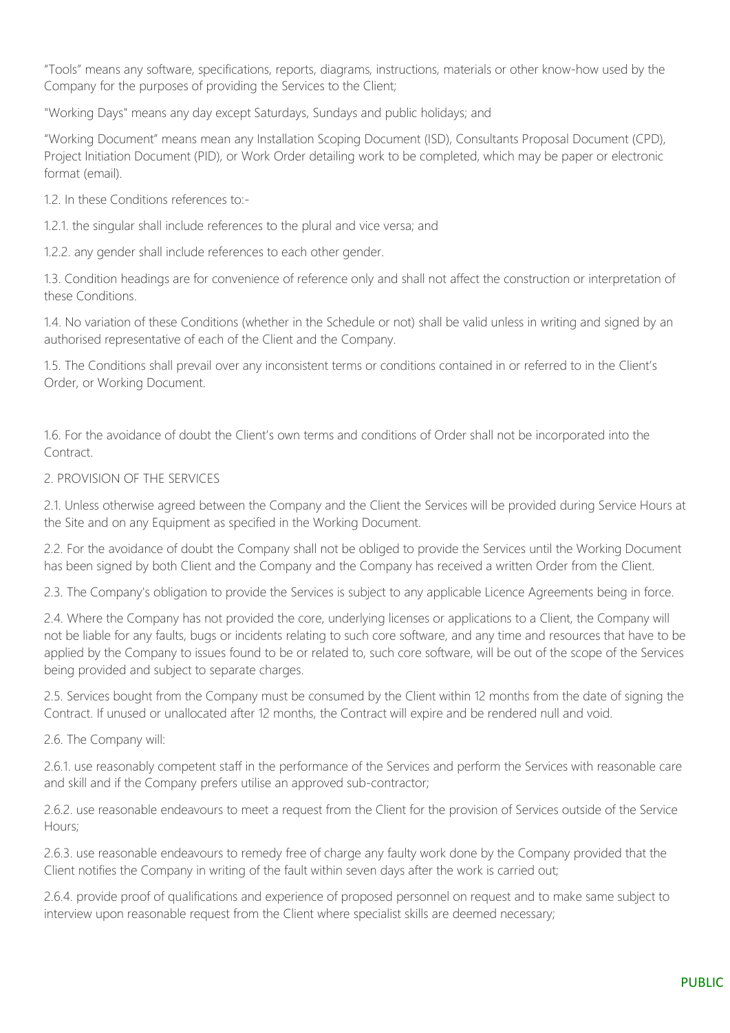"Tools" means any software, specifications, reports, diagrams, instructions, materials or other know-how used by the Company for the purposes of providing the Services to the Client;

"Working Days" means any day except Saturdays, Sundays and public holidays; and

"Working Document" means mean any Installation Scoping Document (ISD), Consultants Proposal Document (CPD), Project Initiation Document (PID), or Work Order detailing work to be completed, which may be paper or electronic format (email).

1.2. In these Conditions references to:-

1.2.1. the singular shall include references to the plural and vice versa; and

1.2.2. any gender shall include references to each other gender.

1.3. Condition headings are for convenience of reference only and shall not affect the construction or interpretation of these Conditions.

1.4. No variation of these Conditions (whether in the Schedule or not) shall be valid unless in writing and signed by an authorised representative of each of the Client and the Company.

1.5. The Conditions shall prevail over any inconsistent terms or conditions contained in or referred to in the Client's Order, or Working Document.

1.6. For the avoidance of doubt the Client's own terms and conditions of Order shall not be incorporated into the Contract.

2. PROVISION OF THE SERVICES

2.1. Unless otherwise agreed between the Company and the Client the Services will be provided during Service Hours at the Site and on any Equipment as specified in the Working Document.

2.2. For the avoidance of doubt the Company shall not be obliged to provide the Services until the Working Document has been signed by both Client and the Company and the Company has received a written Order from the Client.

2.3. The Company's obligation to provide the Services is subject to any applicable Licence Agreements being in force.

2.4. Where the Company has not provided the core, underlying licenses or applications to a Client, the Company will not be liable for any faults, bugs or incidents relating to such core software, and any time and resources that have to be applied by the Company to issues found to be or related to, such core software, will be out of the scope of the Services being provided and subject to separate charges.

2.5. Services bought from the Company must be consumed by the Client within 12 months from the date of signing the Contract. If unused or unallocated after 12 months, the Contract will expire and be rendered null and void.

2.6. The Company will:

2.6.1. use reasonably competent staff in the performance of the Services and perform the Services with reasonable care and skill and if the Company prefers utilise an approved sub-contractor;

2.6.2. use reasonable endeavours to meet a request from the Client for the provision of Services outside of the Service Hours;

2.6.3. use reasonable endeavours to remedy free of charge any faulty work done by the Company provided that the Client notifies the Company in writing of the fault within seven days after the work is carried out;

2.6.4. provide proof of qualifications and experience of proposed personnel on request and to make same subject to interview upon reasonable request from the Client where specialist skills are deemed necessary;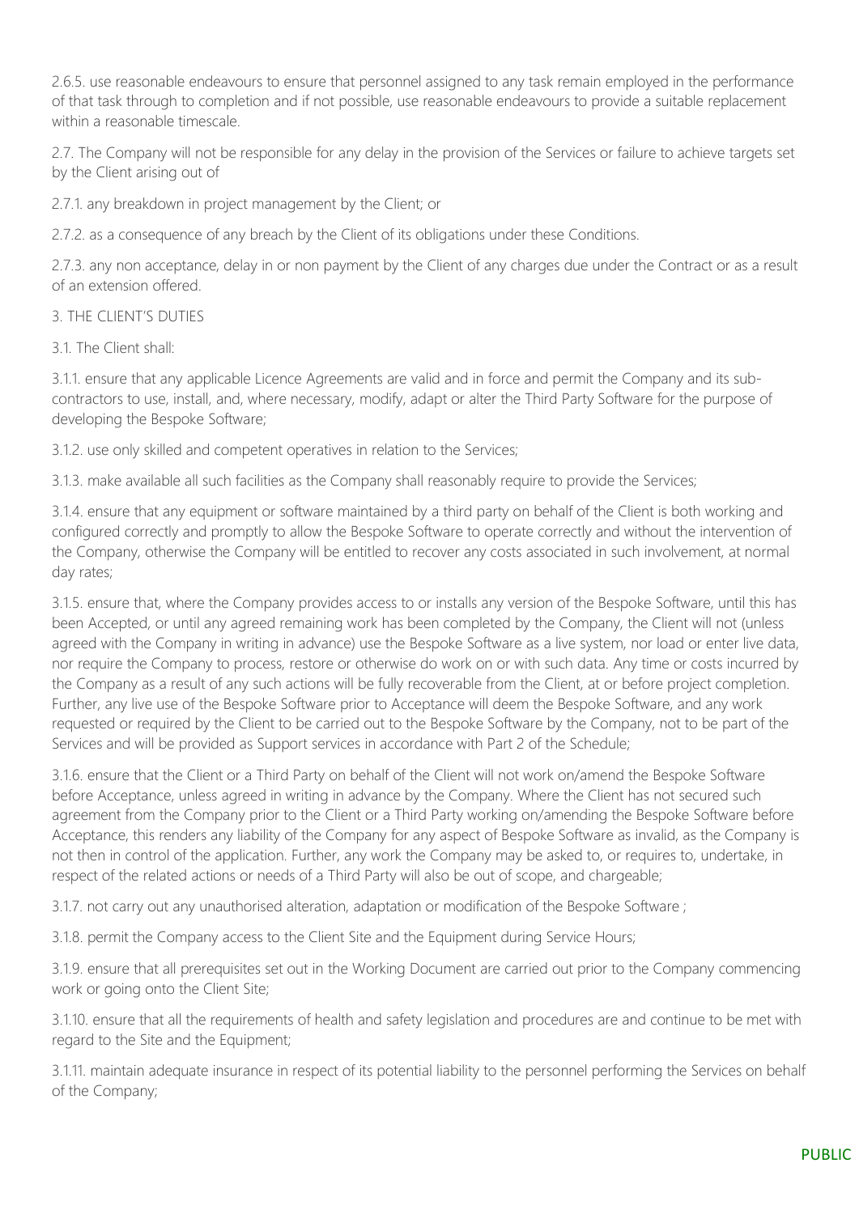2.6.5. use reasonable endeavours to ensure that personnel assigned to any task remain employed in the performance of that task through to completion and if not possible, use reasonable endeavours to provide a suitable replacement within a reasonable timescale.

2.7. The Company will not be responsible for any delay in the provision of the Services or failure to achieve targets set by the Client arising out of

2.7.1. any breakdown in project management by the Client; or

2.7.2. as a consequence of any breach by the Client of its obligations under these Conditions.

2.7.3. any non acceptance, delay in or non payment by the Client of any charges due under the Contract or as a result of an extension offered.

3. THE CLIENT'S DUTIES

3.1. The Client shall:

3.1.1. ensure that any applicable Licence Agreements are valid and in force and permit the Company and its sub-contractors to use, install, and, where necessary, modify, adapt or alter the Third Party Software for the purpose of developing the Bespoke Software;

3.1.2. use only skilled and competent operatives in relation to the Services;

3.1.3. make available all such facilities as the Company shall reasonably require to provide the Services;

3.1.4. ensure that any equipment or software maintained by a third party on behalf of the Client is both working and configured correctly and promptly to allow the Bespoke Software to operate correctly and without the intervention of the Company, otherwise the Company will be entitled to recover any costs associated in such involvement, at normal day rates;

3.1.5. ensure that, where the Company provides access to or installs any version of the Bespoke Software, until this has been Accepted, or until any agreed remaining work has been completed by the Company, the Client will not (unless agreed with the Company in writing in advance) use the Bespoke Software as a live system, nor load or enter live data, nor require the Company to process, restore or otherwise do work on or with such data. Any time or costs incurred by the Company as a result of any such actions will be fully recoverable from the Client, at or before project completion. Further, any live use of the Bespoke Software prior to Acceptance will deem the Bespoke Software, and any work requested or required by the Client to be carried out to the Bespoke Software by the Company, not to be part of the Services and will be provided as Support services in accordance with Part 2 of the Schedule;

3.1.6. ensure that the Client or a Third Party on behalf of the Client will not work on/amend the Bespoke Software before Acceptance, unless agreed in writing in advance by the Company. Where the Client has not secured such agreement from the Company prior to the Client or a Third Party working on/amending the Bespoke Software before Acceptance, this renders any liability of the Company for any aspect of Bespoke Software as invalid, as the Company is not then in control of the application. Further, any work the Company may be asked to, or requires to, undertake, in respect of the related actions or needs of a Third Party will also be out of scope, and chargeable;

3.1.7. not carry out any unauthorised alteration, adaptation or modification of the Bespoke Software ;

3.1.8. permit the Company access to the Client Site and the Equipment during Service Hours;

3.1.9. ensure that all prerequisites set out in the Working Document are carried out prior to the Company commencing work or going onto the Client Site;

3.1.10. ensure that all the requirements of health and safety legislation and procedures are and continue to be met with regard to the Site and the Equipment;

3.1.11. maintain adequate insurance in respect of its potential liability to the personnel performing the Services on behalf of the Company;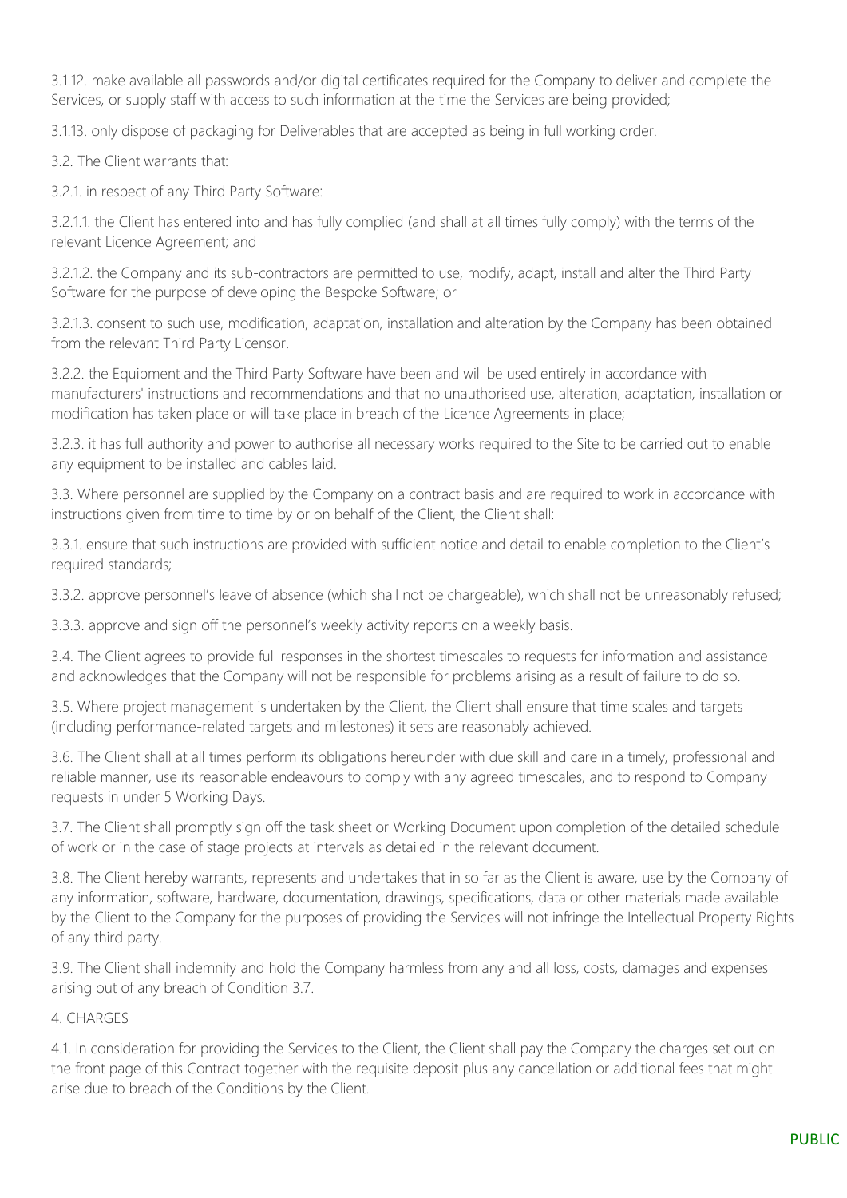3.1.12. make available all passwords and/or digital certificates required for the Company to deliver and complete the Services, or supply staff with access to such information at the time the Services are being provided;

3.1.13. only dispose of packaging for Deliverables that are accepted as being in full working order.

3.2. The Client warrants that:

3.2.1. in respect of any Third Party Software:-

3.2.1.1. the Client has entered into and has fully complied (and shall at all times fully comply) with the terms of the relevant Licence Agreement; and

3.2.1.2. the Company and its sub-contractors are permitted to use, modify, adapt, install and alter the Third Party Software for the purpose of developing the Bespoke Software; or

3.2.1.3. consent to such use, modification, adaptation, installation and alteration by the Company has been obtained from the relevant Third Party Licensor.

3.2.2. the Equipment and the Third Party Software have been and will be used entirely in accordance with manufacturers' instructions and recommendations and that no unauthorised use, alteration, adaptation, installation or modification has taken place or will take place in breach of the Licence Agreements in place;

3.2.3. it has full authority and power to authorise all necessary works required to the Site to be carried out to enable any equipment to be installed and cables laid.

3.3. Where personnel are supplied by the Company on a contract basis and are required to work in accordance with instructions given from time to time by or on behalf of the Client, the Client shall:

3.3.1. ensure that such instructions are provided with sufficient notice and detail to enable completion to the Client's required standards;

3.3.2. approve personnel's leave of absence (which shall not be chargeable), which shall not be unreasonably refused;

3.3.3. approve and sign off the personnel's weekly activity reports on a weekly basis.

3.4. The Client agrees to provide full responses in the shortest timescales to requests for information and assistance and acknowledges that the Company will not be responsible for problems arising as a result of failure to do so.

3.5. Where project management is undertaken by the Client, the Client shall ensure that time scales and targets (including performance-related targets and milestones) it sets are reasonably achieved.

3.6. The Client shall at all times perform its obligations hereunder with due skill and care in a timely, professional and reliable manner, use its reasonable endeavours to comply with any agreed timescales, and to respond to Company requests in under 5 Working Days.

3.7. The Client shall promptly sign off the task sheet or Working Document upon completion of the detailed schedule of work or in the case of stage projects at intervals as detailed in the relevant document.

3.8. The Client hereby warrants, represents and undertakes that in so far as the Client is aware, use by the Company of any information, software, hardware, documentation, drawings, specifications, data or other materials made available by the Client to the Company for the purposes of providing the Services will not infringe the Intellectual Property Rights of any third party.

3.9. The Client shall indemnify and hold the Company harmless from any and all loss, costs, damages and expenses arising out of any breach of Condition 3.7.

## 4. CHARGES

4.1. In consideration for providing the Services to the Client, the Client shall pay the Company the charges set out on the front page of this Contract together with the requisite deposit plus any cancellation or additional fees that might arise due to breach of the Conditions by the Client.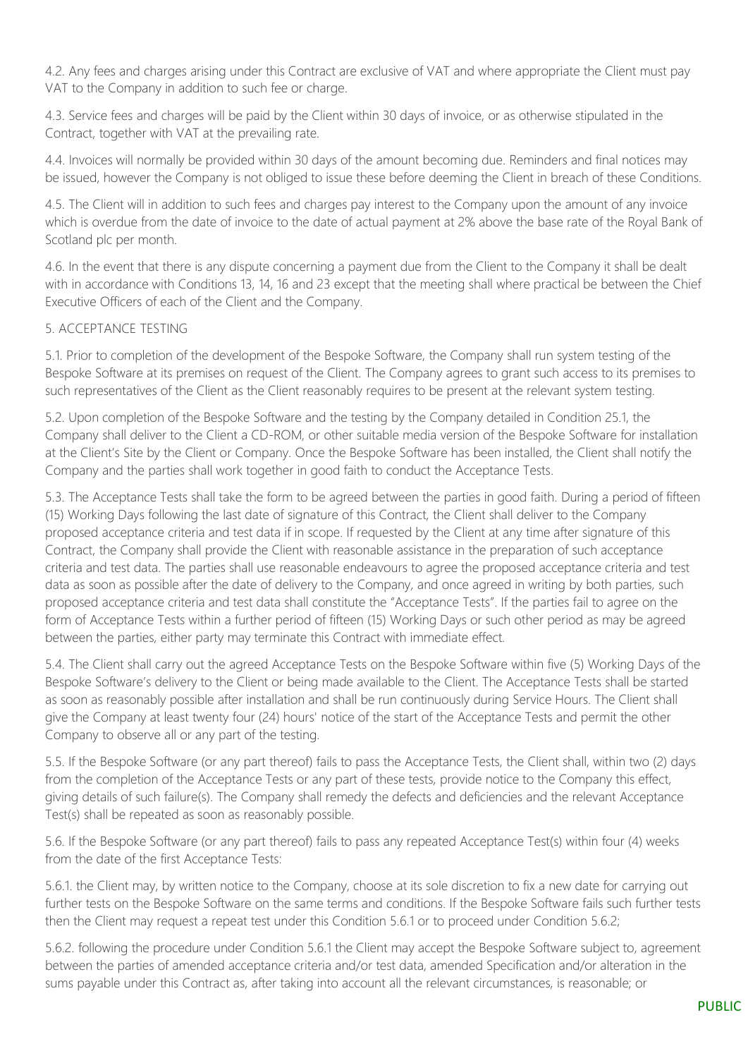4.2. Any fees and charges arising under this Contract are exclusive of VAT and where appropriate the Client must pay VAT to the Company in addition to such fee or charge.

4.3. Service fees and charges will be paid by the Client within 30 days of invoice, or as otherwise stipulated in the Contract, together with VAT at the prevailing rate.

4.4. Invoices will normally be provided within 30 days of the amount becoming due. Reminders and final notices may be issued, however the Company is not obliged to issue these before deeming the Client in breach of these Conditions.

4.5. The Client will in addition to such fees and charges pay interest to the Company upon the amount of any invoice which is overdue from the date of invoice to the date of actual payment at 2% above the base rate of the Royal Bank of Scotland plc per month.

4.6. In the event that there is any dispute concerning a payment due from the Client to the Company it shall be dealt with in accordance with Conditions 13, 14, 16 and 23 except that the meeting shall where practical be between the Chief Executive Officers of each of the Client and the Company.

5. ACCEPTANCE TESTING

5.1. Prior to completion of the development of the Bespoke Software, the Company shall run system testing of the Bespoke Software at its premises on request of the Client. The Company agrees to grant such access to its premises to such representatives of the Client as the Client reasonably requires to be present at the relevant system testing.

5.2. Upon completion of the Bespoke Software and the testing by the Company detailed in Condition 25.1, the Company shall deliver to the Client a CD-ROM, or other suitable media version of the Bespoke Software for installation at the Client's Site by the Client or Company. Once the Bespoke Software has been installed, the Client shall notify the Company and the parties shall work together in good faith to conduct the Acceptance Tests.

5.3. The Acceptance Tests shall take the form to be agreed between the parties in good faith. During a period of fifteen (15) Working Days following the last date of signature of this Contract, the Client shall deliver to the Company proposed acceptance criteria and test data if in scope. If requested by the Client at any time after signature of this Contract, the Company shall provide the Client with reasonable assistance in the preparation of such acceptance criteria and test data. The parties shall use reasonable endeavours to agree the proposed acceptance criteria and test data as soon as possible after the date of delivery to the Company, and once agreed in writing by both parties, such proposed acceptance criteria and test data shall constitute the "Acceptance Tests". If the parties fail to agree on the form of Acceptance Tests within a further period of fifteen (15) Working Days or such other period as may be agreed between the parties, either party may terminate this Contract with immediate effect.

5.4. The Client shall carry out the agreed Acceptance Tests on the Bespoke Software within five (5) Working Days of the Bespoke Software's delivery to the Client or being made available to the Client. The Acceptance Tests shall be started as soon as reasonably possible after installation and shall be run continuously during Service Hours. The Client shall give the Company at least twenty four (24) hours' notice of the start of the Acceptance Tests and permit the other Company to observe all or any part of the testing.

5.5. If the Bespoke Software (or any part thereof) fails to pass the Acceptance Tests, the Client shall, within two (2) days from the completion of the Acceptance Tests or any part of these tests, provide notice to the Company this effect, giving details of such failure(s). The Company shall remedy the defects and deficiencies and the relevant Acceptance Test(s) shall be repeated as soon as reasonably possible.

5.6. If the Bespoke Software (or any part thereof) fails to pass any repeated Acceptance Test(s) within four (4) weeks from the date of the first Acceptance Tests:

5.6.1. the Client may, by written notice to the Company, choose at its sole discretion to fix a new date for carrying out further tests on the Bespoke Software on the same terms and conditions. If the Bespoke Software fails such further tests then the Client may request a repeat test under this Condition 5.6.1 or to proceed under Condition 5.6.2;

5.6.2. following the procedure under Condition 5.6.1 the Client may accept the Bespoke Software subject to, agreement between the parties of amended acceptance criteria and/or test data, amended Specification and/or alteration in the sums payable under this Contract as, after taking into account all the relevant circumstances, is reasonable; or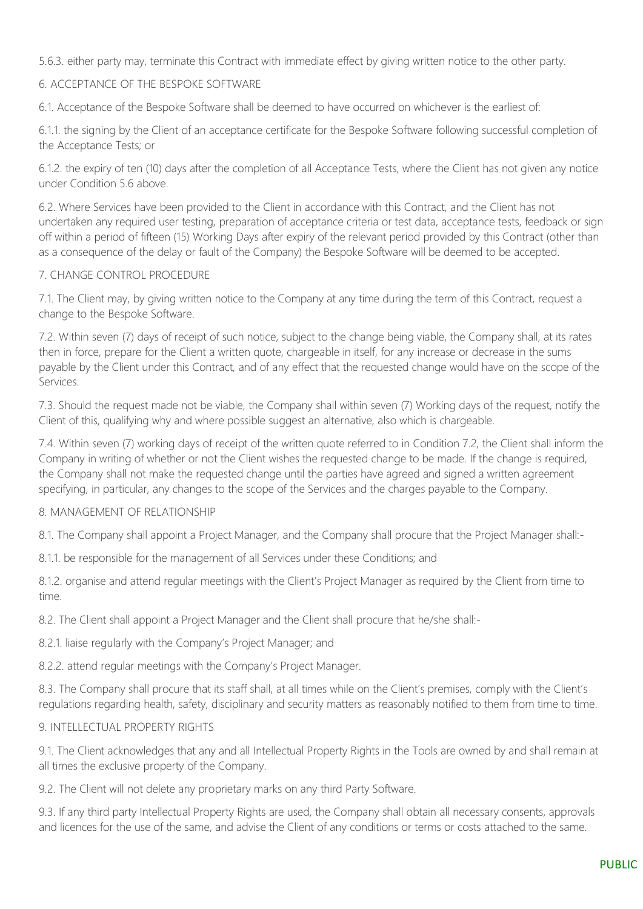5.6.3. either party may, terminate this Contract with immediate effect by giving written notice to the other party.

## 6. ACCEPTANCE OF THE BESPOKE SOFTWARE

6.1. Acceptance of the Bespoke Software shall be deemed to have occurred on whichever is the earliest of:

6.1.1. the signing by the Client of an acceptance certificate for the Bespoke Software following successful completion of the Acceptance Tests; or

6.1.2. the expiry of ten (10) days after the completion of all Acceptance Tests, where the Client has not given any notice under Condition 5.6 above.

6.2. Where Services have been provided to the Client in accordance with this Contract, and the Client has not undertaken any required user testing, preparation of acceptance criteria or test data, acceptance tests, feedback or sign off within a period of fifteen (15) Working Days after expiry of the relevant period provided by this Contract (other than as a consequence of the delay or fault of the Company) the Bespoke Software will be deemed to be accepted.

## 7. CHANGE CONTROL PROCEDURE

7.1. The Client may, by giving written notice to the Company at any time during the term of this Contract, request a change to the Bespoke Software.

7.2. Within seven (7) days of receipt of such notice, subject to the change being viable, the Company shall, at its rates then in force, prepare for the Client a written quote, chargeable in itself, for any increase or decrease in the sums payable by the Client under this Contract, and of any effect that the requested change would have on the scope of the Services.

7.3. Should the request made not be viable, the Company shall within seven (7) Working days of the request, notify the Client of this, qualifying why and where possible suggest an alternative, also which is chargeable.

7.4. Within seven (7) working days of receipt of the written quote referred to in Condition 7.2, the Client shall inform the Company in writing of whether or not the Client wishes the requested change to be made. If the change is required, the Company shall not make the requested change until the parties have agreed and signed a written agreement specifying, in particular, any changes to the scope of the Services and the charges payable to the Company.

## 8. MANAGEMENT OF RELATIONSHIP

8.1. The Company shall appoint a Project Manager, and the Company shall procure that the Project Manager shall:-

8.1.1. be responsible for the management of all Services under these Conditions; and

8.1.2. organise and attend regular meetings with the Client's Project Manager as required by the Client from time to time.

8.2. The Client shall appoint a Project Manager and the Client shall procure that he/she shall:-

8.2.1. liaise regularly with the Company's Project Manager; and

8.2.2. attend regular meetings with the Company's Project Manager.

8.3. The Company shall procure that its staff shall, at all times while on the Client's premises, comply with the Client's regulations regarding health, safety, disciplinary and security matters as reasonably notified to them from time to time.

## 9. INTELLECTUAL PROPERTY RIGHTS

9.1. The Client acknowledges that any and all Intellectual Property Rights in the Tools are owned by and shall remain at all times the exclusive property of the Company.

9.2. The Client will not delete any proprietary marks on any third Party Software.

9.3. If any third party Intellectual Property Rights are used, the Company shall obtain all necessary consents, approvals and licences for the use of the same, and advise the Client of any conditions or terms or costs attached to the same.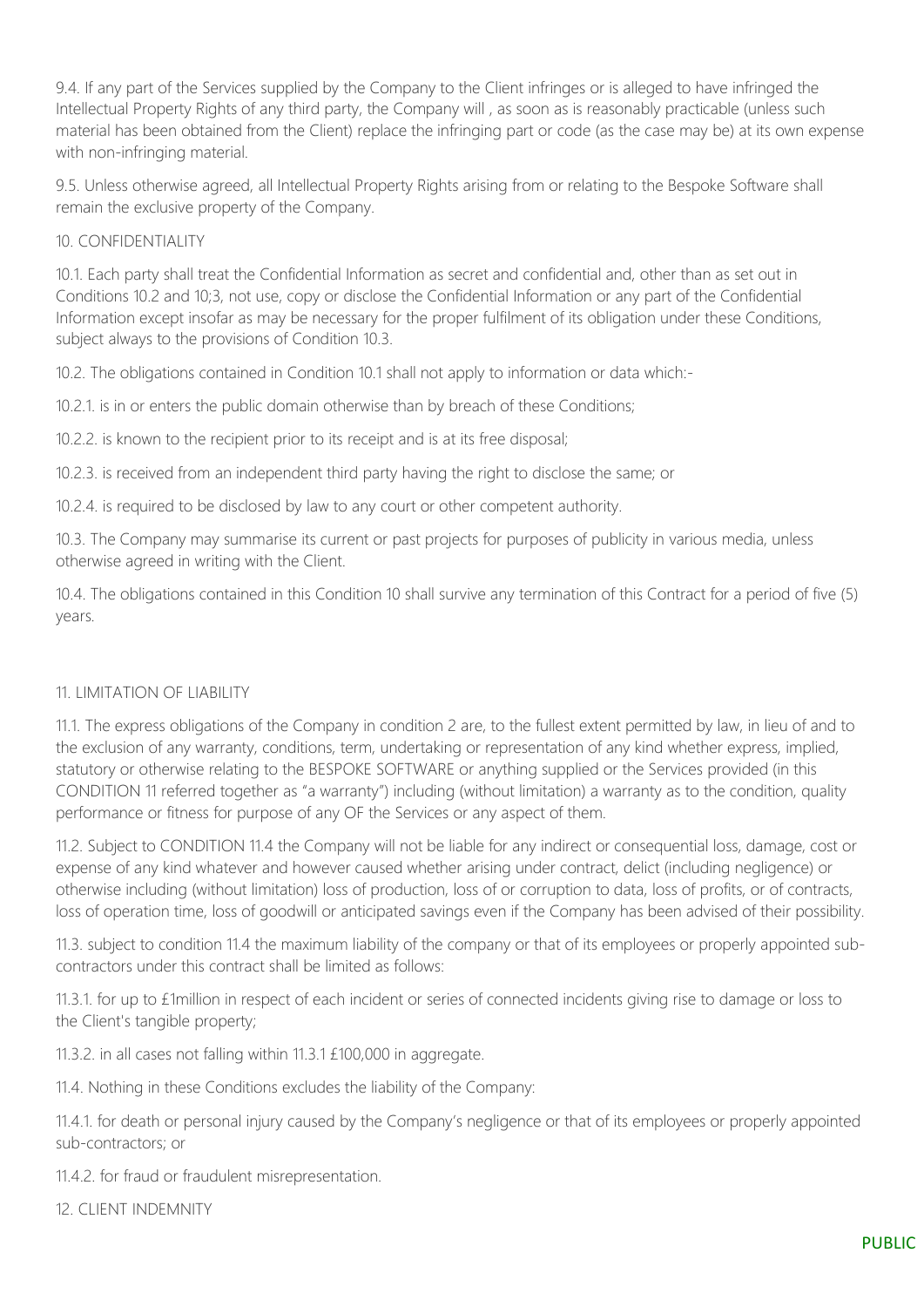9.4. If any part of the Services supplied by the Company to the Client infringes or is alleged to have infringed the Intellectual Property Rights of any third party, the Company will , as soon as is reasonably practicable (unless such material has been obtained from the Client) replace the infringing part or code (as the case may be) at its own expense with non-infringing material.

9.5. Unless otherwise agreed, all Intellectual Property Rights arising from or relating to the Bespoke Software shall remain the exclusive property of the Company.

10. CONFIDENTIALITY

10.1. Each party shall treat the Confidential Information as secret and confidential and, other than as set out in Conditions 10.2 and 10;3, not use, copy or disclose the Confidential Information or any part of the Confidential Information except insofar as may be necessary for the proper fulfilment of its obligation under these Conditions, subject always to the provisions of Condition 10.3.

10.2. The obligations contained in Condition 10.1 shall not apply to information or data which:-

10.2.1. is in or enters the public domain otherwise than by breach of these Conditions;

10.2.2. is known to the recipient prior to its receipt and is at its free disposal;

10.2.3. is received from an independent third party having the right to disclose the same; or

10.2.4. is required to be disclosed by law to any court or other competent authority.

10.3. The Company may summarise its current or past projects for purposes of publicity in various media, unless otherwise agreed in writing with the Client.

10.4. The obligations contained in this Condition 10 shall survive any termination of this Contract for a period of five (5) years.

11. LIMITATION OF LIABILITY

11.1. The express obligations of the Company in condition 2 are, to the fullest extent permitted by law, in lieu of and to the exclusion of any warranty, conditions, term, undertaking or representation of any kind whether express, implied, statutory or otherwise relating to the BESPOKE SOFTWARE or anything supplied or the Services provided (in this CONDITION 11 referred together as "a warranty") including (without limitation) a warranty as to the condition, quality performance or fitness for purpose of any OF the Services or any aspect of them.

11.2. Subject to CONDITION 11.4 the Company will not be liable for any indirect or consequential loss, damage, cost or expense of any kind whatever and however caused whether arising under contract, delict (including negligence) or otherwise including (without limitation) loss of production, loss of or corruption to data, loss of profits, or of contracts, loss of operation time, loss of goodwill or anticipated savings even if the Company has been advised of their possibility.

11.3. subject to condition 11.4 the maximum liability of the company or that of its employees or properly appointed sub-contractors under this contract shall be limited as follows:

11.3.1. for up to £1million in respect of each incident or series of connected incidents giving rise to damage or loss to the Client's tangible property;

11.3.2. in all cases not falling within 11.3.1 £100,000 in aggregate.

11.4. Nothing in these Conditions excludes the liability of the Company:

11.4.1. for death or personal injury caused by the Company's negligence or that of its employees or properly appointed sub-contractors; or

11.4.2. for fraud or fraudulent misrepresentation.

12. CLIENT INDEMNITY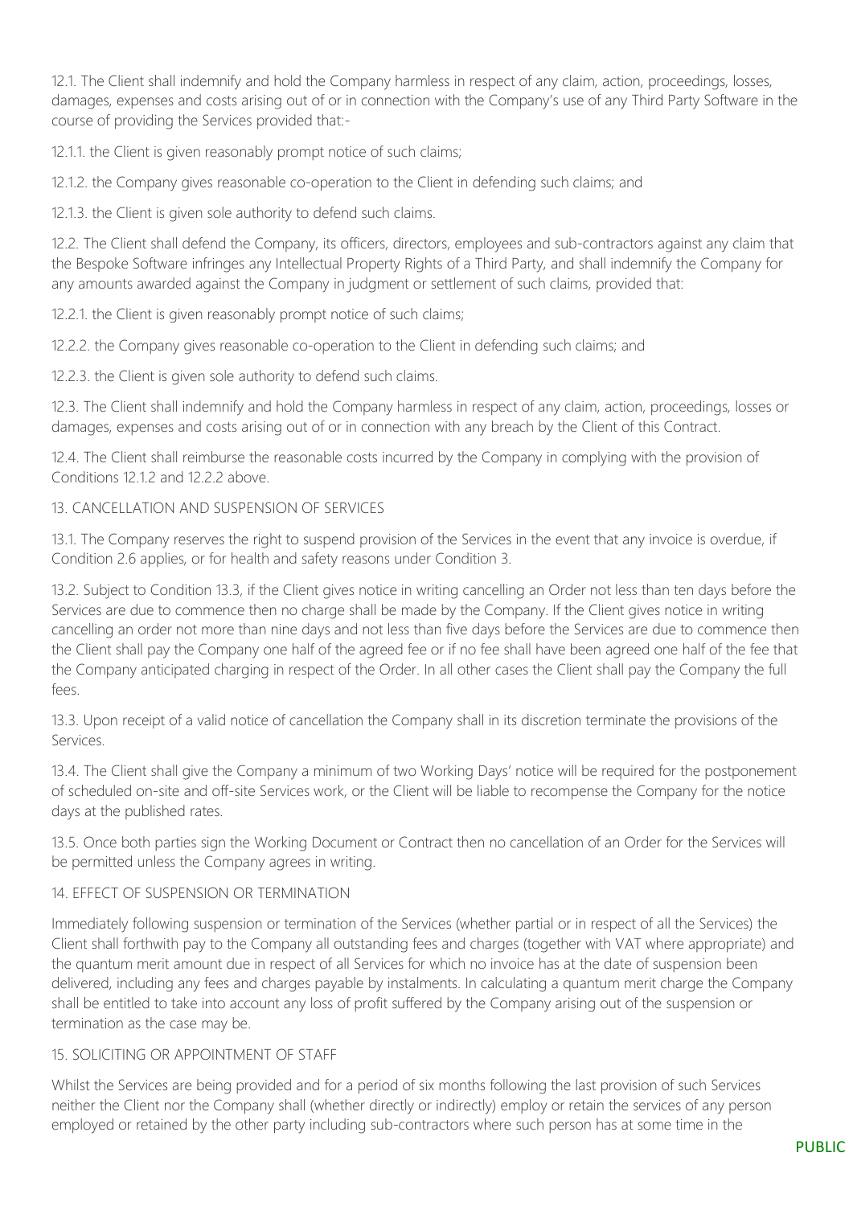12.1. The Client shall indemnify and hold the Company harmless in respect of any claim, action, proceedings, losses, damages, expenses and costs arising out of or in connection with the Company's use of any Third Party Software in the course of providing the Services provided that:-

12.1.1. the Client is given reasonably prompt notice of such claims;

12.1.2. the Company gives reasonable co-operation to the Client in defending such claims; and

12.1.3. the Client is given sole authority to defend such claims.

12.2. The Client shall defend the Company, its officers, directors, employees and sub-contractors against any claim that the Bespoke Software infringes any Intellectual Property Rights of a Third Party, and shall indemnify the Company for any amounts awarded against the Company in judgment or settlement of such claims, provided that:

12.2.1. the Client is given reasonably prompt notice of such claims;

12.2.2. the Company gives reasonable co-operation to the Client in defending such claims; and

12.2.3. the Client is given sole authority to defend such claims.

12.3. The Client shall indemnify and hold the Company harmless in respect of any claim, action, proceedings, losses or damages, expenses and costs arising out of or in connection with any breach by the Client of this Contract.

12.4. The Client shall reimburse the reasonable costs incurred by the Company in complying with the provision of Conditions 12.1.2 and 12.2.2 above.

## 13. CANCELLATION AND SUSPENSION OF SERVICES

13.1. The Company reserves the right to suspend provision of the Services in the event that any invoice is overdue, if Condition 2.6 applies, or for health and safety reasons under Condition 3.

13.2. Subject to Condition 13.3, if the Client gives notice in writing cancelling an Order not less than ten days before the Services are due to commence then no charge shall be made by the Company. If the Client gives notice in writing cancelling an order not more than nine days and not less than five days before the Services are due to commence then the Client shall pay the Company one half of the agreed fee or if no fee shall have been agreed one half of the fee that the Company anticipated charging in respect of the Order. In all other cases the Client shall pay the Company the full fees.

13.3. Upon receipt of a valid notice of cancellation the Company shall in its discretion terminate the provisions of the Services.

13.4. The Client shall give the Company a minimum of two Working Days' notice will be required for the postponement of scheduled on-site and off-site Services work, or the Client will be liable to recompense the Company for the notice days at the published rates.

13.5. Once both parties sign the Working Document or Contract then no cancellation of an Order for the Services will be permitted unless the Company agrees in writing.

## 14. EFFECT OF SUSPENSION OR TERMINATION

Immediately following suspension or termination of the Services (whether partial or in respect of all the Services) the Client shall forthwith pay to the Company all outstanding fees and charges (together with VAT where appropriate) and the quantum merit amount due in respect of all Services for which no invoice has at the date of suspension been delivered, including any fees and charges payable by instalments. In calculating a quantum merit charge the Company shall be entitled to take into account any loss of profit suffered by the Company arising out of the suspension or termination as the case may be.

## 15. SOLICITING OR APPOINTMENT OF STAFF

Whilst the Services are being provided and for a period of six months following the last provision of such Services neither the Client nor the Company shall (whether directly or indirectly) employ or retain the services of any person employed or retained by the other party including sub-contractors where such person has at some time in the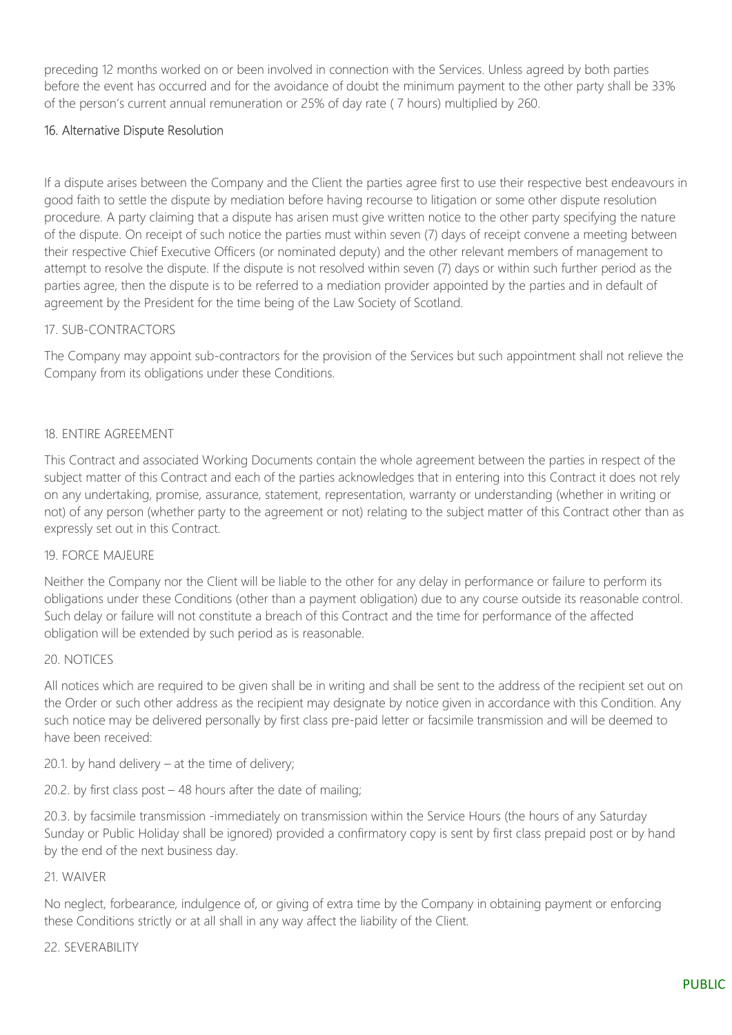preceding 12 months worked on or been involved in connection with the Services. Unless agreed by both parties before the event has occurred and for the avoidance of doubt the minimum payment to the other party shall be 33% of the person's current annual remuneration or 25% of day rate ( 7 hours) multiplied by 260.

## 16. Alternative Dispute Resolution

If a dispute arises between the Company and the Client the parties agree first to use their respective best endeavours in good faith to settle the dispute by mediation before having recourse to litigation or some other dispute resolution procedure. A party claiming that a dispute has arisen must give written notice to the other party specifying the nature of the dispute. On receipt of such notice the parties must within seven (7) days of receipt convene a meeting between their respective Chief Executive Officers (or nominated deputy) and the other relevant members of management to attempt to resolve the dispute. If the dispute is not resolved within seven (7) days or within such further period as the parties agree, then the dispute is to be referred to a mediation provider appointed by the parties and in default of agreement by the President for the time being of the Law Society of Scotland.

## 17. SUB-CONTRACTORS

The Company may appoint sub-contractors for the provision of the Services but such appointment shall not relieve the Company from its obligations under these Conditions.

## 18. ENTIRE AGREEMENT

This Contract and associated Working Documents contain the whole agreement between the parties in respect of the subject matter of this Contract and each of the parties acknowledges that in entering into this Contract it does not rely on any undertaking, promise, assurance, statement, representation, warranty or understanding (whether in writing or not) of any person (whether party to the agreement or not) relating to the subject matter of this Contract other than as expressly set out in this Contract.

## 19. FORCE MAJEURE

Neither the Company nor the Client will be liable to the other for any delay in performance or failure to perform its obligations under these Conditions (other than a payment obligation) due to any course outside its reasonable control. Such delay or failure will not constitute a breach of this Contract and the time for performance of the affected obligation will be extended by such period as is reasonable.

## 20. NOTICES

All notices which are required to be given shall be in writing and shall be sent to the address of the recipient set out on the Order or such other address as the recipient may designate by notice given in accordance with this Condition. Any such notice may be delivered personally by first class pre-paid letter or facsimile transmission and will be deemed to have been received:

20.1. by hand delivery – at the time of delivery;

20.2. by first class post – 48 hours after the date of mailing;

20.3. by facsimile transmission -immediately on transmission within the Service Hours (the hours of any Saturday Sunday or Public Holiday shall be ignored) provided a confirmatory copy is sent by first class prepaid post or by hand by the end of the next business day.

## 21. WAIVER

No neglect, forbearance, indulgence of, or giving of extra time by the Company in obtaining payment or enforcing these Conditions strictly or at all shall in any way affect the liability of the Client.

## 22. SEVERABILITY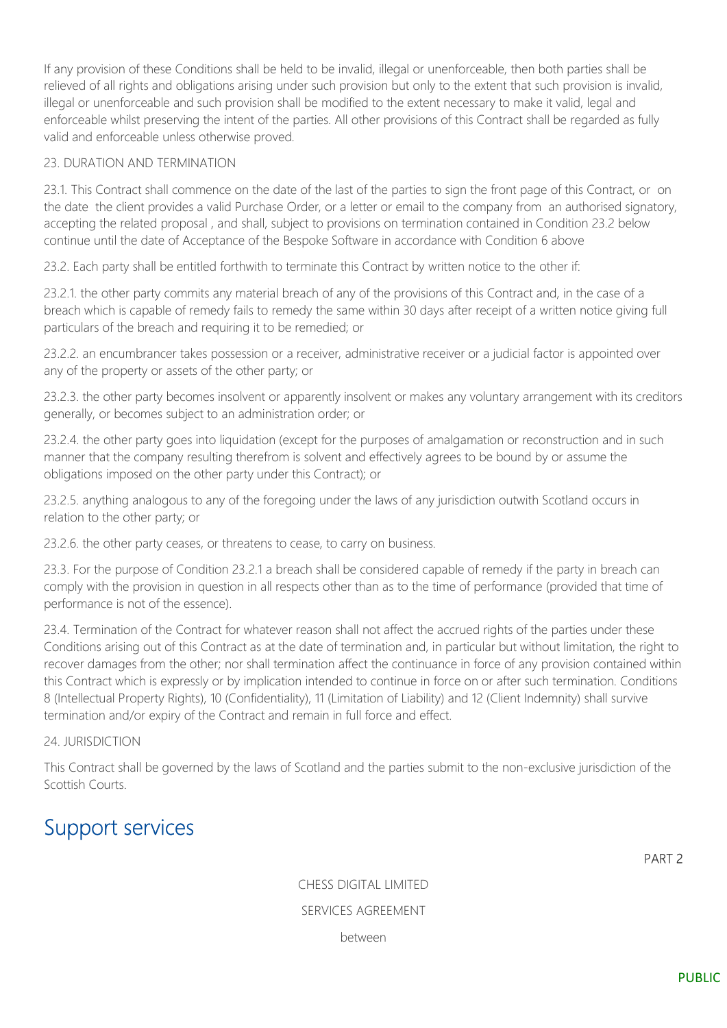If any provision of these Conditions shall be held to be invalid, illegal or unenforceable, then both parties shall be relieved of all rights and obligations arising under such provision but only to the extent that such provision is invalid, illegal or unenforceable and such provision shall be modified to the extent necessary to make it valid, legal and enforceable whilst preserving the intent of the parties. All other provisions of this Contract shall be regarded as fully valid and enforceable unless otherwise proved.

23. DURATION AND TERMINATION

23.1. This Contract shall commence on the date of the last of the parties to sign the front page of this Contract, or on the date the client provides a valid Purchase Order, or a letter or email to the company from an authorised signatory, accepting the related proposal , and shall, subject to provisions on termination contained in Condition 23.2 below continue until the date of Acceptance of the Bespoke Software in accordance with Condition 6 above

23.2. Each party shall be entitled forthwith to terminate this Contract by written notice to the other if:

23.2.1. the other party commits any material breach of any of the provisions of this Contract and, in the case of a breach which is capable of remedy fails to remedy the same within 30 days after receipt of a written notice giving full particulars of the breach and requiring it to be remedied; or

23.2.2. an encumbrancer takes possession or a receiver, administrative receiver or a judicial factor is appointed over any of the property or assets of the other party; or

23.2.3. the other party becomes insolvent or apparently insolvent or makes any voluntary arrangement with its creditors generally, or becomes subject to an administration order; or

23.2.4. the other party goes into liquidation (except for the purposes of amalgamation or reconstruction and in such manner that the company resulting therefrom is solvent and effectively agrees to be bound by or assume the obligations imposed on the other party under this Contract); or

23.2.5. anything analogous to any of the foregoing under the laws of any jurisdiction outwith Scotland occurs in relation to the other party; or

23.2.6. the other party ceases, or threatens to cease, to carry on business.

23.3. For the purpose of Condition 23.2.1 a breach shall be considered capable of remedy if the party in breach can comply with the provision in question in all respects other than as to the time of performance (provided that time of performance is not of the essence).

23.4. Termination of the Contract for whatever reason shall not affect the accrued rights of the parties under these Conditions arising out of this Contract as at the date of termination and, in particular but without limitation, the right to recover damages from the other; nor shall termination affect the continuance in force of any provision contained within this Contract which is expressly or by implication intended to continue in force on or after such termination. Conditions 8 (Intellectual Property Rights), 10 (Confidentiality), 11 (Limitation of Liability) and 12 (Client Indemnity) shall survive termination and/or expiry of the Contract and remain in full force and effect.

24. JURISDICTION

This Contract shall be governed by the laws of Scotland and the parties submit to the non-exclusive jurisdiction of the Scottish Courts.

# Support services

PART 2

CHESS DIGITAL LIMITED

SERVICES AGREEMENT

between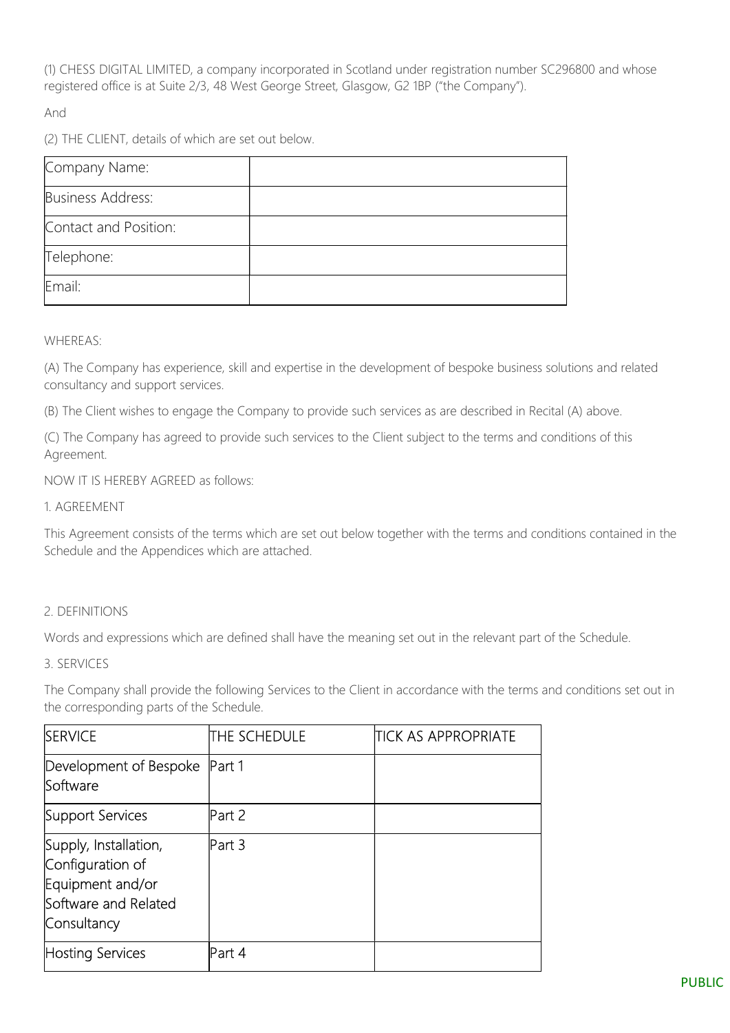(1) CHESS DIGITAL LIMITED, a company incorporated in Scotland under registration number SC296800 and whose registered office is at Suite 2/3, 48 West George Street, Glasgow, G2 1BP ("the Company").

And

(2) THE CLIENT, details of which are set out below.

| Company Name: | |
|---|---|
| Business Address: | |
| Contact and Position: | |
| Telephone: | |
| Email: | |

WHEREAS:

(A) The Company has experience, skill and expertise in the development of bespoke business solutions and related consultancy and support services.

(B) The Client wishes to engage the Company to provide such services as are described in Recital (A) above.

(C) The Company has agreed to provide such services to the Client subject to the terms and conditions of this Agreement.

NOW IT IS HEREBY AGREED as follows:

1. AGREEMENT

This Agreement consists of the terms which are set out below together with the terms and conditions contained in the Schedule and the Appendices which are attached.

2. DEFINITIONS

Words and expressions which are defined shall have the meaning set out in the relevant part of the Schedule.

3. SERVICES

The Company shall provide the following Services to the Client in accordance with the terms and conditions set out in the corresponding parts of the Schedule.

| SERVICE | THE SCHEDULE | TICK AS APPROPRIATE |
|---|---|---|
| Development of Bespoke Software | Part 1 | |
| Support Services | Part 2 | |
| Supply, Installation, Configuration of Equipment and/or Software and Related Consultancy | Part 3 | |
| Hosting Services | Part 4 | |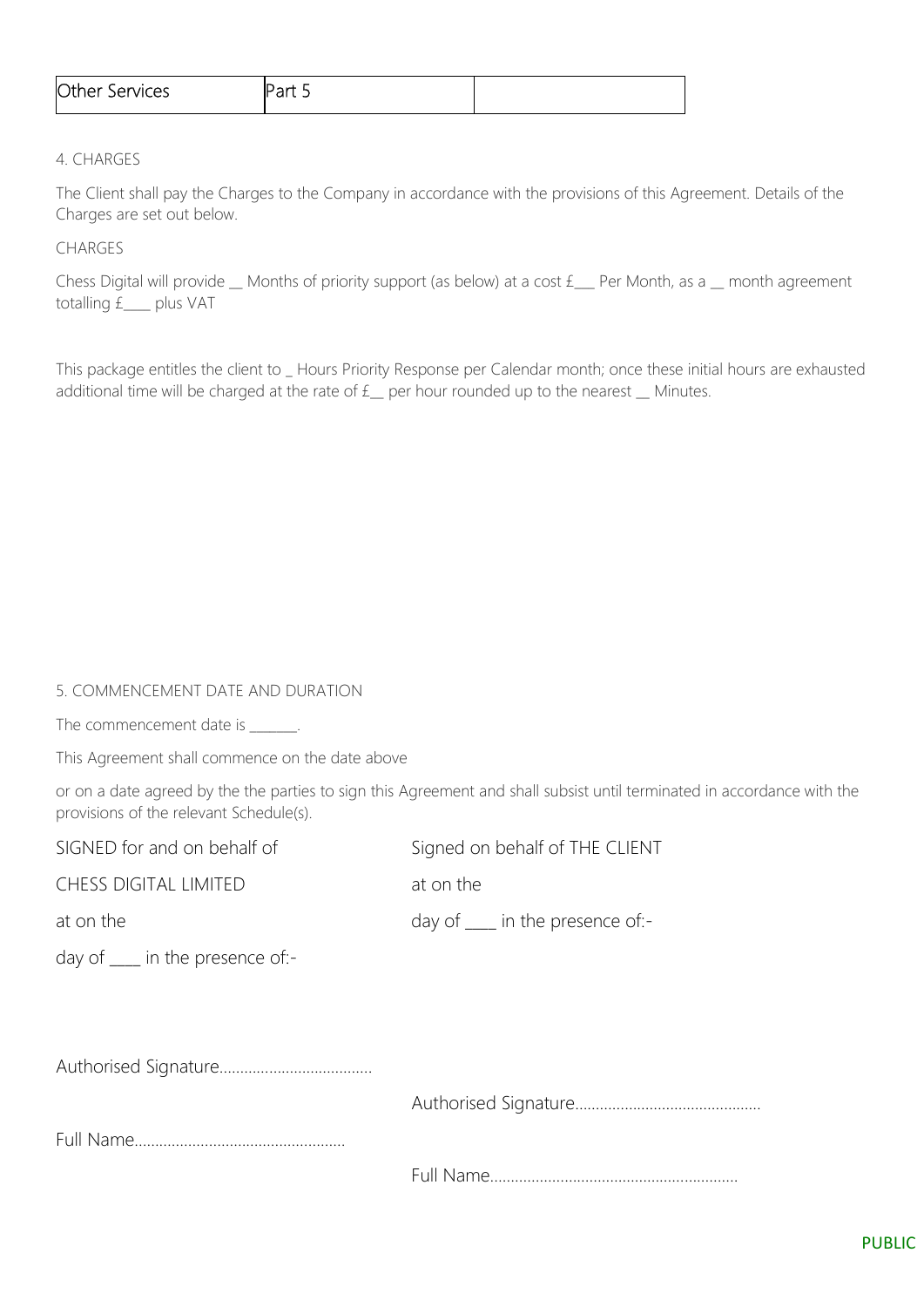| Other Services | Part 5 | |
| --- | --- | --- |

4. CHARGES

The Client shall pay the Charges to the Company in accordance with the provisions of this Agreement. Details of the Charges are set out below.

CHARGES

Chess Digital will provide __ Months of priority support (as below) at a cost £___ Per Month, as a __ month agreement totalling £____ plus VAT

This package entitles the client to _ Hours Priority Response per Calendar month; once these initial hours are exhausted additional time will be charged at the rate of £__ per hour rounded up to the nearest __ Minutes.

5. COMMENCEMENT DATE AND DURATION

The commencement date is _______.

This Agreement shall commence on the date above

or on a date agreed by the the parties to sign this Agreement and shall subsist until terminated in accordance with the provisions of the relevant Schedule(s).

SIGNED for and on behalf of

CHESS DIGITAL LIMITED

at on the

day of ____ in the presence of:-

Authorised Signature....................................

Full Name..................................................

Signed on behalf of THE CLIENT

at on the

day of ____ in the presence of:-

Authorised Signature............................................

Full Name...........................................................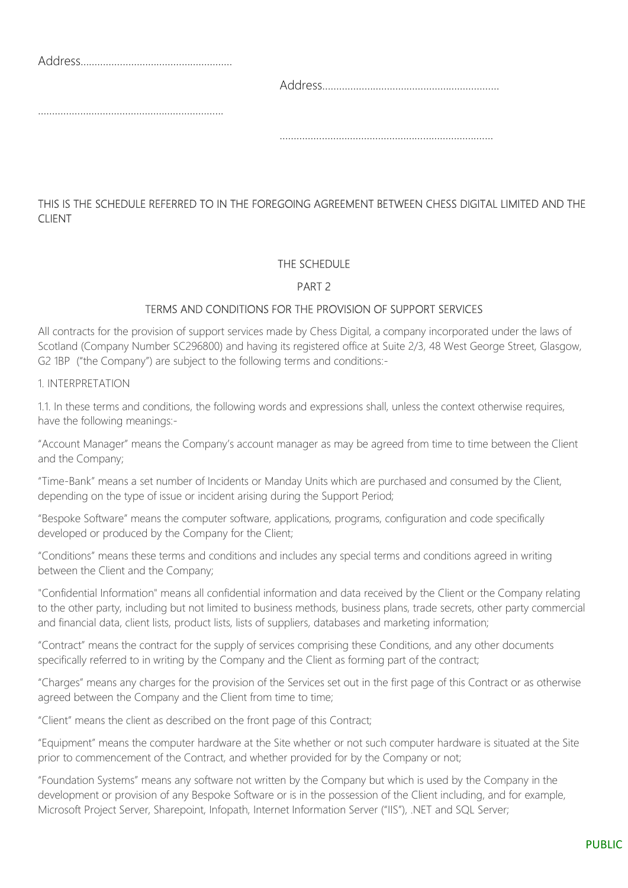Address......................................................

Address..............................................................

..................................................................

...........................................................................

THIS IS THE SCHEDULE REFERRED TO IN THE FOREGOING AGREEMENT BETWEEN CHESS DIGITAL LIMITED AND THE CLIENT

THE SCHEDULE

PART 2

TERMS AND CONDITIONS FOR THE PROVISION OF SUPPORT SERVICES

All contracts for the provision of support services made by Chess Digital, a company incorporated under the laws of Scotland (Company Number SC296800) and having its registered office at Suite 2/3, 48 West George Street, Glasgow, G2 1BP ("the Company") are subject to the following terms and conditions:-

1. INTERPRETATION

1.1. In these terms and conditions, the following words and expressions shall, unless the context otherwise requires, have the following meanings:-

"Account Manager" means the Company's account manager as may be agreed from time to time between the Client and the Company;

"Time-Bank" means a set number of Incidents or Manday Units which are purchased and consumed by the Client, depending on the type of issue or incident arising during the Support Period;

"Bespoke Software" means the computer software, applications, programs, configuration and code specifically developed or produced by the Company for the Client;

"Conditions" means these terms and conditions and includes any special terms and conditions agreed in writing between the Client and the Company;

"Confidential Information" means all confidential information and data received by the Client or the Company relating to the other party, including but not limited to business methods, business plans, trade secrets, other party commercial and financial data, client lists, product lists, lists of suppliers, databases and marketing information;

"Contract" means the contract for the supply of services comprising these Conditions, and any other documents specifically referred to in writing by the Company and the Client as forming part of the contract;

"Charges" means any charges for the provision of the Services set out in the first page of this Contract or as otherwise agreed between the Company and the Client from time to time;

"Client" means the client as described on the front page of this Contract;

"Equipment" means the computer hardware at the Site whether or not such computer hardware is situated at the Site prior to commencement of the Contract, and whether provided for by the Company or not;

"Foundation Systems" means any software not written by the Company but which is used by the Company in the development or provision of any Bespoke Software or is in the possession of the Client including, and for example, Microsoft Project Server, Sharepoint, Infopath, Internet Information Server ("IIS"), .NET and SQL Server;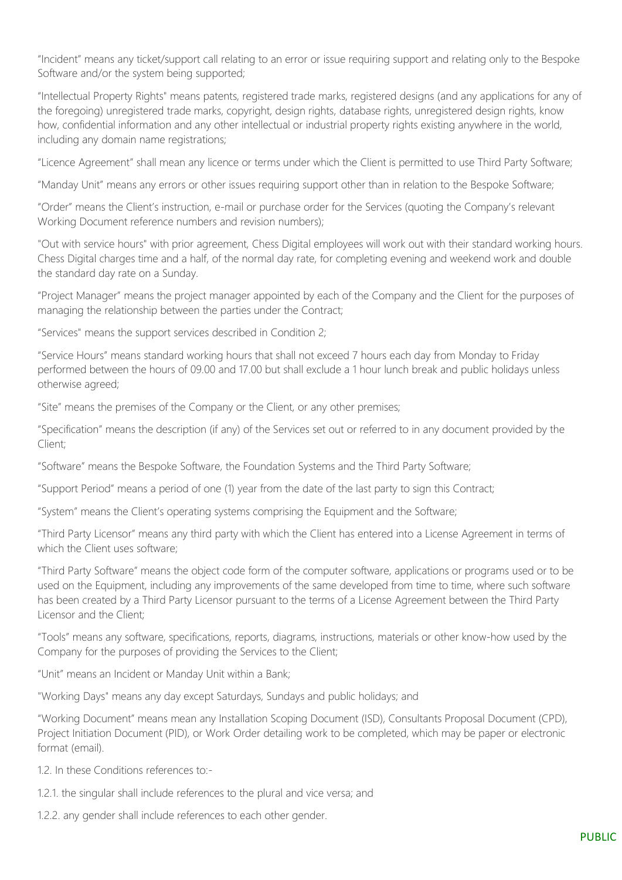"Incident" means any ticket/support call relating to an error or issue requiring support and relating only to the Bespoke Software and/or the system being supported;

"Intellectual Property Rights" means patents, registered trade marks, registered designs (and any applications for any of the foregoing) unregistered trade marks, copyright, design rights, database rights, unregistered design rights, know how, confidential information and any other intellectual or industrial property rights existing anywhere in the world, including any domain name registrations;

"Licence Agreement" shall mean any licence or terms under which the Client is permitted to use Third Party Software;

"Manday Unit" means any errors or other issues requiring support other than in relation to the Bespoke Software;

"Order" means the Client's instruction, e-mail or purchase order for the Services (quoting the Company's relevant Working Document reference numbers and revision numbers);

"Out with service hours" with prior agreement, Chess Digital employees will work out with their standard working hours. Chess Digital charges time and a half, of the normal day rate, for completing evening and weekend work and double the standard day rate on a Sunday.

"Project Manager" means the project manager appointed by each of the Company and the Client for the purposes of managing the relationship between the parties under the Contract;

"Services" means the support services described in Condition 2;

"Service Hours" means standard working hours that shall not exceed 7 hours each day from Monday to Friday performed between the hours of 09.00 and 17.00 but shall exclude a 1 hour lunch break and public holidays unless otherwise agreed;

"Site" means the premises of the Company or the Client, or any other premises;

"Specification" means the description (if any) of the Services set out or referred to in any document provided by the Client;

"Software" means the Bespoke Software, the Foundation Systems and the Third Party Software;

"Support Period" means a period of one (1) year from the date of the last party to sign this Contract;

"System" means the Client's operating systems comprising the Equipment and the Software;

"Third Party Licensor" means any third party with which the Client has entered into a License Agreement in terms of which the Client uses software;

"Third Party Software" means the object code form of the computer software, applications or programs used or to be used on the Equipment, including any improvements of the same developed from time to time, where such software has been created by a Third Party Licensor pursuant to the terms of a License Agreement between the Third Party Licensor and the Client;

"Tools" means any software, specifications, reports, diagrams, instructions, materials or other know-how used by the Company for the purposes of providing the Services to the Client;

"Unit" means an Incident or Manday Unit within a Bank;

"Working Days" means any day except Saturdays, Sundays and public holidays; and

"Working Document" means mean any Installation Scoping Document (ISD), Consultants Proposal Document (CPD), Project Initiation Document (PID), or Work Order detailing work to be completed, which may be paper or electronic format (email).

1.2. In these Conditions references to:-

1.2.1. the singular shall include references to the plural and vice versa; and

1.2.2. any gender shall include references to each other gender.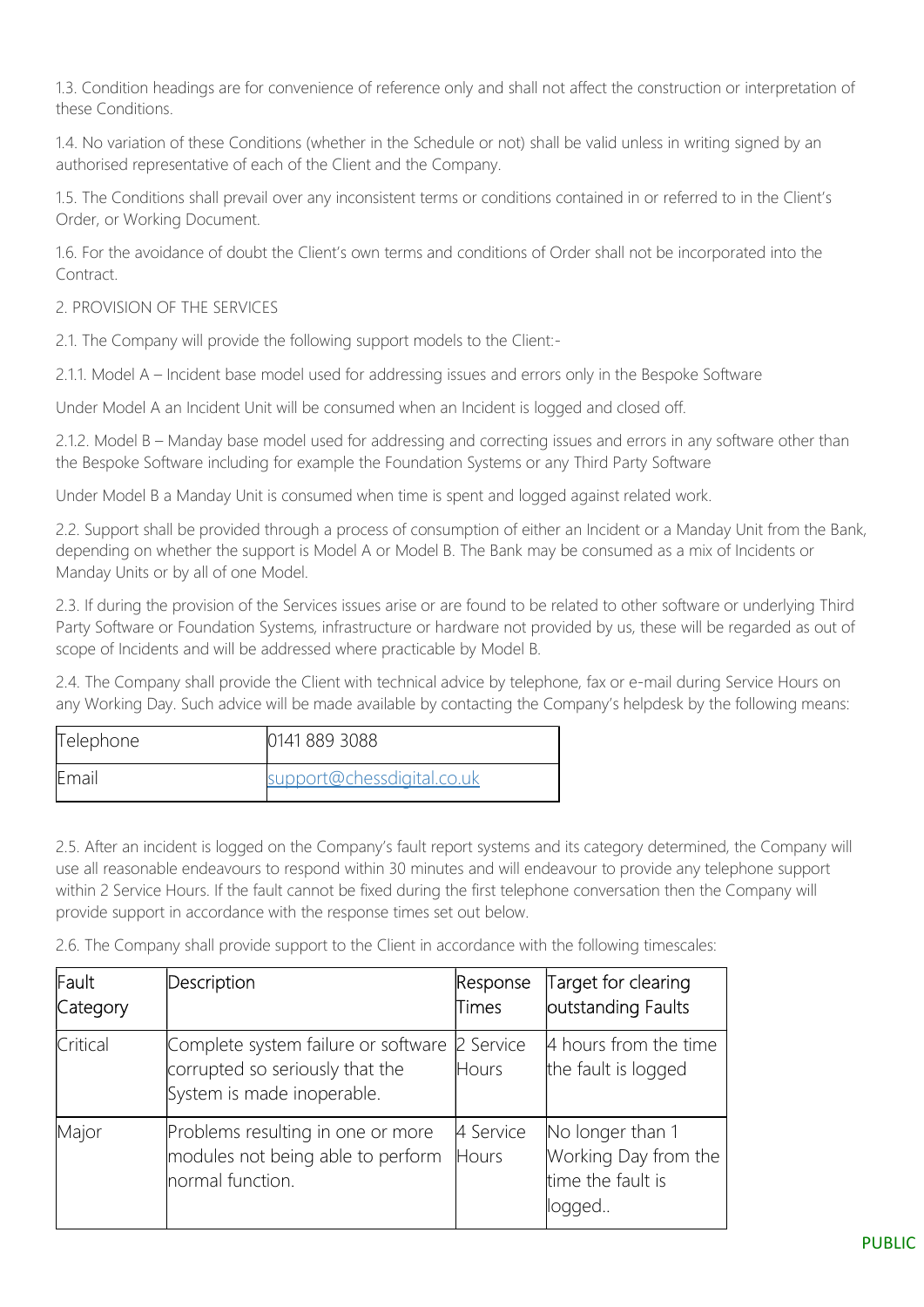1.3. Condition headings are for convenience of reference only and shall not affect the construction or interpretation of these Conditions.

1.4. No variation of these Conditions (whether in the Schedule or not) shall be valid unless in writing signed by an authorised representative of each of the Client and the Company.

1.5. The Conditions shall prevail over any inconsistent terms or conditions contained in or referred to in the Client's Order, or Working Document.

1.6. For the avoidance of doubt the Client's own terms and conditions of Order shall not be incorporated into the Contract.

2. PROVISION OF THE SERVICES

2.1. The Company will provide the following support models to the Client:-

2.1.1. Model A – Incident base model used for addressing issues and errors only in the Bespoke Software

Under Model A an Incident Unit will be consumed when an Incident is logged and closed off.

2.1.2. Model B – Manday base model used for addressing and correcting issues and errors in any software other than the Bespoke Software including for example the Foundation Systems or any Third Party Software

Under Model B a Manday Unit is consumed when time is spent and logged against related work.

2.2. Support shall be provided through a process of consumption of either an Incident or a Manday Unit from the Bank, depending on whether the support is Model A or Model B. The Bank may be consumed as a mix of Incidents or Manday Units or by all of one Model.

2.3. If during the provision of the Services issues arise or are found to be related to other software or underlying Third Party Software or Foundation Systems, infrastructure or hardware not provided by us, these will be regarded as out of scope of Incidents and will be addressed where practicable by Model B.

2.4. The Company shall provide the Client with technical advice by telephone, fax or e-mail during Service Hours on any Working Day. Such advice will be made available by contacting the Company's helpdesk by the following means:

| Telephone | 0141 889 3088 |
|---|---|
| Email | support@chessdigital.co.uk |

2.5. After an incident is logged on the Company's fault report systems and its category determined, the Company will use all reasonable endeavours to respond within 30 minutes and will endeavour to provide any telephone support within 2 Service Hours. If the fault cannot be fixed during the first telephone conversation then the Company will provide support in accordance with the response times set out below.

2.6. The Company shall provide support to the Client in accordance with the following timescales:

| Fault Category | Description | Response Times | Target for clearing outstanding Faults |
|---|---|---|---|
| Critical | Complete system failure or software corrupted so seriously that the System is made inoperable. | 2 Service Hours | 4 hours from the time the fault is logged |
| Major | Problems resulting in one or more modules not being able to perform normal function. | 4 Service Hours | No longer than 1 Working Day from the time the fault is logged.. |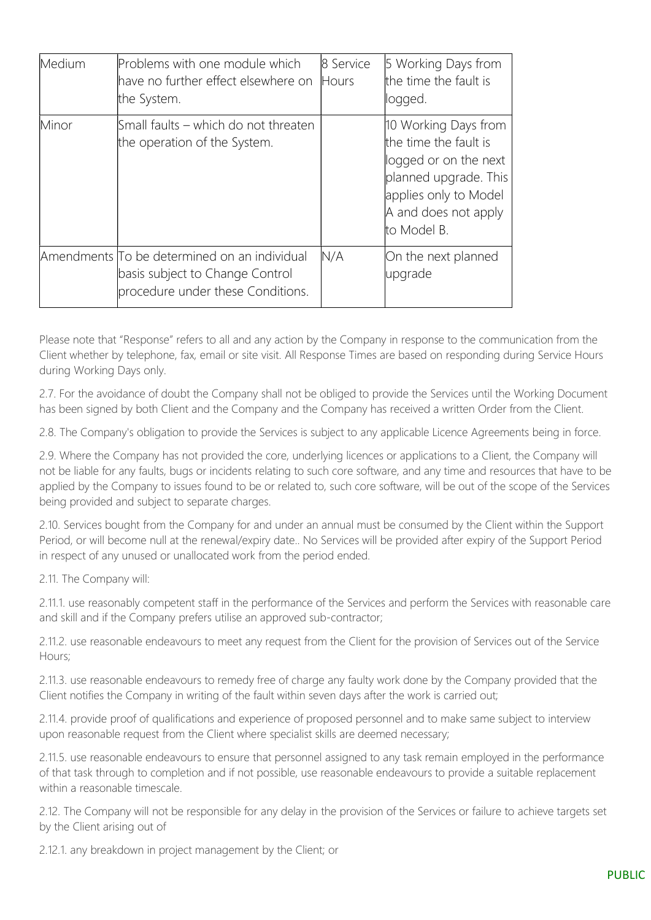| Medium | Problems with one module which have no further effect elsewhere on the System. | 8 Service Hours | 5 Working Days from the time the fault is logged. |
|---|---|---|---|
| Minor | Small faults – which do not threaten the operation of the System. | | 10 Working Days from the time the fault is logged or on the next planned upgrade. This applies only to Model A and does not apply to Model B. |
| Amendments | To be determined on an individual basis subject to Change Control procedure under these Conditions. | N/A | On the next planned upgrade |

Please note that "Response" refers to all and any action by the Company in response to the communication from the Client whether by telephone, fax, email or site visit. All Response Times are based on responding during Service Hours during Working Days only.

2.7. For the avoidance of doubt the Company shall not be obliged to provide the Services until the Working Document has been signed by both Client and the Company and the Company has received a written Order from the Client.

2.8. The Company's obligation to provide the Services is subject to any applicable Licence Agreements being in force.

2.9. Where the Company has not provided the core, underlying licences or applications to a Client, the Company will not be liable for any faults, bugs or incidents relating to such core software, and any time and resources that have to be applied by the Company to issues found to be or related to, such core software, will be out of the scope of the Services being provided and subject to separate charges.

2.10. Services bought from the Company for and under an annual must be consumed by the Client within the Support Period, or will become null at the renewal/expiry date.. No Services will be provided after expiry of the Support Period in respect of any unused or unallocated work from the period ended.

2.11. The Company will:

2.11.1. use reasonably competent staff in the performance of the Services and perform the Services with reasonable care and skill and if the Company prefers utilise an approved sub-contractor;

2.11.2. use reasonable endeavours to meet any request from the Client for the provision of Services out of the Service Hours;

2.11.3. use reasonable endeavours to remedy free of charge any faulty work done by the Company provided that the Client notifies the Company in writing of the fault within seven days after the work is carried out;

2.11.4. provide proof of qualifications and experience of proposed personnel and to make same subject to interview upon reasonable request from the Client where specialist skills are deemed necessary;

2.11.5. use reasonable endeavours to ensure that personnel assigned to any task remain employed in the performance of that task through to completion and if not possible, use reasonable endeavours to provide a suitable replacement within a reasonable timescale.

2.12. The Company will not be responsible for any delay in the provision of the Services or failure to achieve targets set by the Client arising out of

2.12.1. any breakdown in project management by the Client; or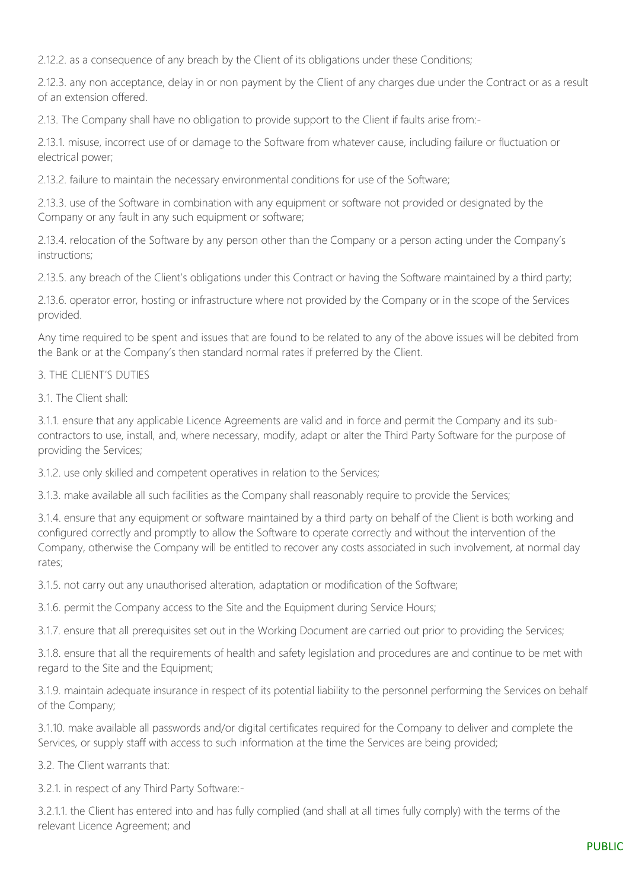2.12.2. as a consequence of any breach by the Client of its obligations under these Conditions;

2.12.3. any non acceptance, delay in or non payment by the Client of any charges due under the Contract or as a result of an extension offered.

2.13. The Company shall have no obligation to provide support to the Client if faults arise from:-

2.13.1. misuse, incorrect use of or damage to the Software from whatever cause, including failure or fluctuation or electrical power;

2.13.2. failure to maintain the necessary environmental conditions for use of the Software;

2.13.3. use of the Software in combination with any equipment or software not provided or designated by the Company or any fault in any such equipment or software;

2.13.4. relocation of the Software by any person other than the Company or a person acting under the Company's instructions;

2.13.5. any breach of the Client's obligations under this Contract or having the Software maintained by a third party;

2.13.6. operator error, hosting or infrastructure where not provided by the Company or in the scope of the Services provided.

Any time required to be spent and issues that are found to be related to any of the above issues will be debited from the Bank or at the Company's then standard normal rates if preferred by the Client.

3. THE CLIENT'S DUTIES

3.1. The Client shall:

3.1.1. ensure that any applicable Licence Agreements are valid and in force and permit the Company and its sub-contractors to use, install, and, where necessary, modify, adapt or alter the Third Party Software for the purpose of providing the Services;

3.1.2. use only skilled and competent operatives in relation to the Services;

3.1.3. make available all such facilities as the Company shall reasonably require to provide the Services;

3.1.4. ensure that any equipment or software maintained by a third party on behalf of the Client is both working and configured correctly and promptly to allow the Software to operate correctly and without the intervention of the Company, otherwise the Company will be entitled to recover any costs associated in such involvement, at normal day rates;

3.1.5. not carry out any unauthorised alteration, adaptation or modification of the Software;

3.1.6. permit the Company access to the Site and the Equipment during Service Hours;

3.1.7. ensure that all prerequisites set out in the Working Document are carried out prior to providing the Services;

3.1.8. ensure that all the requirements of health and safety legislation and procedures are and continue to be met with regard to the Site and the Equipment;

3.1.9. maintain adequate insurance in respect of its potential liability to the personnel performing the Services on behalf of the Company;

3.1.10. make available all passwords and/or digital certificates required for the Company to deliver and complete the Services, or supply staff with access to such information at the time the Services are being provided;

3.2. The Client warrants that:

3.2.1. in respect of any Third Party Software:-

3.2.1.1. the Client has entered into and has fully complied (and shall at all times fully comply) with the terms of the relevant Licence Agreement; and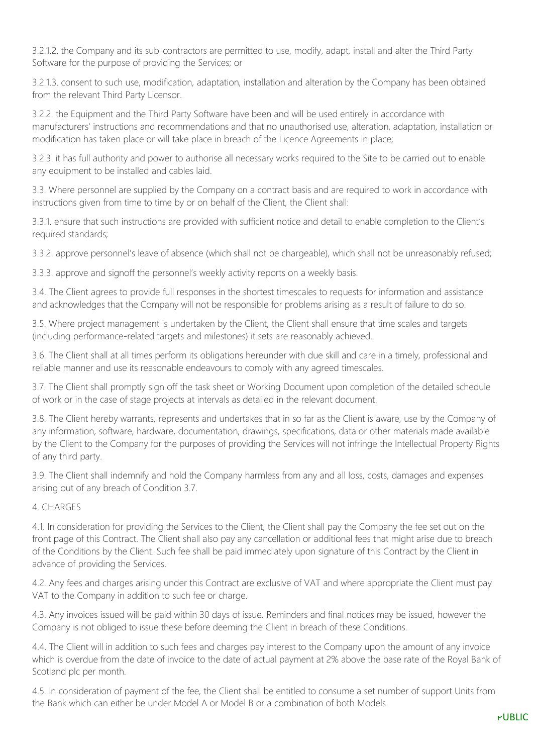3.2.1.2. the Company and its sub-contractors are permitted to use, modify, adapt, install and alter the Third Party Software for the purpose of providing the Services; or

3.2.1.3. consent to such use, modification, adaptation, installation and alteration by the Company has been obtained from the relevant Third Party Licensor.

3.2.2. the Equipment and the Third Party Software have been and will be used entirely in accordance with manufacturers' instructions and recommendations and that no unauthorised use, alteration, adaptation, installation or modification has taken place or will take place in breach of the Licence Agreements in place;

3.2.3. it has full authority and power to authorise all necessary works required to the Site to be carried out to enable any equipment to be installed and cables laid.

3.3. Where personnel are supplied by the Company on a contract basis and are required to work in accordance with instructions given from time to time by or on behalf of the Client, the Client shall:

3.3.1. ensure that such instructions are provided with sufficient notice and detail to enable completion to the Client's required standards;

3.3.2. approve personnel's leave of absence (which shall not be chargeable), which shall not be unreasonably refused;

3.3.3. approve and signoff the personnel's weekly activity reports on a weekly basis.

3.4. The Client agrees to provide full responses in the shortest timescales to requests for information and assistance and acknowledges that the Company will not be responsible for problems arising as a result of failure to do so.

3.5. Where project management is undertaken by the Client, the Client shall ensure that time scales and targets (including performance-related targets and milestones) it sets are reasonably achieved.

3.6. The Client shall at all times perform its obligations hereunder with due skill and care in a timely, professional and reliable manner and use its reasonable endeavours to comply with any agreed timescales.

3.7. The Client shall promptly sign off the task sheet or Working Document upon completion of the detailed schedule of work or in the case of stage projects at intervals as detailed in the relevant document.

3.8. The Client hereby warrants, represents and undertakes that in so far as the Client is aware, use by the Company of any information, software, hardware, documentation, drawings, specifications, data or other materials made available by the Client to the Company for the purposes of providing the Services will not infringe the Intellectual Property Rights of any third party.

3.9. The Client shall indemnify and hold the Company harmless from any and all loss, costs, damages and expenses arising out of any breach of Condition 3.7.

4. CHARGES

4.1. In consideration for providing the Services to the Client, the Client shall pay the Company the fee set out on the front page of this Contract. The Client shall also pay any cancellation or additional fees that might arise due to breach of the Conditions by the Client. Such fee shall be paid immediately upon signature of this Contract by the Client in advance of providing the Services.

4.2. Any fees and charges arising under this Contract are exclusive of VAT and where appropriate the Client must pay VAT to the Company in addition to such fee or charge.

4.3. Any invoices issued will be paid within 30 days of issue. Reminders and final notices may be issued, however the Company is not obliged to issue these before deeming the Client in breach of these Conditions.

4.4. The Client will in addition to such fees and charges pay interest to the Company upon the amount of any invoice which is overdue from the date of invoice to the date of actual payment at 2% above the base rate of the Royal Bank of Scotland plc per month.

4.5. In consideration of payment of the fee, the Client shall be entitled to consume a set number of support Units from the Bank which can either be under Model A or Model B or a combination of both Models.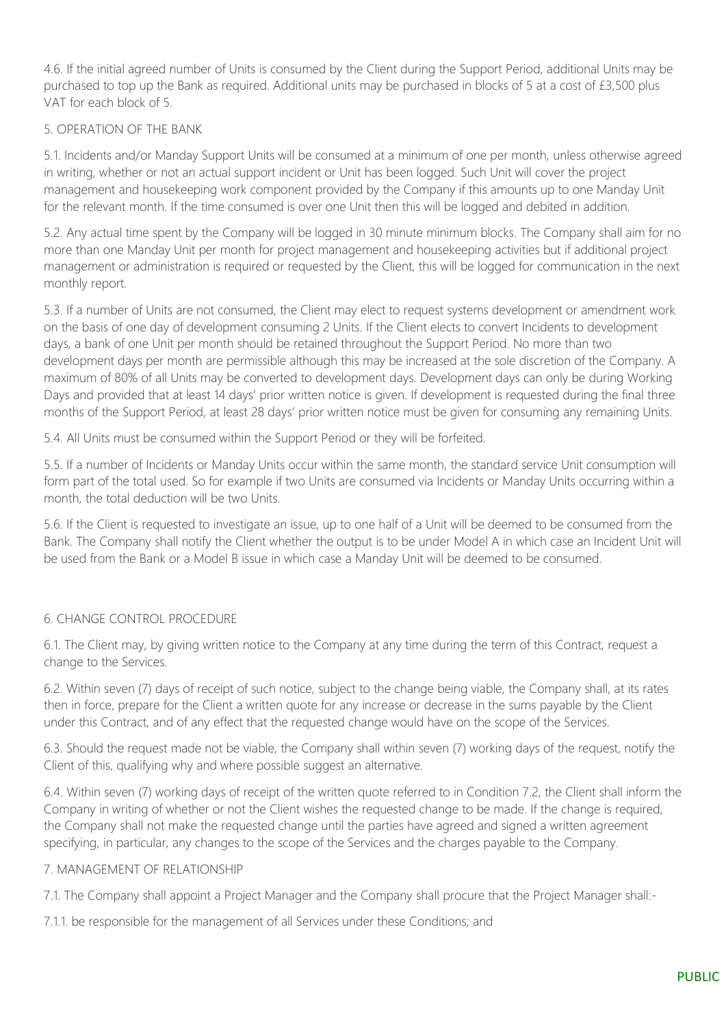4.6. If the initial agreed number of Units is consumed by the Client during the Support Period, additional Units may be purchased to top up the Bank as required. Additional units may be purchased in blocks of 5 at a cost of £3,500 plus VAT for each block of 5.

## 5. OPERATION OF THE BANK

5.1. Incidents and/or Manday Support Units will be consumed at a minimum of one per month, unless otherwise agreed in writing, whether or not an actual support incident or Unit has been logged. Such Unit will cover the project management and housekeeping work component provided by the Company if this amounts up to one Manday Unit for the relevant month. If the time consumed is over one Unit then this will be logged and debited in addition.

5.2. Any actual time spent by the Company will be logged in 30 minute minimum blocks. The Company shall aim for no more than one Manday Unit per month for project management and housekeeping activities but if additional project management or administration is required or requested by the Client, this will be logged for communication in the next monthly report.

5.3. If a number of Units are not consumed, the Client may elect to request systems development or amendment work on the basis of one day of development consuming 2 Units. If the Client elects to convert Incidents to development days, a bank of one Unit per month should be retained throughout the Support Period. No more than two development days per month are permissible although this may be increased at the sole discretion of the Company. A maximum of 80% of all Units may be converted to development days. Development days can only be during Working Days and provided that at least 14 days' prior written notice is given. If development is requested during the final three months of the Support Period, at least 28 days' prior written notice must be given for consuming any remaining Units.

5.4. All Units must be consumed within the Support Period or they will be forfeited.

5.5. If a number of Incidents or Manday Units occur within the same month, the standard service Unit consumption will form part of the total used. So for example if two Units are consumed via Incidents or Manday Units occurring within a month, the total deduction will be two Units.

5.6. If the Client is requested to investigate an issue, up to one half of a Unit will be deemed to be consumed from the Bank. The Company shall notify the Client whether the output is to be under Model A in which case an Incident Unit will be used from the Bank or a Model B issue in which case a Manday Unit will be deemed to be consumed.

## 6. CHANGE CONTROL PROCEDURE

6.1. The Client may, by giving written notice to the Company at any time during the term of this Contract, request a change to the Services.

6.2. Within seven (7) days of receipt of such notice, subject to the change being viable, the Company shall, at its rates then in force, prepare for the Client a written quote for any increase or decrease in the sums payable by the Client under this Contract, and of any effect that the requested change would have on the scope of the Services.

6.3. Should the request made not be viable, the Company shall within seven (7) working days of the request, notify the Client of this, qualifying why and where possible suggest an alternative.

6.4. Within seven (7) working days of receipt of the written quote referred to in Condition 7.2, the Client shall inform the Company in writing of whether or not the Client wishes the requested change to be made. If the change is required, the Company shall not make the requested change until the parties have agreed and signed a written agreement specifying, in particular, any changes to the scope of the Services and the charges payable to the Company.

## 7. MANAGEMENT OF RELATIONSHIP

7.1. The Company shall appoint a Project Manager and the Company shall procure that the Project Manager shall:-

7.1.1. be responsible for the management of all Services under these Conditions; and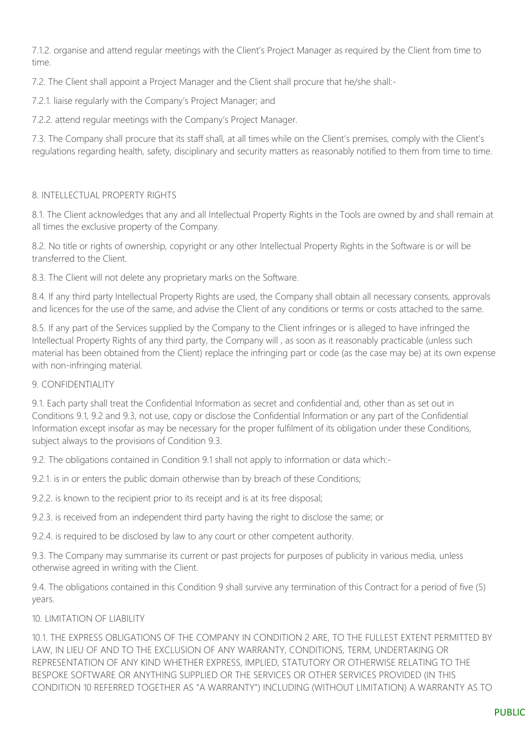7.1.2. organise and attend regular meetings with the Client's Project Manager as required by the Client from time to time.

7.2. The Client shall appoint a Project Manager and the Client shall procure that he/she shall:-

7.2.1. liaise regularly with the Company's Project Manager; and

7.2.2. attend regular meetings with the Company's Project Manager.

7.3. The Company shall procure that its staff shall, at all times while on the Client's premises, comply with the Client's regulations regarding health, safety, disciplinary and security matters as reasonably notified to them from time to time.

## 8. INTELLECTUAL PROPERTY RIGHTS

8.1. The Client acknowledges that any and all Intellectual Property Rights in the Tools are owned by and shall remain at all times the exclusive property of the Company.

8.2. No title or rights of ownership, copyright or any other Intellectual Property Rights in the Software is or will be transferred to the Client.

8.3. The Client will not delete any proprietary marks on the Software.

8.4. If any third party Intellectual Property Rights are used, the Company shall obtain all necessary consents, approvals and licences for the use of the same, and advise the Client of any conditions or terms or costs attached to the same.

8.5. If any part of the Services supplied by the Company to the Client infringes or is alleged to have infringed the Intellectual Property Rights of any third party, the Company will , as soon as it reasonably practicable (unless such material has been obtained from the Client) replace the infringing part or code (as the case may be) at its own expense with non-infringing material.

## 9. CONFIDENTIALITY

9.1. Each party shall treat the Confidential Information as secret and confidential and, other than as set out in Conditions 9.1, 9.2 and 9.3, not use, copy or disclose the Confidential Information or any part of the Confidential Information except insofar as may be necessary for the proper fulfilment of its obligation under these Conditions, subject always to the provisions of Condition 9.3.

9.2. The obligations contained in Condition 9.1 shall not apply to information or data which:-

9.2.1. is in or enters the public domain otherwise than by breach of these Conditions;

9.2.2. is known to the recipient prior to its receipt and is at its free disposal;

9.2.3. is received from an independent third party having the right to disclose the same; or

9.2.4. is required to be disclosed by law to any court or other competent authority.

9.3. The Company may summarise its current or past projects for purposes of publicity in various media, unless otherwise agreed in writing with the Client.

9.4. The obligations contained in this Condition 9 shall survive any termination of this Contract for a period of five (5) years.

## 10. LIMITATION OF LIABILITY

10.1. THE EXPRESS OBLIGATIONS OF THE COMPANY IN CONDITION 2 ARE, TO THE FULLEST EXTENT PERMITTED BY LAW, IN LIEU OF AND TO THE EXCLUSION OF ANY WARRANTY, CONDITIONS, TERM, UNDERTAKING OR REPRESENTATION OF ANY KIND WHETHER EXPRESS, IMPLIED, STATUTORY OR OTHERWISE RELATING TO THE BESPOKE SOFTWARE OR ANYTHING SUPPLIED OR THE SERVICES OR OTHER SERVICES PROVIDED (IN THIS CONDITION 10 REFERRED TOGETHER AS "A WARRANTY") INCLUDING (WITHOUT LIMITATION) A WARRANTY AS TO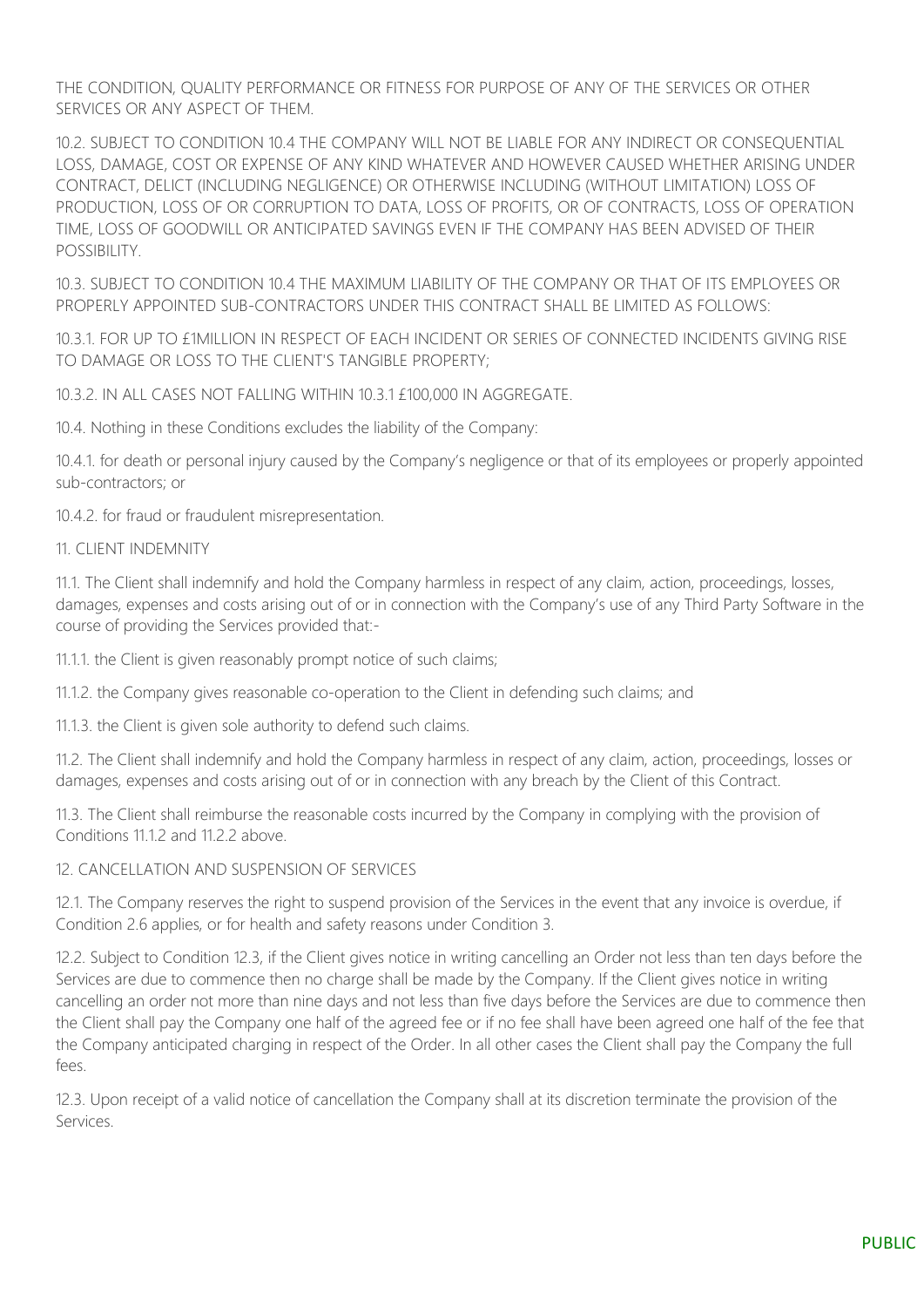THE CONDITION, QUALITY PERFORMANCE OR FITNESS FOR PURPOSE OF ANY OF THE SERVICES OR OTHER SERVICES OR ANY ASPECT OF THEM.

10.2. SUBJECT TO CONDITION 10.4 THE COMPANY WILL NOT BE LIABLE FOR ANY INDIRECT OR CONSEQUENTIAL LOSS, DAMAGE, COST OR EXPENSE OF ANY KIND WHATEVER AND HOWEVER CAUSED WHETHER ARISING UNDER CONTRACT, DELICT (INCLUDING NEGLIGENCE) OR OTHERWISE INCLUDING (WITHOUT LIMITATION) LOSS OF PRODUCTION, LOSS OF OR CORRUPTION TO DATA, LOSS OF PROFITS, OR OF CONTRACTS, LOSS OF OPERATION TIME, LOSS OF GOODWILL OR ANTICIPATED SAVINGS EVEN IF THE COMPANY HAS BEEN ADVISED OF THEIR POSSIBILITY.

10.3. SUBJECT TO CONDITION 10.4 THE MAXIMUM LIABILITY OF THE COMPANY OR THAT OF ITS EMPLOYEES OR PROPERLY APPOINTED SUB-CONTRACTORS UNDER THIS CONTRACT SHALL BE LIMITED AS FOLLOWS:

10.3.1. FOR UP TO £1MILLION IN RESPECT OF EACH INCIDENT OR SERIES OF CONNECTED INCIDENTS GIVING RISE TO DAMAGE OR LOSS TO THE CLIENT'S TANGIBLE PROPERTY;

10.3.2. IN ALL CASES NOT FALLING WITHIN 10.3.1 £100,000 IN AGGREGATE.

10.4. Nothing in these Conditions excludes the liability of the Company:

10.4.1. for death or personal injury caused by the Company's negligence or that of its employees or properly appointed sub-contractors; or

10.4.2. for fraud or fraudulent misrepresentation.

11. CLIENT INDEMNITY

11.1. The Client shall indemnify and hold the Company harmless in respect of any claim, action, proceedings, losses, damages, expenses and costs arising out of or in connection with the Company's use of any Third Party Software in the course of providing the Services provided that:-

11.1.1. the Client is given reasonably prompt notice of such claims;

11.1.2. the Company gives reasonable co-operation to the Client in defending such claims; and

11.1.3. the Client is given sole authority to defend such claims.

11.2. The Client shall indemnify and hold the Company harmless in respect of any claim, action, proceedings, losses or damages, expenses and costs arising out of or in connection with any breach by the Client of this Contract.

11.3. The Client shall reimburse the reasonable costs incurred by the Company in complying with the provision of Conditions 11.1.2 and 11.2.2 above.

12. CANCELLATION AND SUSPENSION OF SERVICES

12.1. The Company reserves the right to suspend provision of the Services in the event that any invoice is overdue, if Condition 2.6 applies, or for health and safety reasons under Condition 3.

12.2. Subject to Condition 12.3, if the Client gives notice in writing cancelling an Order not less than ten days before the Services are due to commence then no charge shall be made by the Company. If the Client gives notice in writing cancelling an order not more than nine days and not less than five days before the Services are due to commence then the Client shall pay the Company one half of the agreed fee or if no fee shall have been agreed one half of the fee that the Company anticipated charging in respect of the Order. In all other cases the Client shall pay the Company the full fees.

12.3. Upon receipt of a valid notice of cancellation the Company shall at its discretion terminate the provision of the Services.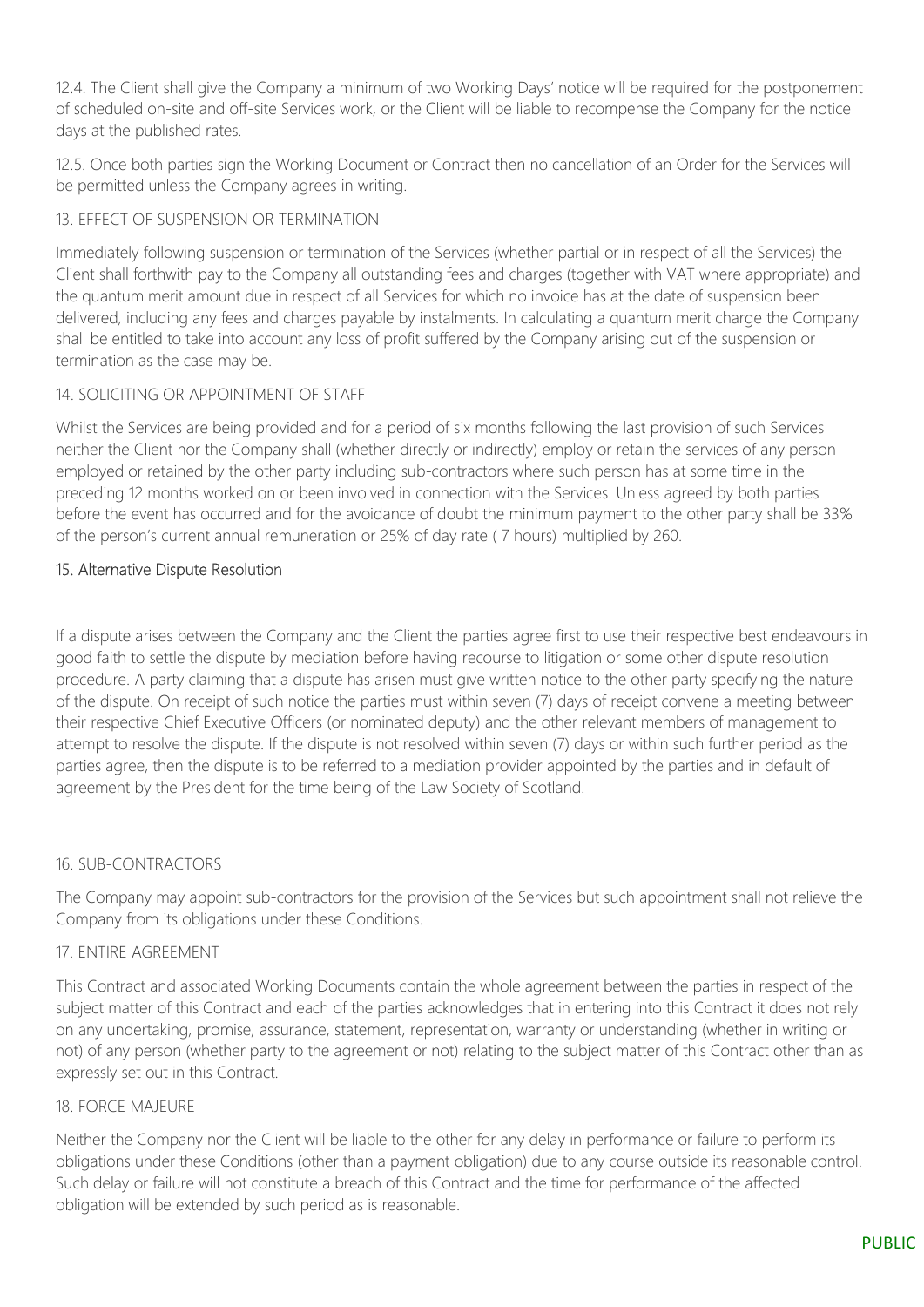12.4. The Client shall give the Company a minimum of two Working Days' notice will be required for the postponement of scheduled on-site and off-site Services work, or the Client will be liable to recompense the Company for the notice days at the published rates.

12.5. Once both parties sign the Working Document or Contract then no cancellation of an Order for the Services will be permitted unless the Company agrees in writing.

## 13. EFFECT OF SUSPENSION OR TERMINATION

Immediately following suspension or termination of the Services (whether partial or in respect of all the Services) the Client shall forthwith pay to the Company all outstanding fees and charges (together with VAT where appropriate) and the quantum merit amount due in respect of all Services for which no invoice has at the date of suspension been delivered, including any fees and charges payable by instalments. In calculating a quantum merit charge the Company shall be entitled to take into account any loss of profit suffered by the Company arising out of the suspension or termination as the case may be.

## 14. SOLICITING OR APPOINTMENT OF STAFF

Whilst the Services are being provided and for a period of six months following the last provision of such Services neither the Client nor the Company shall (whether directly or indirectly) employ or retain the services of any person employed or retained by the other party including sub-contractors where such person has at some time in the preceding 12 months worked on or been involved in connection with the Services. Unless agreed by both parties before the event has occurred and for the avoidance of doubt the minimum payment to the other party shall be 33% of the person's current annual remuneration or 25% of day rate ( 7 hours) multiplied by 260.

## 15. Alternative Dispute Resolution

If a dispute arises between the Company and the Client the parties agree first to use their respective best endeavours in good faith to settle the dispute by mediation before having recourse to litigation or some other dispute resolution procedure. A party claiming that a dispute has arisen must give written notice to the other party specifying the nature of the dispute. On receipt of such notice the parties must within seven (7) days of receipt convene a meeting between their respective Chief Executive Officers (or nominated deputy) and the other relevant members of management to attempt to resolve the dispute. If the dispute is not resolved within seven (7) days or within such further period as the parties agree, then the dispute is to be referred to a mediation provider appointed by the parties and in default of agreement by the President for the time being of the Law Society of Scotland.

## 16. SUB-CONTRACTORS

The Company may appoint sub-contractors for the provision of the Services but such appointment shall not relieve the Company from its obligations under these Conditions.

## 17. ENTIRE AGREEMENT

This Contract and associated Working Documents contain the whole agreement between the parties in respect of the subject matter of this Contract and each of the parties acknowledges that in entering into this Contract it does not rely on any undertaking, promise, assurance, statement, representation, warranty or understanding (whether in writing or not) of any person (whether party to the agreement or not) relating to the subject matter of this Contract other than as expressly set out in this Contract.

## 18. FORCE MAJEURE

Neither the Company nor the Client will be liable to the other for any delay in performance or failure to perform its obligations under these Conditions (other than a payment obligation) due to any course outside its reasonable control. Such delay or failure will not constitute a breach of this Contract and the time for performance of the affected obligation will be extended by such period as is reasonable.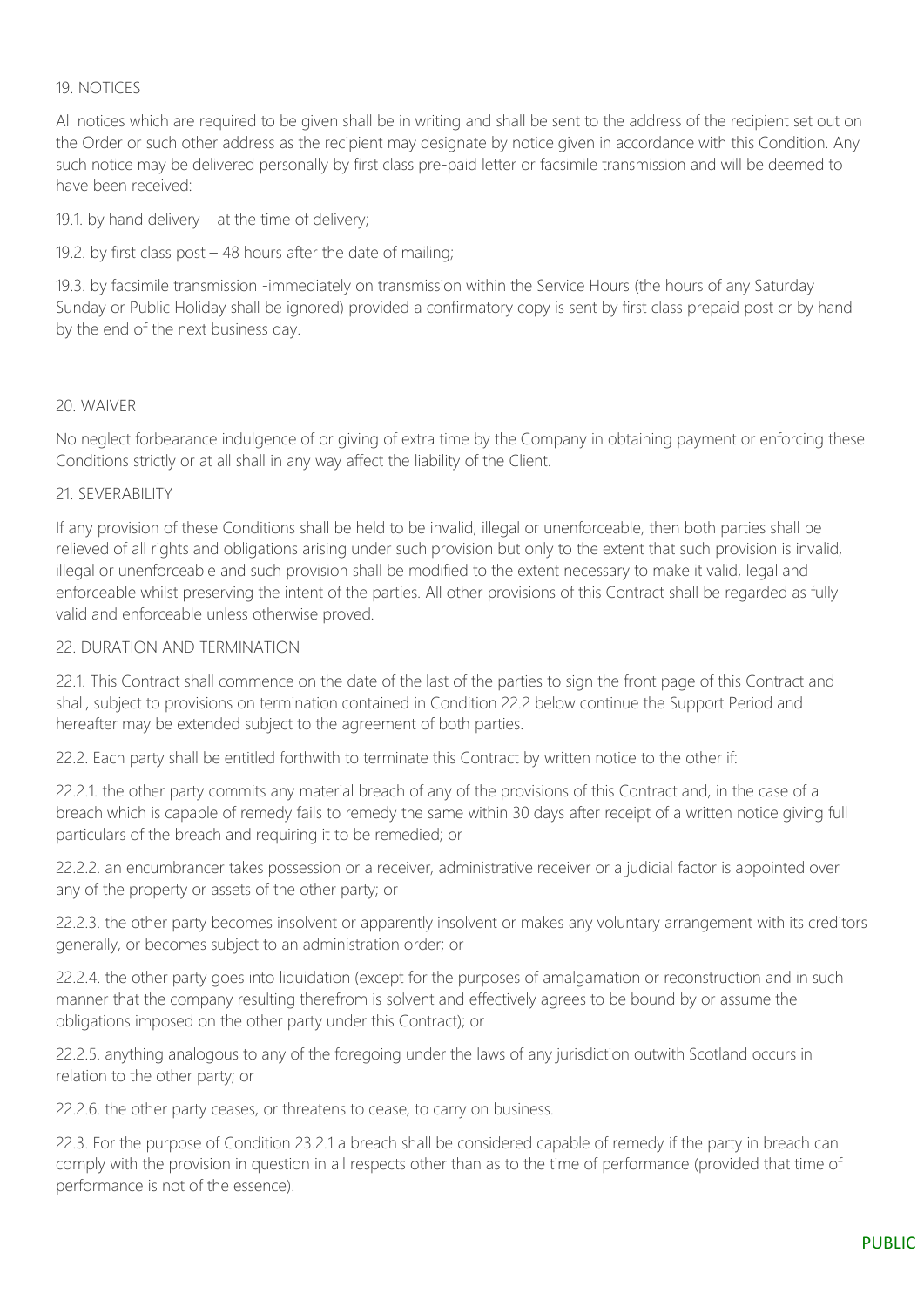## 19. NOTICES

All notices which are required to be given shall be in writing and shall be sent to the address of the recipient set out on the Order or such other address as the recipient may designate by notice given in accordance with this Condition. Any such notice may be delivered personally by first class pre-paid letter or facsimile transmission and will be deemed to have been received:

19.1. by hand delivery – at the time of delivery;

19.2. by first class post – 48 hours after the date of mailing;

19.3. by facsimile transmission -immediately on transmission within the Service Hours (the hours of any Saturday Sunday or Public Holiday shall be ignored) provided a confirmatory copy is sent by first class prepaid post or by hand by the end of the next business day.

## 20. WAIVER

No neglect forbearance indulgence of or giving of extra time by the Company in obtaining payment or enforcing these Conditions strictly or at all shall in any way affect the liability of the Client.

## 21. SEVERABILITY

If any provision of these Conditions shall be held to be invalid, illegal or unenforceable, then both parties shall be relieved of all rights and obligations arising under such provision but only to the extent that such provision is invalid, illegal or unenforceable and such provision shall be modified to the extent necessary to make it valid, legal and enforceable whilst preserving the intent of the parties. All other provisions of this Contract shall be regarded as fully valid and enforceable unless otherwise proved.

## 22. DURATION AND TERMINATION

22.1. This Contract shall commence on the date of the last of the parties to sign the front page of this Contract and shall, subject to provisions on termination contained in Condition 22.2 below continue the Support Period and hereafter may be extended subject to the agreement of both parties.

22.2. Each party shall be entitled forthwith to terminate this Contract by written notice to the other if:

22.2.1. the other party commits any material breach of any of the provisions of this Contract and, in the case of a breach which is capable of remedy fails to remedy the same within 30 days after receipt of a written notice giving full particulars of the breach and requiring it to be remedied; or

22.2.2. an encumbrancer takes possession or a receiver, administrative receiver or a judicial factor is appointed over any of the property or assets of the other party; or

22.2.3. the other party becomes insolvent or apparently insolvent or makes any voluntary arrangement with its creditors generally, or becomes subject to an administration order; or

22.2.4. the other party goes into liquidation (except for the purposes of amalgamation or reconstruction and in such manner that the company resulting therefrom is solvent and effectively agrees to be bound by or assume the obligations imposed on the other party under this Contract); or

22.2.5. anything analogous to any of the foregoing under the laws of any jurisdiction outwith Scotland occurs in relation to the other party; or

22.2.6. the other party ceases, or threatens to cease, to carry on business.

22.3. For the purpose of Condition 23.2.1 a breach shall be considered capable of remedy if the party in breach can comply with the provision in question in all respects other than as to the time of performance (provided that time of performance is not of the essence).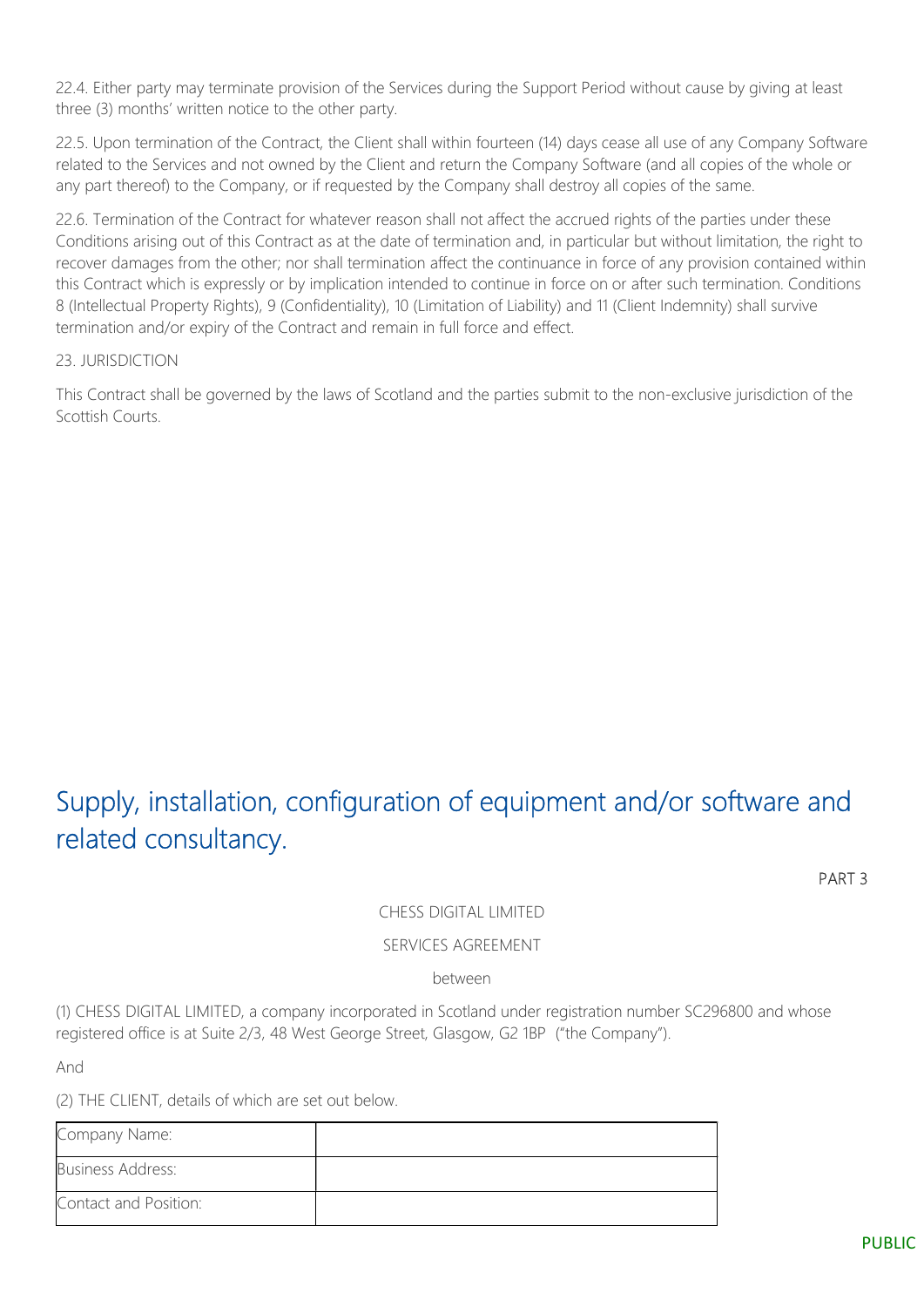22.4. Either party may terminate provision of the Services during the Support Period without cause by giving at least three (3) months' written notice to the other party.

22.5. Upon termination of the Contract, the Client shall within fourteen (14) days cease all use of any Company Software related to the Services and not owned by the Client and return the Company Software (and all copies of the whole or any part thereof) to the Company, or if requested by the Company shall destroy all copies of the same.

22.6. Termination of the Contract for whatever reason shall not affect the accrued rights of the parties under these Conditions arising out of this Contract as at the date of termination and, in particular but without limitation, the right to recover damages from the other; nor shall termination affect the continuance in force of any provision contained within this Contract which is expressly or by implication intended to continue in force on or after such termination. Conditions 8 (Intellectual Property Rights), 9 (Confidentiality), 10 (Limitation of Liability) and 11 (Client Indemnity) shall survive termination and/or expiry of the Contract and remain in full force and effect.

23. JURISDICTION

This Contract shall be governed by the laws of Scotland and the parties submit to the non-exclusive jurisdiction of the Scottish Courts.

# Supply, installation, configuration of equipment and/or software and related consultancy.

PART 3

CHESS DIGITAL LIMITED

SERVICES AGREEMENT

between

(1) CHESS DIGITAL LIMITED, a company incorporated in Scotland under registration number SC296800 and whose registered office is at Suite 2/3, 48 West George Street, Glasgow, G2 1BP ("the Company").

And

(2) THE CLIENT, details of which are set out below.

| Company Name: | |
|---|---|
| Business Address: | |
| Contact and Position: | |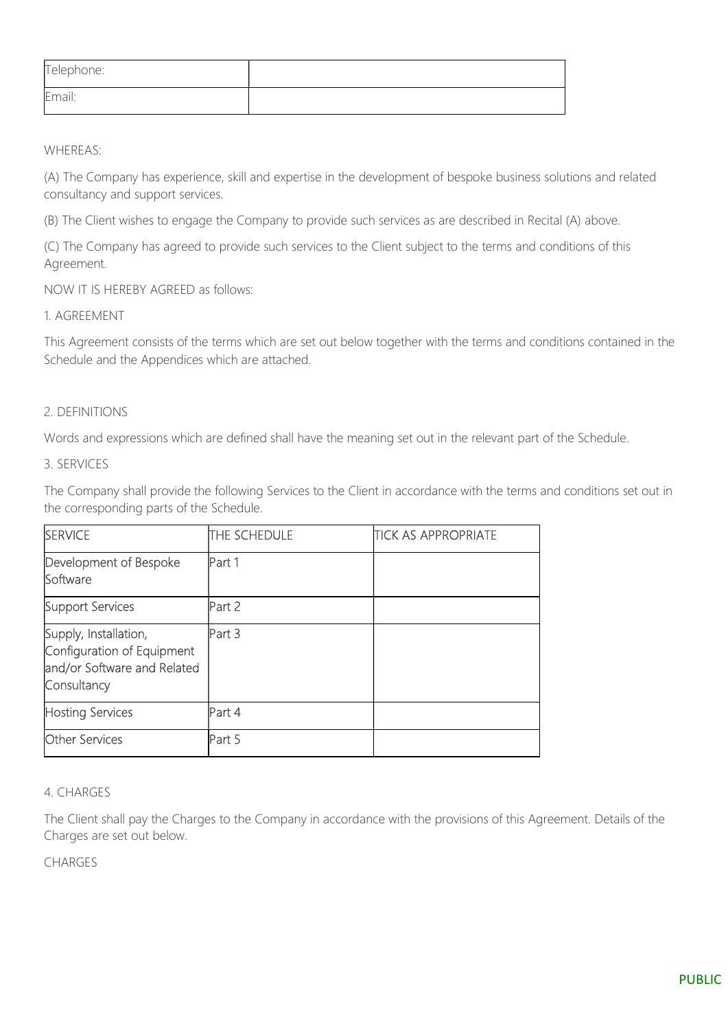| Telephone: | |
|---|---|
| Email: | |

WHEREAS:

(A) The Company has experience, skill and expertise in the development of bespoke business solutions and related consultancy and support services.

(B) The Client wishes to engage the Company to provide such services as are described in Recital (A) above.

(C) The Company has agreed to provide such services to the Client subject to the terms and conditions of this Agreement.

NOW IT IS HEREBY AGREED as follows:

1. AGREEMENT

This Agreement consists of the terms which are set out below together with the terms and conditions contained in the Schedule and the Appendices which are attached.

2. DEFINITIONS

Words and expressions which are defined shall have the meaning set out in the relevant part of the Schedule.

3. SERVICES

The Company shall provide the following Services to the Client in accordance with the terms and conditions set out in the corresponding parts of the Schedule.

| SERVICE | THE SCHEDULE | TICK AS APPROPRIATE |
|---|---|---|
| Development of Bespoke Software | Part 1 | |
| Support Services | Part 2 | |
| Supply, Installation, Configuration of Equipment and/or Software and Related Consultancy | Part 3 | |
| Hosting Services | Part 4 | |
| Other Services | Part 5 | |

4. CHARGES

The Client shall pay the Charges to the Company in accordance with the provisions of this Agreement. Details of the Charges are set out below.

CHARGES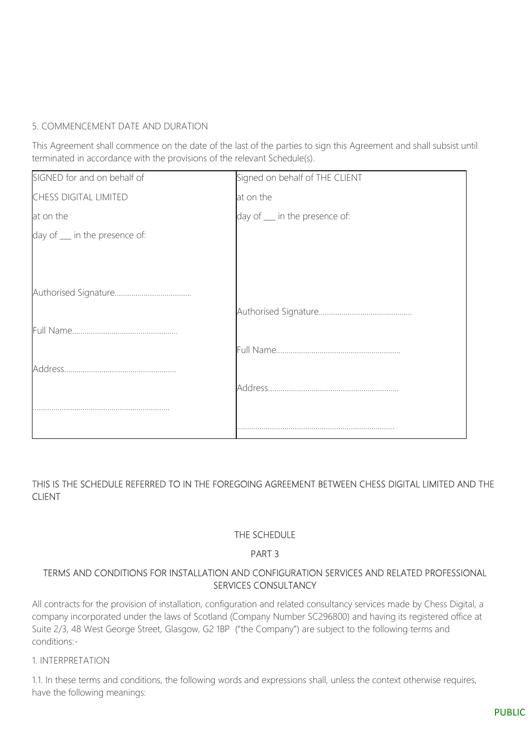5. COMMENCEMENT DATE AND DURATION

This Agreement shall commence on the date of the last of the parties to sign this Agreement and shall subsist until terminated in accordance with the provisions of the relevant Schedule(s).

| SIGNED for and on behalf of | Signed on behalf of THE CLIENT |
| --- | --- |
| CHESS DIGITAL LIMITED | at on the |
| at on the | day of ___ in the presence of: |
| day of ___ in the presence of: | |
| Authorised Signature.................................... | |
| | Authorised Signature............................................ |
| Full Name.................................................. | |
| | Full Name........................................................... |
| Address..................................................... | |
| | Address.............................................................. |
| ................................................................ | |
| | .......................................................................... |

THIS IS THE SCHEDULE REFERRED TO IN THE FOREGOING AGREEMENT BETWEEN CHESS DIGITAL LIMITED AND THE CLIENT

THE SCHEDULE

PART 3

TERMS AND CONDITIONS FOR INSTALLATION AND CONFIGURATION SERVICES AND RELATED PROFESSIONAL SERVICES CONSULTANCY

All contracts for the provision of installation, configuration and related consultancy services made by Chess Digital, a company incorporated under the laws of Scotland (Company Number SC296800) and having its registered office at Suite 2/3, 48 West George Street, Glasgow, G2 1BP ("the Company") are subject to the following terms and conditions:-

1. INTERPRETATION

1.1. In these terms and conditions, the following words and expressions shall, unless the context otherwise requires, have the following meanings: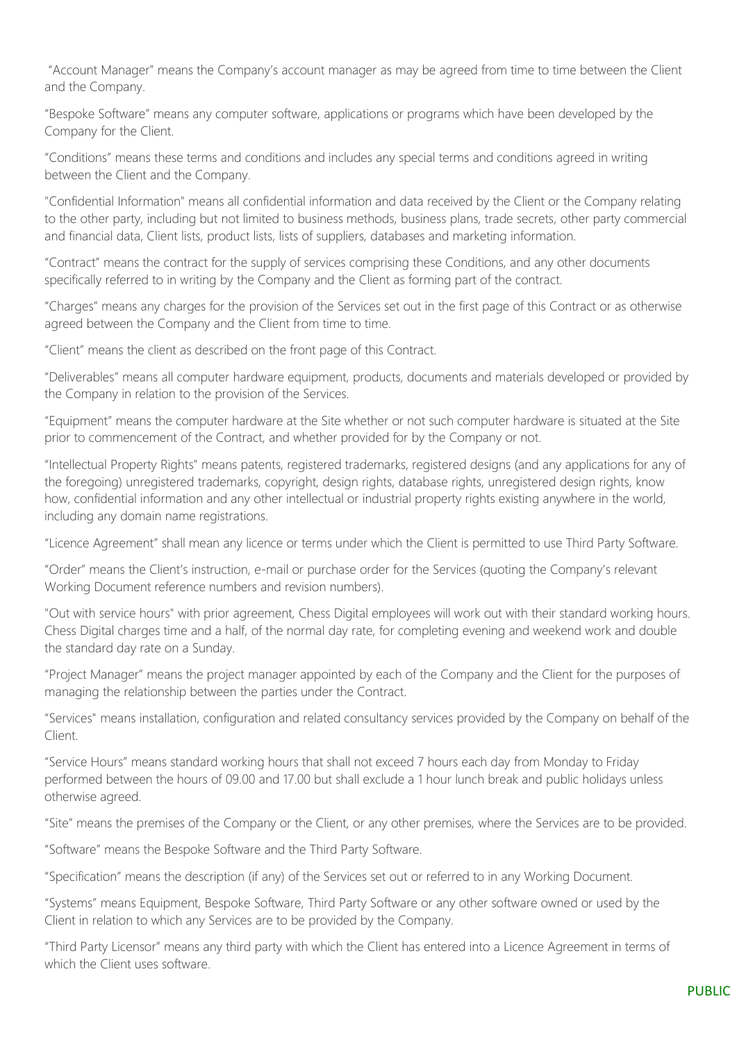"Account Manager" means the Company's account manager as may be agreed from time to time between the Client and the Company.

"Bespoke Software" means any computer software, applications or programs which have been developed by the Company for the Client.

"Conditions" means these terms and conditions and includes any special terms and conditions agreed in writing between the Client and the Company.

"Confidential Information" means all confidential information and data received by the Client or the Company relating to the other party, including but not limited to business methods, business plans, trade secrets, other party commercial and financial data, Client lists, product lists, lists of suppliers, databases and marketing information.

"Contract" means the contract for the supply of services comprising these Conditions, and any other documents specifically referred to in writing by the Company and the Client as forming part of the contract.

"Charges" means any charges for the provision of the Services set out in the first page of this Contract or as otherwise agreed between the Company and the Client from time to time.

"Client" means the client as described on the front page of this Contract.

"Deliverables" means all computer hardware equipment, products, documents and materials developed or provided by the Company in relation to the provision of the Services.

"Equipment" means the computer hardware at the Site whether or not such computer hardware is situated at the Site prior to commencement of the Contract, and whether provided for by the Company or not.

"Intellectual Property Rights" means patents, registered trademarks, registered designs (and any applications for any of the foregoing) unregistered trademarks, copyright, design rights, database rights, unregistered design rights, know how, confidential information and any other intellectual or industrial property rights existing anywhere in the world, including any domain name registrations.

"Licence Agreement" shall mean any licence or terms under which the Client is permitted to use Third Party Software.

"Order" means the Client's instruction, e-mail or purchase order for the Services (quoting the Company's relevant Working Document reference numbers and revision numbers).

"Out with service hours" with prior agreement, Chess Digital employees will work out with their standard working hours. Chess Digital charges time and a half, of the normal day rate, for completing evening and weekend work and double the standard day rate on a Sunday.

"Project Manager" means the project manager appointed by each of the Company and the Client for the purposes of managing the relationship between the parties under the Contract.

"Services" means installation, configuration and related consultancy services provided by the Company on behalf of the Client.

"Service Hours" means standard working hours that shall not exceed 7 hours each day from Monday to Friday performed between the hours of 09.00 and 17.00 but shall exclude a 1 hour lunch break and public holidays unless otherwise agreed.

"Site" means the premises of the Company or the Client, or any other premises, where the Services are to be provided.

"Software" means the Bespoke Software and the Third Party Software.

"Specification" means the description (if any) of the Services set out or referred to in any Working Document.

"Systems" means Equipment, Bespoke Software, Third Party Software or any other software owned or used by the Client in relation to which any Services are to be provided by the Company.

"Third Party Licensor" means any third party with which the Client has entered into a Licence Agreement in terms of which the Client uses software.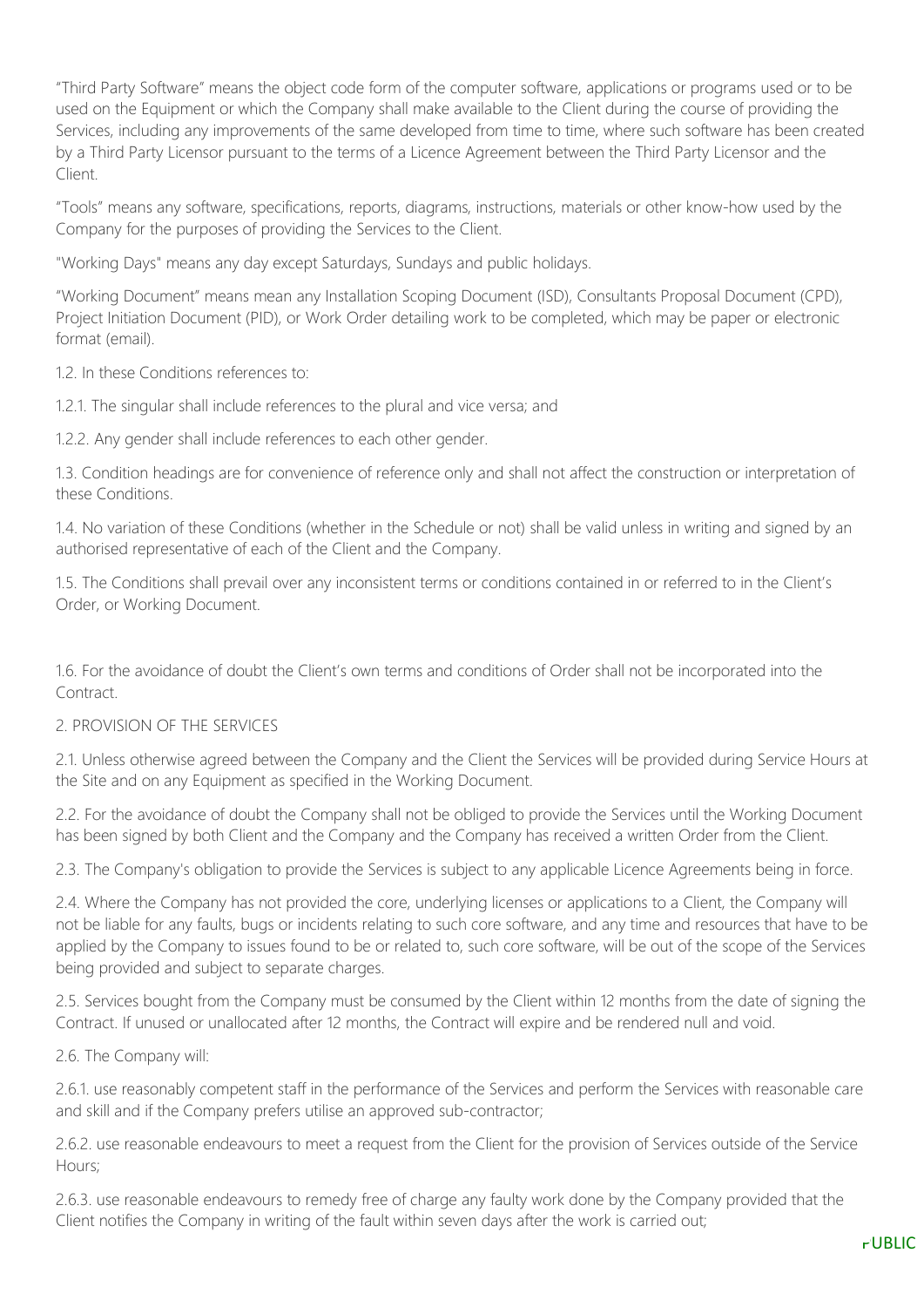"Third Party Software" means the object code form of the computer software, applications or programs used or to be used on the Equipment or which the Company shall make available to the Client during the course of providing the Services, including any improvements of the same developed from time to time, where such software has been created by a Third Party Licensor pursuant to the terms of a Licence Agreement between the Third Party Licensor and the Client.

"Tools" means any software, specifications, reports, diagrams, instructions, materials or other know-how used by the Company for the purposes of providing the Services to the Client.

"Working Days" means any day except Saturdays, Sundays and public holidays.

"Working Document" means mean any Installation Scoping Document (ISD), Consultants Proposal Document (CPD), Project Initiation Document (PID), or Work Order detailing work to be completed, which may be paper or electronic format (email).

1.2. In these Conditions references to:

1.2.1. The singular shall include references to the plural and vice versa; and

1.2.2. Any gender shall include references to each other gender.

1.3. Condition headings are for convenience of reference only and shall not affect the construction or interpretation of these Conditions.

1.4. No variation of these Conditions (whether in the Schedule or not) shall be valid unless in writing and signed by an authorised representative of each of the Client and the Company.

1.5. The Conditions shall prevail over any inconsistent terms or conditions contained in or referred to in the Client's Order, or Working Document.

1.6. For the avoidance of doubt the Client's own terms and conditions of Order shall not be incorporated into the Contract.

2. PROVISION OF THE SERVICES

2.1. Unless otherwise agreed between the Company and the Client the Services will be provided during Service Hours at the Site and on any Equipment as specified in the Working Document.

2.2. For the avoidance of doubt the Company shall not be obliged to provide the Services until the Working Document has been signed by both Client and the Company and the Company has received a written Order from the Client.

2.3. The Company's obligation to provide the Services is subject to any applicable Licence Agreements being in force.

2.4. Where the Company has not provided the core, underlying licenses or applications to a Client, the Company will not be liable for any faults, bugs or incidents relating to such core software, and any time and resources that have to be applied by the Company to issues found to be or related to, such core software, will be out of the scope of the Services being provided and subject to separate charges.

2.5. Services bought from the Company must be consumed by the Client within 12 months from the date of signing the Contract. If unused or unallocated after 12 months, the Contract will expire and be rendered null and void.

2.6. The Company will:

2.6.1. use reasonably competent staff in the performance of the Services and perform the Services with reasonable care and skill and if the Company prefers utilise an approved sub-contractor;

2.6.2. use reasonable endeavours to meet a request from the Client for the provision of Services outside of the Service Hours;

2.6.3. use reasonable endeavours to remedy free of charge any faulty work done by the Company provided that the Client notifies the Company in writing of the fault within seven days after the work is carried out;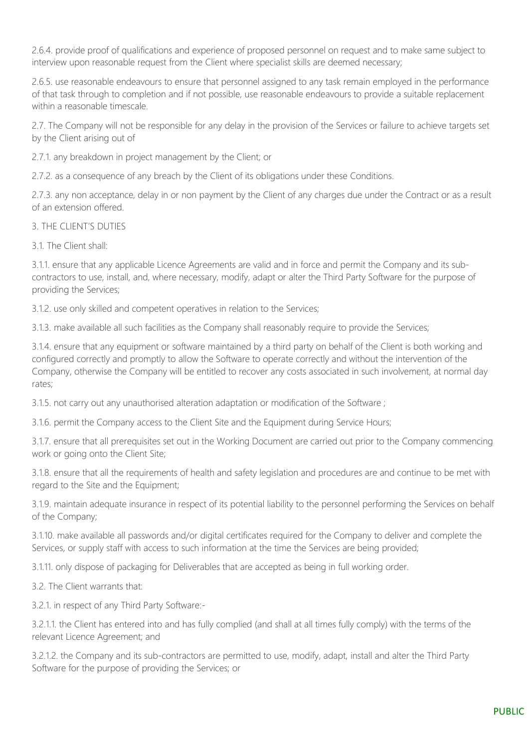2.6.4. provide proof of qualifications and experience of proposed personnel on request and to make same subject to interview upon reasonable request from the Client where specialist skills are deemed necessary;

2.6.5. use reasonable endeavours to ensure that personnel assigned to any task remain employed in the performance of that task through to completion and if not possible, use reasonable endeavours to provide a suitable replacement within a reasonable timescale.

2.7. The Company will not be responsible for any delay in the provision of the Services or failure to achieve targets set by the Client arising out of

2.7.1. any breakdown in project management by the Client; or

2.7.2. as a consequence of any breach by the Client of its obligations under these Conditions.

2.7.3. any non acceptance, delay in or non payment by the Client of any charges due under the Contract or as a result of an extension offered.

3. THE CLIENT'S DUTIES

3.1. The Client shall:

3.1.1. ensure that any applicable Licence Agreements are valid and in force and permit the Company and its sub-contractors to use, install, and, where necessary, modify, adapt or alter the Third Party Software for the purpose of providing the Services;

3.1.2. use only skilled and competent operatives in relation to the Services;

3.1.3. make available all such facilities as the Company shall reasonably require to provide the Services;

3.1.4. ensure that any equipment or software maintained by a third party on behalf of the Client is both working and configured correctly and promptly to allow the Software to operate correctly and without the intervention of the Company, otherwise the Company will be entitled to recover any costs associated in such involvement, at normal day rates;

3.1.5. not carry out any unauthorised alteration adaptation or modification of the Software ;

3.1.6. permit the Company access to the Client Site and the Equipment during Service Hours;

3.1.7. ensure that all prerequisites set out in the Working Document are carried out prior to the Company commencing work or going onto the Client Site;

3.1.8. ensure that all the requirements of health and safety legislation and procedures are and continue to be met with regard to the Site and the Equipment;

3.1.9. maintain adequate insurance in respect of its potential liability to the personnel performing the Services on behalf of the Company;

3.1.10. make available all passwords and/or digital certificates required for the Company to deliver and complete the Services, or supply staff with access to such information at the time the Services are being provided;

3.1.11. only dispose of packaging for Deliverables that are accepted as being in full working order.

3.2. The Client warrants that:

3.2.1. in respect of any Third Party Software:-

3.2.1.1. the Client has entered into and has fully complied (and shall at all times fully comply) with the terms of the relevant Licence Agreement; and

3.2.1.2. the Company and its sub-contractors are permitted to use, modify, adapt, install and alter the Third Party Software for the purpose of providing the Services; or

PUBLIC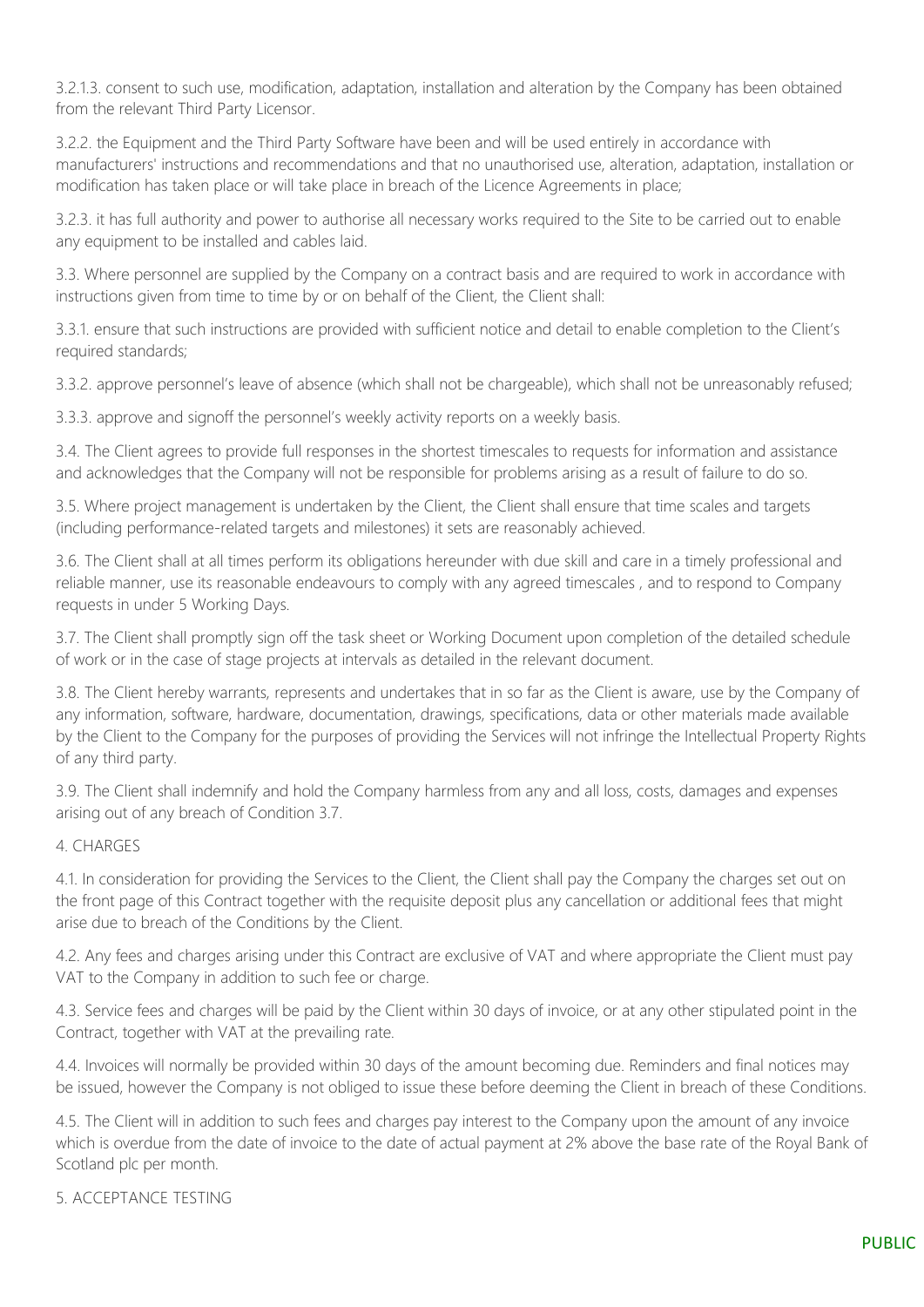3.2.1.3. consent to such use, modification, adaptation, installation and alteration by the Company has been obtained from the relevant Third Party Licensor.

3.2.2. the Equipment and the Third Party Software have been and will be used entirely in accordance with manufacturers' instructions and recommendations and that no unauthorised use, alteration, adaptation, installation or modification has taken place or will take place in breach of the Licence Agreements in place;

3.2.3. it has full authority and power to authorise all necessary works required to the Site to be carried out to enable any equipment to be installed and cables laid.

3.3. Where personnel are supplied by the Company on a contract basis and are required to work in accordance with instructions given from time to time by or on behalf of the Client, the Client shall:

3.3.1. ensure that such instructions are provided with sufficient notice and detail to enable completion to the Client's required standards;

3.3.2. approve personnel's leave of absence (which shall not be chargeable), which shall not be unreasonably refused;

3.3.3. approve and signoff the personnel's weekly activity reports on a weekly basis.

3.4. The Client agrees to provide full responses in the shortest timescales to requests for information and assistance and acknowledges that the Company will not be responsible for problems arising as a result of failure to do so.

3.5. Where project management is undertaken by the Client, the Client shall ensure that time scales and targets (including performance-related targets and milestones) it sets are reasonably achieved.

3.6. The Client shall at all times perform its obligations hereunder with due skill and care in a timely professional and reliable manner, use its reasonable endeavours to comply with any agreed timescales , and to respond to Company requests in under 5 Working Days.

3.7. The Client shall promptly sign off the task sheet or Working Document upon completion of the detailed schedule of work or in the case of stage projects at intervals as detailed in the relevant document.

3.8. The Client hereby warrants, represents and undertakes that in so far as the Client is aware, use by the Company of any information, software, hardware, documentation, drawings, specifications, data or other materials made available by the Client to the Company for the purposes of providing the Services will not infringe the Intellectual Property Rights of any third party.

3.9. The Client shall indemnify and hold the Company harmless from any and all loss, costs, damages and expenses arising out of any breach of Condition 3.7.

4. CHARGES

4.1. In consideration for providing the Services to the Client, the Client shall pay the Company the charges set out on the front page of this Contract together with the requisite deposit plus any cancellation or additional fees that might arise due to breach of the Conditions by the Client.

4.2. Any fees and charges arising under this Contract are exclusive of VAT and where appropriate the Client must pay VAT to the Company in addition to such fee or charge.

4.3. Service fees and charges will be paid by the Client within 30 days of invoice, or at any other stipulated point in the Contract, together with VAT at the prevailing rate.

4.4. Invoices will normally be provided within 30 days of the amount becoming due. Reminders and final notices may be issued, however the Company is not obliged to issue these before deeming the Client in breach of these Conditions.

4.5. The Client will in addition to such fees and charges pay interest to the Company upon the amount of any invoice which is overdue from the date of invoice to the date of actual payment at 2% above the base rate of the Royal Bank of Scotland plc per month.

5. ACCEPTANCE TESTING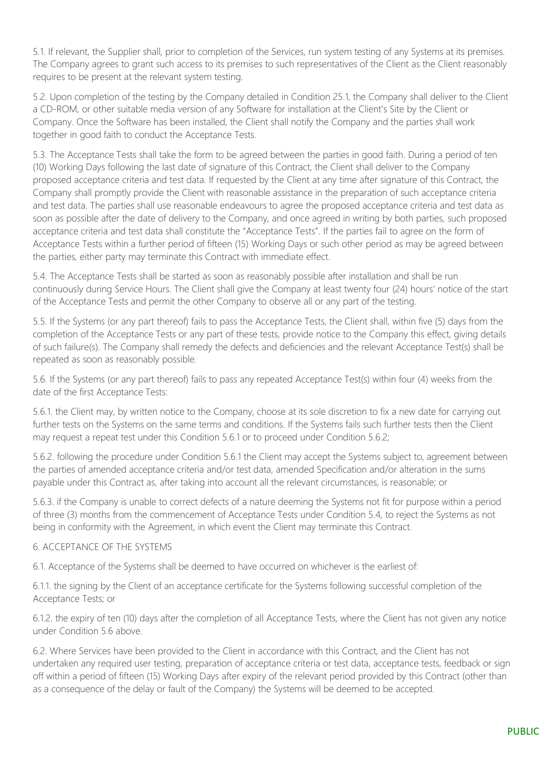5.1. If relevant, the Supplier shall, prior to completion of the Services, run system testing of any Systems at its premises. The Company agrees to grant such access to its premises to such representatives of the Client as the Client reasonably requires to be present at the relevant system testing.

5.2. Upon completion of the testing by the Company detailed in Condition 25.1, the Company shall deliver to the Client a CD-ROM, or other suitable media version of any Software for installation at the Client's Site by the Client or Company. Once the Software has been installed, the Client shall notify the Company and the parties shall work together in good faith to conduct the Acceptance Tests.

5.3. The Acceptance Tests shall take the form to be agreed between the parties in good faith. During a period of ten (10) Working Days following the last date of signature of this Contract, the Client shall deliver to the Company proposed acceptance criteria and test data. If requested by the Client at any time after signature of this Contract, the Company shall promptly provide the Client with reasonable assistance in the preparation of such acceptance criteria and test data. The parties shall use reasonable endeavours to agree the proposed acceptance criteria and test data as soon as possible after the date of delivery to the Company, and once agreed in writing by both parties, such proposed acceptance criteria and test data shall constitute the "Acceptance Tests". If the parties fail to agree on the form of Acceptance Tests within a further period of fifteen (15) Working Days or such other period as may be agreed between the parties, either party may terminate this Contract with immediate effect.

5.4. The Acceptance Tests shall be started as soon as reasonably possible after installation and shall be run continuously during Service Hours. The Client shall give the Company at least twenty four (24) hours' notice of the start of the Acceptance Tests and permit the other Company to observe all or any part of the testing.

5.5. If the Systems (or any part thereof) fails to pass the Acceptance Tests, the Client shall, within five (5) days from the completion of the Acceptance Tests or any part of these tests, provide notice to the Company this effect, giving details of such failure(s). The Company shall remedy the defects and deficiencies and the relevant Acceptance Test(s) shall be repeated as soon as reasonably possible.

5.6. If the Systems (or any part thereof) fails to pass any repeated Acceptance Test(s) within four (4) weeks from the date of the first Acceptance Tests:

5.6.1. the Client may, by written notice to the Company, choose at its sole discretion to fix a new date for carrying out further tests on the Systems on the same terms and conditions. If the Systems fails such further tests then the Client may request a repeat test under this Condition 5.6.1 or to proceed under Condition 5.6.2;

5.6.2. following the procedure under Condition 5.6.1 the Client may accept the Systems subject to, agreement between the parties of amended acceptance criteria and/or test data, amended Specification and/or alteration in the sums payable under this Contract as, after taking into account all the relevant circumstances, is reasonable; or

5.6.3. if the Company is unable to correct defects of a nature deeming the Systems not fit for purpose within a period of three (3) months from the commencement of Acceptance Tests under Condition 5.4, to reject the Systems as not being in conformity with the Agreement, in which event the Client may terminate this Contract.

6. ACCEPTANCE OF THE SYSTEMS

6.1. Acceptance of the Systems shall be deemed to have occurred on whichever is the earliest of:

6.1.1. the signing by the Client of an acceptance certificate for the Systems following successful completion of the Acceptance Tests; or

6.1.2. the expiry of ten (10) days after the completion of all Acceptance Tests, where the Client has not given any notice under Condition 5.6 above.

6.2. Where Services have been provided to the Client in accordance with this Contract, and the Client has not undertaken any required user testing, preparation of acceptance criteria or test data, acceptance tests, feedback or sign off within a period of fifteen (15) Working Days after expiry of the relevant period provided by this Contract (other than as a consequence of the delay or fault of the Company) the Systems will be deemed to be accepted.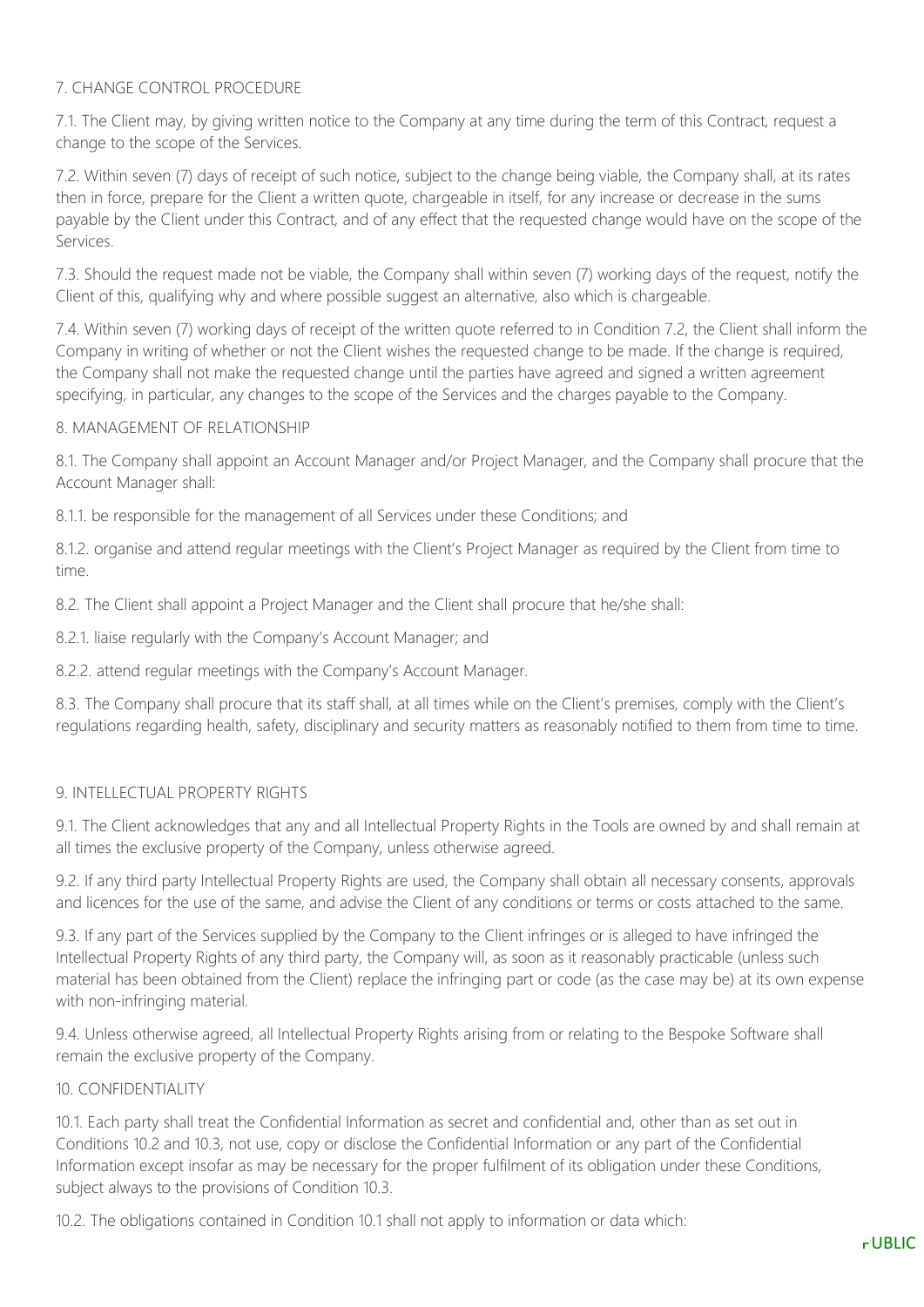## 7. CHANGE CONTROL PROCEDURE

7.1. The Client may, by giving written notice to the Company at any time during the term of this Contract, request a change to the scope of the Services.

7.2. Within seven (7) days of receipt of such notice, subject to the change being viable, the Company shall, at its rates then in force, prepare for the Client a written quote, chargeable in itself, for any increase or decrease in the sums payable by the Client under this Contract, and of any effect that the requested change would have on the scope of the Services.

7.3. Should the request made not be viable, the Company shall within seven (7) working days of the request, notify the Client of this, qualifying why and where possible suggest an alternative, also which is chargeable.

7.4. Within seven (7) working days of receipt of the written quote referred to in Condition 7.2, the Client shall inform the Company in writing of whether or not the Client wishes the requested change to be made. If the change is required, the Company shall not make the requested change until the parties have agreed and signed a written agreement specifying, in particular, any changes to the scope of the Services and the charges payable to the Company.

## 8. MANAGEMENT OF RELATIONSHIP

8.1. The Company shall appoint an Account Manager and/or Project Manager, and the Company shall procure that the Account Manager shall:

8.1.1. be responsible for the management of all Services under these Conditions; and

8.1.2. organise and attend regular meetings with the Client's Project Manager as required by the Client from time to time.

8.2. The Client shall appoint a Project Manager and the Client shall procure that he/she shall:

8.2.1. liaise regularly with the Company's Account Manager; and

8.2.2. attend regular meetings with the Company's Account Manager.

8.3. The Company shall procure that its staff shall, at all times while on the Client's premises, comply with the Client's regulations regarding health, safety, disciplinary and security matters as reasonably notified to them from time to time.

## 9. INTELLECTUAL PROPERTY RIGHTS

9.1. The Client acknowledges that any and all Intellectual Property Rights in the Tools are owned by and shall remain at all times the exclusive property of the Company, unless otherwise agreed.

9.2. If any third party Intellectual Property Rights are used, the Company shall obtain all necessary consents, approvals and licences for the use of the same, and advise the Client of any conditions or terms or costs attached to the same.

9.3. If any part of the Services supplied by the Company to the Client infringes or is alleged to have infringed the Intellectual Property Rights of any third party, the Company will, as soon as it reasonably practicable (unless such material has been obtained from the Client) replace the infringing part or code (as the case may be) at its own expense with non-infringing material.

9.4. Unless otherwise agreed, all Intellectual Property Rights arising from or relating to the Bespoke Software shall remain the exclusive property of the Company.

## 10. CONFIDENTIALITY

10.1. Each party shall treat the Confidential Information as secret and confidential and, other than as set out in Conditions 10.2 and 10.3, not use, copy or disclose the Confidential Information or any part of the Confidential Information except insofar as may be necessary for the proper fulfilment of its obligation under these Conditions, subject always to the provisions of Condition 10.3.

10.2. The obligations contained in Condition 10.1 shall not apply to information or data which: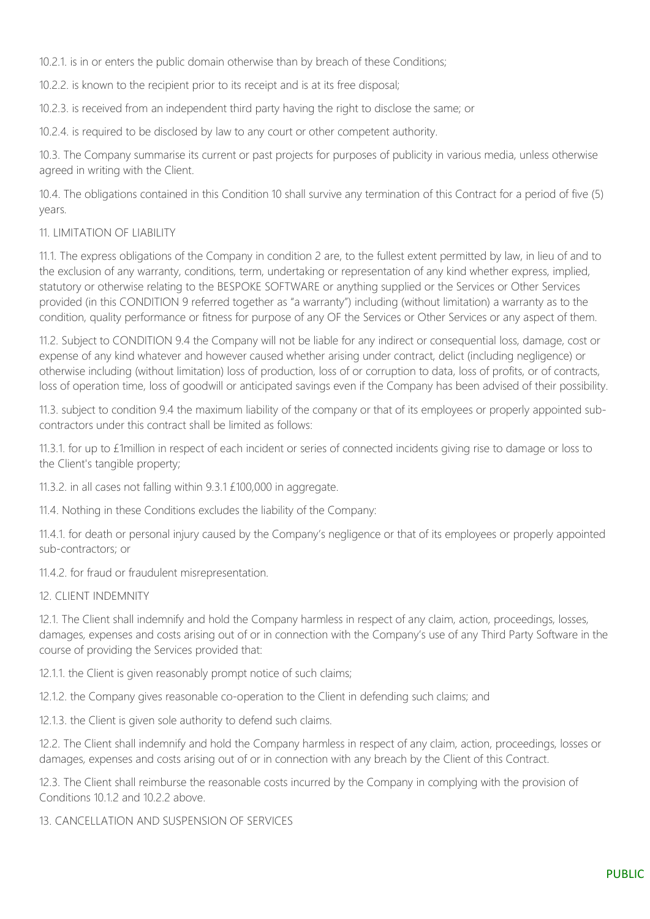10.2.1. is in or enters the public domain otherwise than by breach of these Conditions;

10.2.2. is known to the recipient prior to its receipt and is at its free disposal;

10.2.3. is received from an independent third party having the right to disclose the same; or

10.2.4. is required to be disclosed by law to any court or other competent authority.

10.3. The Company summarise its current or past projects for purposes of publicity in various media, unless otherwise agreed in writing with the Client.

10.4. The obligations contained in this Condition 10 shall survive any termination of this Contract for a period of five (5) years.

11. LIMITATION OF LIABILITY

11.1. The express obligations of the Company in condition 2 are, to the fullest extent permitted by law, in lieu of and to the exclusion of any warranty, conditions, term, undertaking or representation of any kind whether express, implied, statutory or otherwise relating to the BESPOKE SOFTWARE or anything supplied or the Services or Other Services provided (in this CONDITION 9 referred together as "a warranty") including (without limitation) a warranty as to the condition, quality performance or fitness for purpose of any OF the Services or Other Services or any aspect of them.

11.2. Subject to CONDITION 9.4 the Company will not be liable for any indirect or consequential loss, damage, cost or expense of any kind whatever and however caused whether arising under contract, delict (including negligence) or otherwise including (without limitation) loss of production, loss of or corruption to data, loss of profits, or of contracts, loss of operation time, loss of goodwill or anticipated savings even if the Company has been advised of their possibility.

11.3. subject to condition 9.4 the maximum liability of the company or that of its employees or properly appointed sub-contractors under this contract shall be limited as follows:

11.3.1. for up to £1million in respect of each incident or series of connected incidents giving rise to damage or loss to the Client's tangible property;

11.3.2. in all cases not falling within 9.3.1 £100,000 in aggregate.

11.4. Nothing in these Conditions excludes the liability of the Company:

11.4.1. for death or personal injury caused by the Company's negligence or that of its employees or properly appointed sub-contractors; or

11.4.2. for fraud or fraudulent misrepresentation.

12. CLIENT INDEMNITY

12.1. The Client shall indemnify and hold the Company harmless in respect of any claim, action, proceedings, losses, damages, expenses and costs arising out of or in connection with the Company's use of any Third Party Software in the course of providing the Services provided that:

12.1.1. the Client is given reasonably prompt notice of such claims;

12.1.2. the Company gives reasonable co-operation to the Client in defending such claims; and

12.1.3. the Client is given sole authority to defend such claims.

12.2. The Client shall indemnify and hold the Company harmless in respect of any claim, action, proceedings, losses or damages, expenses and costs arising out of or in connection with any breach by the Client of this Contract.

12.3. The Client shall reimburse the reasonable costs incurred by the Company in complying with the provision of Conditions 10.1.2 and 10.2.2 above.

13. CANCELLATION AND SUSPENSION OF SERVICES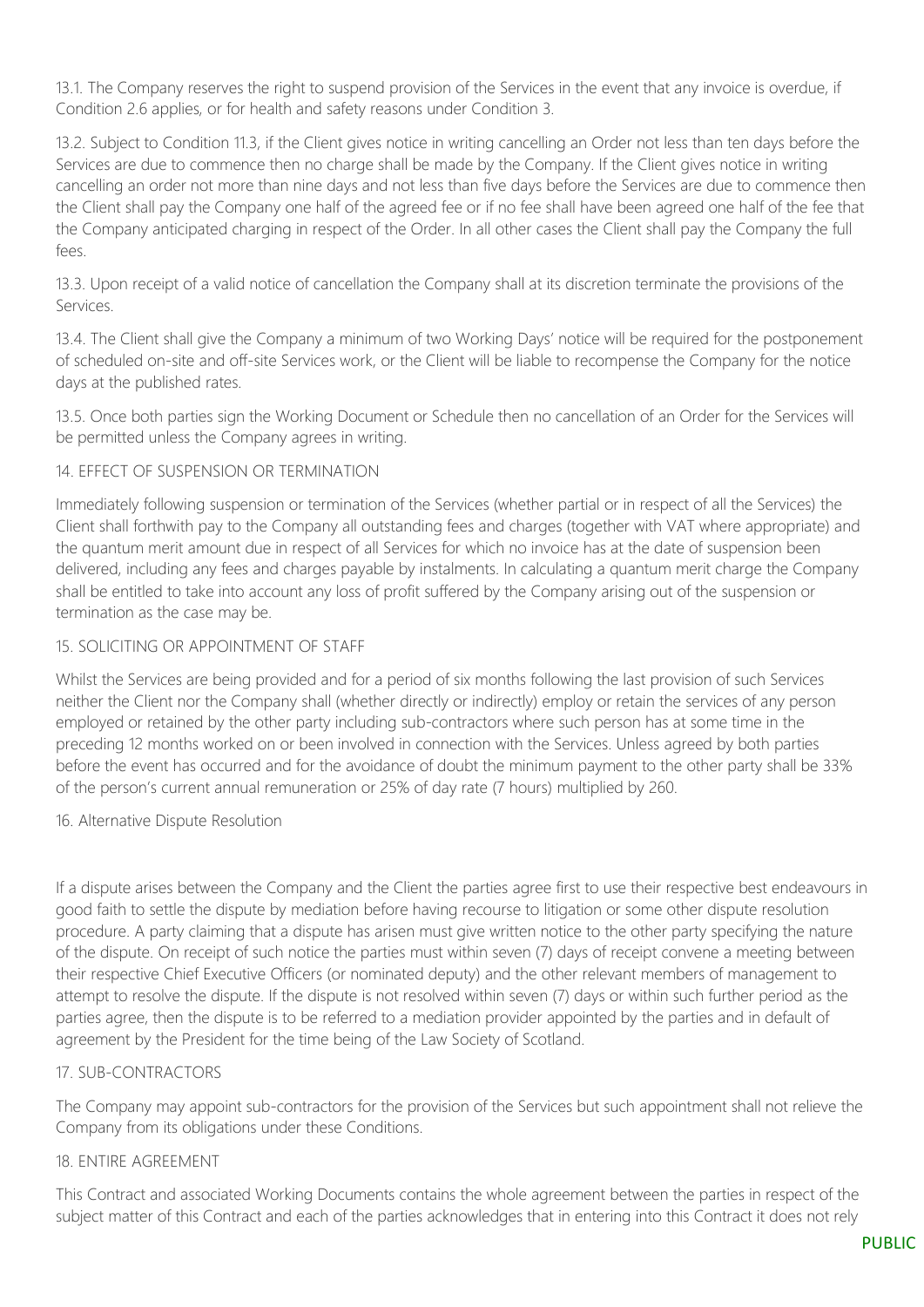13.1. The Company reserves the right to suspend provision of the Services in the event that any invoice is overdue, if Condition 2.6 applies, or for health and safety reasons under Condition 3.

13.2. Subject to Condition 11.3, if the Client gives notice in writing cancelling an Order not less than ten days before the Services are due to commence then no charge shall be made by the Company. If the Client gives notice in writing cancelling an order not more than nine days and not less than five days before the Services are due to commence then the Client shall pay the Company one half of the agreed fee or if no fee shall have been agreed one half of the fee that the Company anticipated charging in respect of the Order. In all other cases the Client shall pay the Company the full fees.

13.3. Upon receipt of a valid notice of cancellation the Company shall at its discretion terminate the provisions of the Services.

13.4. The Client shall give the Company a minimum of two Working Days' notice will be required for the postponement of scheduled on-site and off-site Services work, or the Client will be liable to recompense the Company for the notice days at the published rates.

13.5. Once both parties sign the Working Document or Schedule then no cancellation of an Order for the Services will be permitted unless the Company agrees in writing.

## 14. EFFECT OF SUSPENSION OR TERMINATION

Immediately following suspension or termination of the Services (whether partial or in respect of all the Services) the Client shall forthwith pay to the Company all outstanding fees and charges (together with VAT where appropriate) and the quantum merit amount due in respect of all Services for which no invoice has at the date of suspension been delivered, including any fees and charges payable by instalments. In calculating a quantum merit charge the Company shall be entitled to take into account any loss of profit suffered by the Company arising out of the suspension or termination as the case may be.

## 15. SOLICITING OR APPOINTMENT OF STAFF

Whilst the Services are being provided and for a period of six months following the last provision of such Services neither the Client nor the Company shall (whether directly or indirectly) employ or retain the services of any person employed or retained by the other party including sub-contractors where such person has at some time in the preceding 12 months worked on or been involved in connection with the Services. Unless agreed by both parties before the event has occurred and for the avoidance of doubt the minimum payment to the other party shall be 33% of the person's current annual remuneration or 25% of day rate (7 hours) multiplied by 260.

## 16. Alternative Dispute Resolution

If a dispute arises between the Company and the Client the parties agree first to use their respective best endeavours in good faith to settle the dispute by mediation before having recourse to litigation or some other dispute resolution procedure. A party claiming that a dispute has arisen must give written notice to the other party specifying the nature of the dispute. On receipt of such notice the parties must within seven (7) days of receipt convene a meeting between their respective Chief Executive Officers (or nominated deputy) and the other relevant members of management to attempt to resolve the dispute. If the dispute is not resolved within seven (7) days or within such further period as the parties agree, then the dispute is to be referred to a mediation provider appointed by the parties and in default of agreement by the President for the time being of the Law Society of Scotland.

## 17. SUB-CONTRACTORS

The Company may appoint sub-contractors for the provision of the Services but such appointment shall not relieve the Company from its obligations under these Conditions.

## 18. ENTIRE AGREEMENT

This Contract and associated Working Documents contains the whole agreement between the parties in respect of the subject matter of this Contract and each of the parties acknowledges that in entering into this Contract it does not rely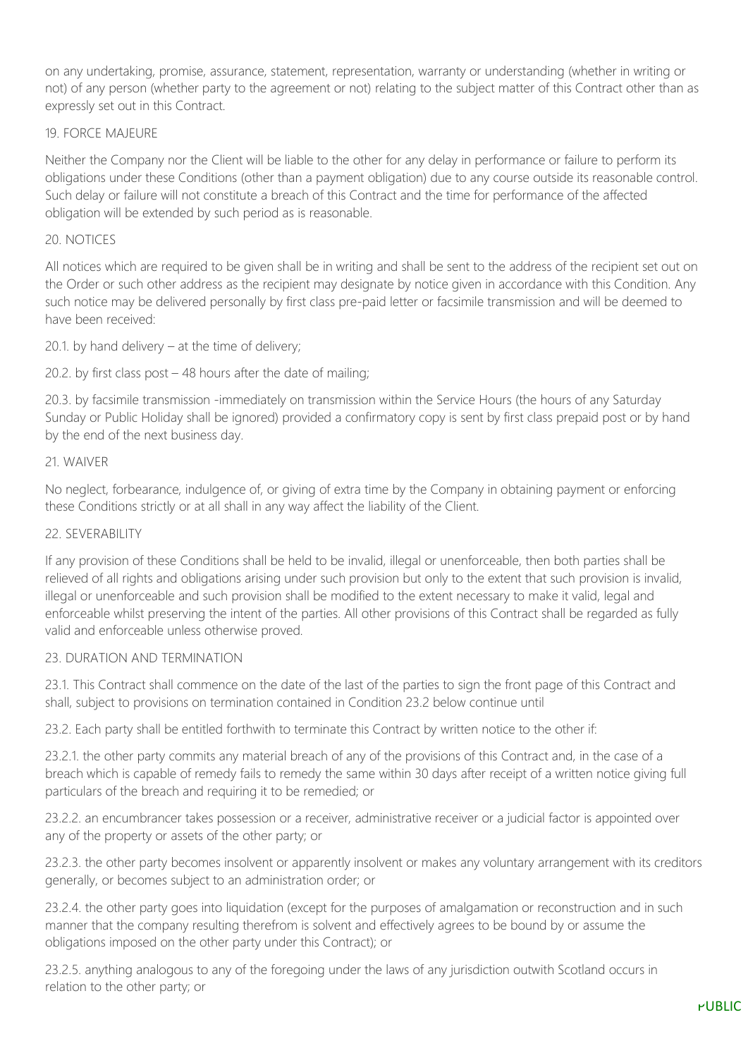on any undertaking, promise, assurance, statement, representation, warranty or understanding (whether in writing or not) of any person (whether party to the agreement or not) relating to the subject matter of this Contract other than as expressly set out in this Contract.

19. FORCE MAJEURE

Neither the Company nor the Client will be liable to the other for any delay in performance or failure to perform its obligations under these Conditions (other than a payment obligation) due to any course outside its reasonable control. Such delay or failure will not constitute a breach of this Contract and the time for performance of the affected obligation will be extended by such period as is reasonable.

20. NOTICES

All notices which are required to be given shall be in writing and shall be sent to the address of the recipient set out on the Order or such other address as the recipient may designate by notice given in accordance with this Condition. Any such notice may be delivered personally by first class pre-paid letter or facsimile transmission and will be deemed to have been received:

20.1. by hand delivery – at the time of delivery;

20.2. by first class post – 48 hours after the date of mailing;

20.3. by facsimile transmission -immediately on transmission within the Service Hours (the hours of any Saturday Sunday or Public Holiday shall be ignored) provided a confirmatory copy is sent by first class prepaid post or by hand by the end of the next business day.

21. WAIVER

No neglect, forbearance, indulgence of, or giving of extra time by the Company in obtaining payment or enforcing these Conditions strictly or at all shall in any way affect the liability of the Client.

22. SEVERABILITY

If any provision of these Conditions shall be held to be invalid, illegal or unenforceable, then both parties shall be relieved of all rights and obligations arising under such provision but only to the extent that such provision is invalid, illegal or unenforceable and such provision shall be modified to the extent necessary to make it valid, legal and enforceable whilst preserving the intent of the parties. All other provisions of this Contract shall be regarded as fully valid and enforceable unless otherwise proved.

23. DURATION AND TERMINATION

23.1. This Contract shall commence on the date of the last of the parties to sign the front page of this Contract and shall, subject to provisions on termination contained in Condition 23.2 below continue until

23.2. Each party shall be entitled forthwith to terminate this Contract by written notice to the other if:

23.2.1. the other party commits any material breach of any of the provisions of this Contract and, in the case of a breach which is capable of remedy fails to remedy the same within 30 days after receipt of a written notice giving full particulars of the breach and requiring it to be remedied; or

23.2.2. an encumbrancer takes possession or a receiver, administrative receiver or a judicial factor is appointed over any of the property or assets of the other party; or

23.2.3. the other party becomes insolvent or apparently insolvent or makes any voluntary arrangement with its creditors generally, or becomes subject to an administration order; or

23.2.4. the other party goes into liquidation (except for the purposes of amalgamation or reconstruction and in such manner that the company resulting therefrom is solvent and effectively agrees to be bound by or assume the obligations imposed on the other party under this Contract); or

23.2.5. anything analogous to any of the foregoing under the laws of any jurisdiction outwith Scotland occurs in relation to the other party; or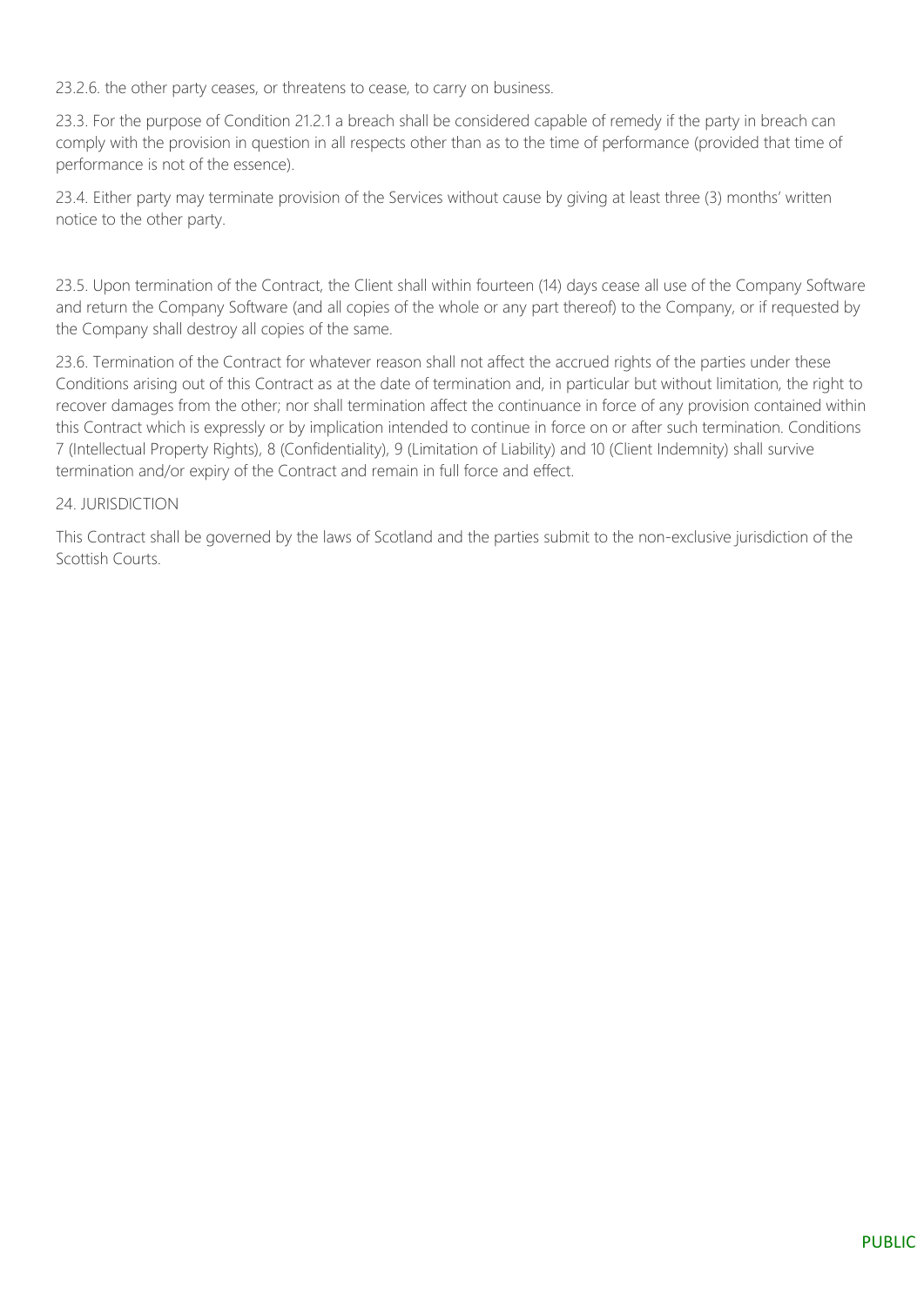23.2.6. the other party ceases, or threatens to cease, to carry on business.

23.3. For the purpose of Condition 21.2.1 a breach shall be considered capable of remedy if the party in breach can comply with the provision in question in all respects other than as to the time of performance (provided that time of performance is not of the essence).

23.4. Either party may terminate provision of the Services without cause by giving at least three (3) months' written notice to the other party.

23.5. Upon termination of the Contract, the Client shall within fourteen (14) days cease all use of the Company Software and return the Company Software (and all copies of the whole or any part thereof) to the Company, or if requested by the Company shall destroy all copies of the same.

23.6. Termination of the Contract for whatever reason shall not affect the accrued rights of the parties under these Conditions arising out of this Contract as at the date of termination and, in particular but without limitation, the right to recover damages from the other; nor shall termination affect the continuance in force of any provision contained within this Contract which is expressly or by implication intended to continue in force on or after such termination. Conditions 7 (Intellectual Property Rights), 8 (Confidentiality), 9 (Limitation of Liability) and 10 (Client Indemnity) shall survive termination and/or expiry of the Contract and remain in full force and effect.

24. JURISDICTION

This Contract shall be governed by the laws of Scotland and the parties submit to the non-exclusive jurisdiction of the Scottish Courts.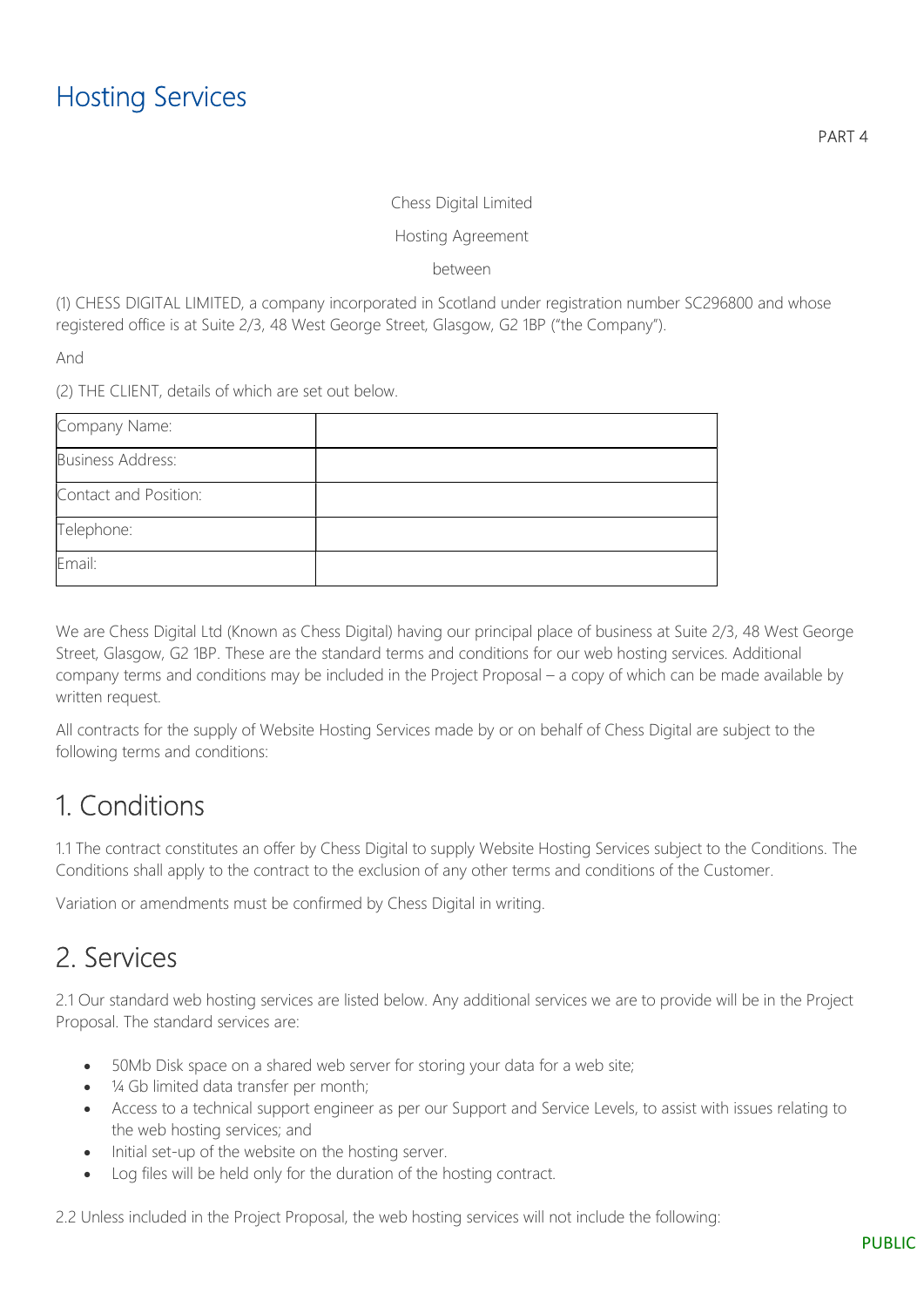# Hosting Services

PART 4

Chess Digital Limited

Hosting Agreement

between

(1) CHESS DIGITAL LIMITED, a company incorporated in Scotland under registration number SC296800 and whose registered office is at Suite 2/3, 48 West George Street, Glasgow, G2 1BP ("the Company").

And

(2) THE CLIENT, details of which are set out below.

| Company Name: | |
|---|---|
| Business Address: | |
| Contact and Position: | |
| Telephone: | |
| Email: | |

We are Chess Digital Ltd (Known as Chess Digital) having our principal place of business at Suite 2/3, 48 West George Street, Glasgow, G2 1BP. These are the standard terms and conditions for our web hosting services. Additional company terms and conditions may be included in the Project Proposal – a copy of which can be made available by written request.

All contracts for the supply of Website Hosting Services made by or on behalf of Chess Digital are subject to the following terms and conditions:

## 1. Conditions

1.1 The contract constitutes an offer by Chess Digital to supply Website Hosting Services subject to the Conditions. The Conditions shall apply to the contract to the exclusion of any other terms and conditions of the Customer.

Variation or amendments must be confirmed by Chess Digital in writing.

## 2. Services

2.1 Our standard web hosting services are listed below. Any additional services we are to provide will be in the Project Proposal. The standard services are:

- 50Mb Disk space on a shared web server for storing your data for a web site;
- ¼ Gb limited data transfer per month;
- Access to a technical support engineer as per our Support and Service Levels, to assist with issues relating to the web hosting services; and
- Initial set-up of the website on the hosting server.
- Log files will be held only for the duration of the hosting contract.

2.2 Unless included in the Project Proposal, the web hosting services will not include the following: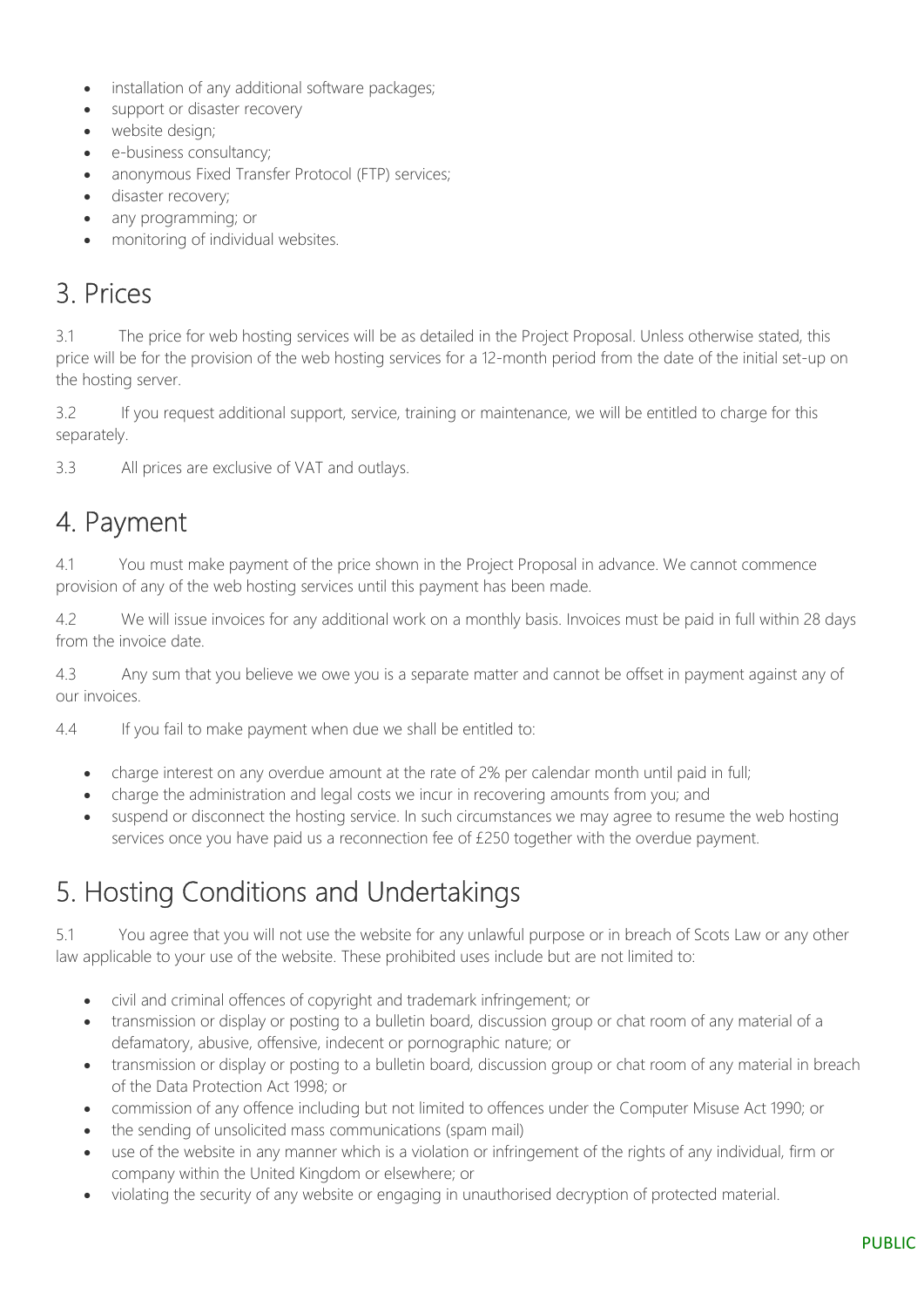- installation of any additional software packages;
- support or disaster recovery
- website design;
- e-business consultancy;
- anonymous Fixed Transfer Protocol (FTP) services;
- disaster recovery;
- any programming; or
- monitoring of individual websites.

## 3. Prices

3.1 The price for web hosting services will be as detailed in the Project Proposal. Unless otherwise stated, this price will be for the provision of the web hosting services for a 12-month period from the date of the initial set-up on the hosting server.

3.2 If you request additional support, service, training or maintenance, we will be entitled to charge for this separately.

3.3 All prices are exclusive of VAT and outlays.

## 4. Payment

4.1 You must make payment of the price shown in the Project Proposal in advance. We cannot commence provision of any of the web hosting services until this payment has been made.

4.2 We will issue invoices for any additional work on a monthly basis. Invoices must be paid in full within 28 days from the invoice date.

4.3 Any sum that you believe we owe you is a separate matter and cannot be offset in payment against any of our invoices.

4.4 If you fail to make payment when due we shall be entitled to:

- charge interest on any overdue amount at the rate of 2% per calendar month until paid in full;
- charge the administration and legal costs we incur in recovering amounts from you; and
- suspend or disconnect the hosting service. In such circumstances we may agree to resume the web hosting services once you have paid us a reconnection fee of £250 together with the overdue payment.

## 5. Hosting Conditions and Undertakings

5.1 You agree that you will not use the website for any unlawful purpose or in breach of Scots Law or any other law applicable to your use of the website. These prohibited uses include but are not limited to:

- civil and criminal offences of copyright and trademark infringement; or
- transmission or display or posting to a bulletin board, discussion group or chat room of any material of a defamatory, abusive, offensive, indecent or pornographic nature; or
- transmission or display or posting to a bulletin board, discussion group or chat room of any material in breach of the Data Protection Act 1998; or
- commission of any offence including but not limited to offences under the Computer Misuse Act 1990; or
- the sending of unsolicited mass communications (spam mail)
- use of the website in any manner which is a violation or infringement of the rights of any individual, firm or company within the United Kingdom or elsewhere; or
- violating the security of any website or engaging in unauthorised decryption of protected material.

PUBLIC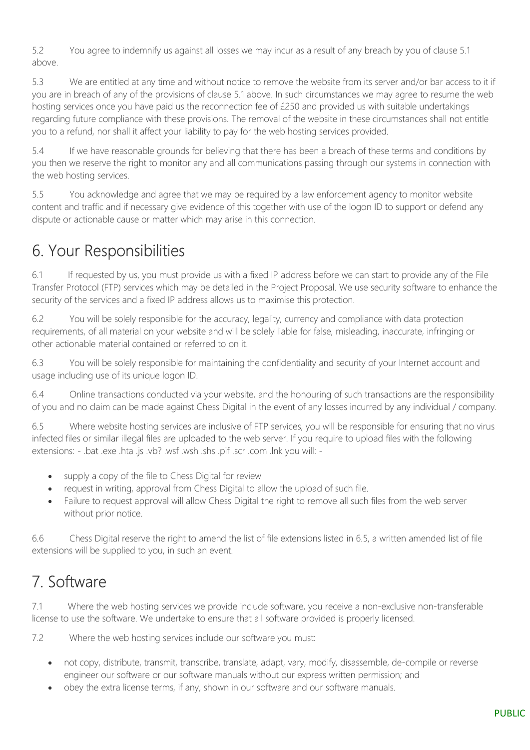5.2 You agree to indemnify us against all losses we may incur as a result of any breach by you of clause 5.1 above.

5.3 We are entitled at any time and without notice to remove the website from its server and/or bar access to it if you are in breach of any of the provisions of clause 5.1 above. In such circumstances we may agree to resume the web hosting services once you have paid us the reconnection fee of £250 and provided us with suitable undertakings regarding future compliance with these provisions. The removal of the website in these circumstances shall not entitle you to a refund, nor shall it affect your liability to pay for the web hosting services provided.

5.4 If we have reasonable grounds for believing that there has been a breach of these terms and conditions by you then we reserve the right to monitor any and all communications passing through our systems in connection with the web hosting services.

5.5 You acknowledge and agree that we may be required by a law enforcement agency to monitor website content and traffic and if necessary give evidence of this together with use of the logon ID to support or defend any dispute or actionable cause or matter which may arise in this connection.

## 6. Your Responsibilities

6.1 If requested by us, you must provide us with a fixed IP address before we can start to provide any of the File Transfer Protocol (FTP) services which may be detailed in the Project Proposal. We use security software to enhance the security of the services and a fixed IP address allows us to maximise this protection.

6.2 You will be solely responsible for the accuracy, legality, currency and compliance with data protection requirements, of all material on your website and will be solely liable for false, misleading, inaccurate, infringing or other actionable material contained or referred to on it.

6.3 You will be solely responsible for maintaining the confidentiality and security of your Internet account and usage including use of its unique logon ID.

6.4 Online transactions conducted via your website, and the honouring of such transactions are the responsibility of you and no claim can be made against Chess Digital in the event of any losses incurred by any individual / company.

6.5 Where website hosting services are inclusive of FTP services, you will be responsible for ensuring that no virus infected files or similar illegal files are uploaded to the web server. If you require to upload files with the following extensions: - .bat .exe .hta .js .vb? .wsf .wsh .shs .pif .scr .com .lnk you will: -

- supply a copy of the file to Chess Digital for review
- request in writing, approval from Chess Digital to allow the upload of such file.
- Failure to request approval will allow Chess Digital the right to remove all such files from the web server without prior notice.

6.6 Chess Digital reserve the right to amend the list of file extensions listed in 6.5, a written amended list of file extensions will be supplied to you, in such an event.

## 7. Software

7.1 Where the web hosting services we provide include software, you receive a non-exclusive non-transferable license to use the software. We undertake to ensure that all software provided is properly licensed.

7.2 Where the web hosting services include our software you must:

- not copy, distribute, transmit, transcribe, translate, adapt, vary, modify, disassemble, de-compile or reverse engineer our software or our software manuals without our express written permission; and
- obey the extra license terms, if any, shown in our software and our software manuals.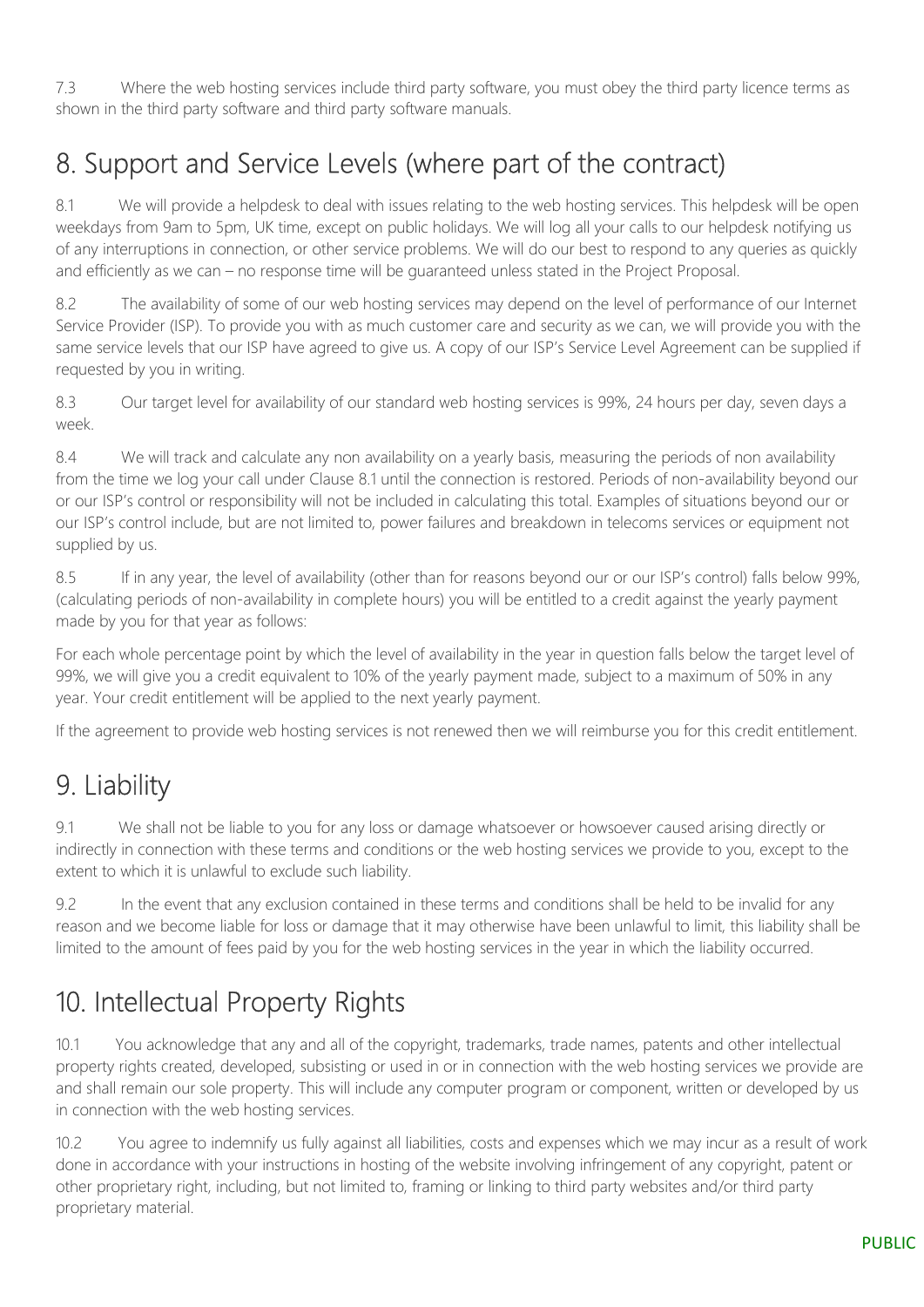7.3 Where the web hosting services include third party software, you must obey the third party licence terms as shown in the third party software and third party software manuals.

## 8. Support and Service Levels (where part of the contract)

8.1 We will provide a helpdesk to deal with issues relating to the web hosting services. This helpdesk will be open weekdays from 9am to 5pm, UK time, except on public holidays. We will log all your calls to our helpdesk notifying us of any interruptions in connection, or other service problems. We will do our best to respond to any queries as quickly and efficiently as we can – no response time will be guaranteed unless stated in the Project Proposal.

8.2 The availability of some of our web hosting services may depend on the level of performance of our Internet Service Provider (ISP). To provide you with as much customer care and security as we can, we will provide you with the same service levels that our ISP have agreed to give us. A copy of our ISP's Service Level Agreement can be supplied if requested by you in writing.

8.3 Our target level for availability of our standard web hosting services is 99%, 24 hours per day, seven days a week.

8.4 We will track and calculate any non availability on a yearly basis, measuring the periods of non availability from the time we log your call under Clause 8.1 until the connection is restored. Periods of non-availability beyond our or our ISP's control or responsibility will not be included in calculating this total. Examples of situations beyond our or our ISP's control include, but are not limited to, power failures and breakdown in telecoms services or equipment not supplied by us.

8.5 If in any year, the level of availability (other than for reasons beyond our or our ISP's control) falls below 99%, (calculating periods of non-availability in complete hours) you will be entitled to a credit against the yearly payment made by you for that year as follows:

For each whole percentage point by which the level of availability in the year in question falls below the target level of 99%, we will give you a credit equivalent to 10% of the yearly payment made, subject to a maximum of 50% in any year. Your credit entitlement will be applied to the next yearly payment.

If the agreement to provide web hosting services is not renewed then we will reimburse you for this credit entitlement.

## 9. Liability

9.1 We shall not be liable to you for any loss or damage whatsoever or howsoever caused arising directly or indirectly in connection with these terms and conditions or the web hosting services we provide to you, except to the extent to which it is unlawful to exclude such liability.

9.2 In the event that any exclusion contained in these terms and conditions shall be held to be invalid for any reason and we become liable for loss or damage that it may otherwise have been unlawful to limit, this liability shall be limited to the amount of fees paid by you for the web hosting services in the year in which the liability occurred.

## 10. Intellectual Property Rights

10.1 You acknowledge that any and all of the copyright, trademarks, trade names, patents and other intellectual property rights created, developed, subsisting or used in or in connection with the web hosting services we provide are and shall remain our sole property. This will include any computer program or component, written or developed by us in connection with the web hosting services.

10.2 You agree to indemnify us fully against all liabilities, costs and expenses which we may incur as a result of work done in accordance with your instructions in hosting of the website involving infringement of any copyright, patent or other proprietary right, including, but not limited to, framing or linking to third party websites and/or third party proprietary material.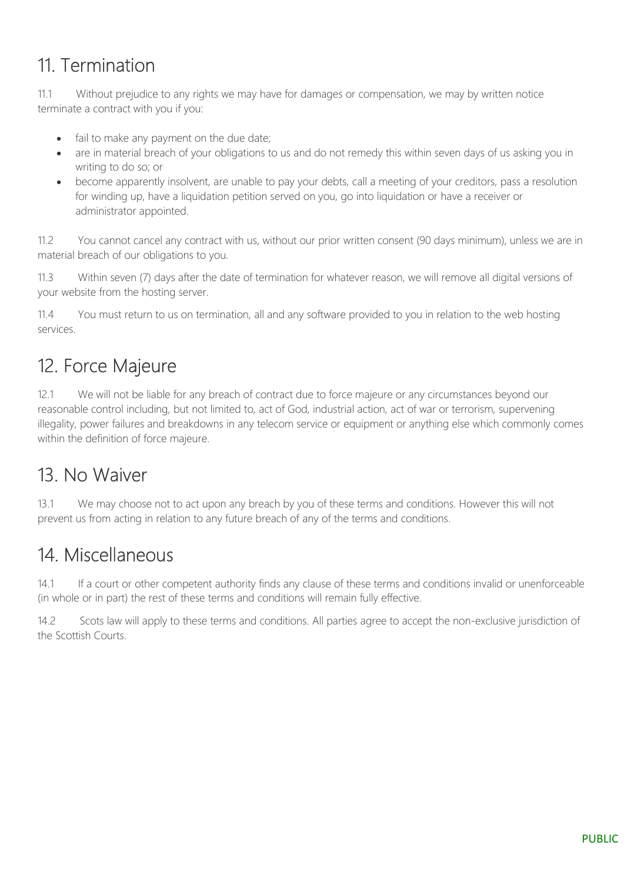## 11. Termination

11.1 Without prejudice to any rights we may have for damages or compensation, we may by written notice terminate a contract with you if you:

- fail to make any payment on the due date;
- are in material breach of your obligations to us and do not remedy this within seven days of us asking you in writing to do so; or
- become apparently insolvent, are unable to pay your debts, call a meeting of your creditors, pass a resolution for winding up, have a liquidation petition served on you, go into liquidation or have a receiver or administrator appointed.

11.2 You cannot cancel any contract with us, without our prior written consent (90 days minimum), unless we are in material breach of our obligations to you.

11.3 Within seven (7) days after the date of termination for whatever reason, we will remove all digital versions of your website from the hosting server.

11.4 You must return to us on termination, all and any software provided to you in relation to the web hosting services.

## 12. Force Majeure

12.1 We will not be liable for any breach of contract due to force majeure or any circumstances beyond our reasonable control including, but not limited to, act of God, industrial action, act of war or terrorism, supervening illegality, power failures and breakdowns in any telecom service or equipment or anything else which commonly comes within the definition of force majeure.

## 13. No Waiver

13.1 We may choose not to act upon any breach by you of these terms and conditions. However this will not prevent us from acting in relation to any future breach of any of the terms and conditions.

## 14. Miscellaneous

14.1 If a court or other competent authority finds any clause of these terms and conditions invalid or unenforceable (in whole or in part) the rest of these terms and conditions will remain fully effective.

14.2 Scots law will apply to these terms and conditions. All parties agree to accept the non-exclusive jurisdiction of the Scottish Courts.